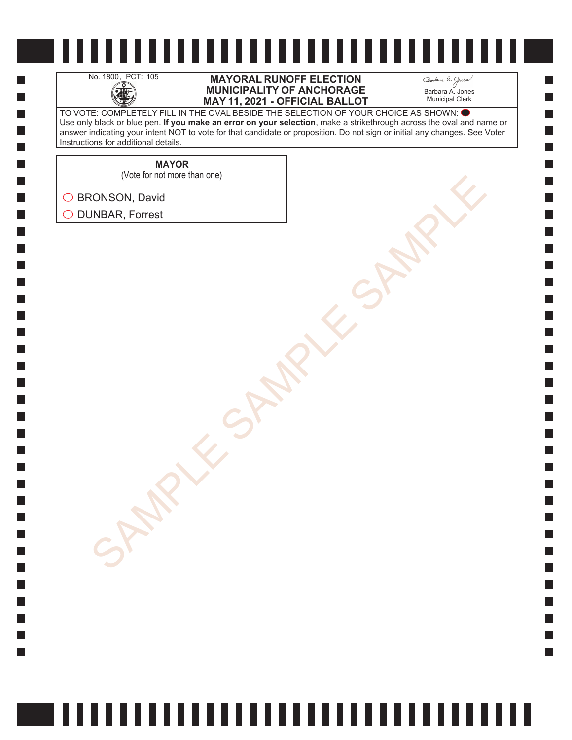No. 1800, PCT: 105

# MAYORAL RUNOFF ELECTION
# MUNICIPALITY OF ANCHORAGE
# MAY 11, 2021 - OFFICIAL BALLOT

Barbara A. Jones
Municipal Clerk

TO VOTE: COMPLETELY FILL IN THE OVAL BESIDE THE SELECTION OF YOUR CHOICE AS SHOWN: ⬤
Use only black or blue pen. **If you make an error on your selection**, make a strikethrough across the oval and name or answer indicating your intent NOT to vote for that candidate or proposition. Do not sign or initial any changes. See Voter Instructions for additional details.

**MAYOR**
(Vote for not more than one)

◯ BRONSON, David

◯ DUNBAR, Forrest

SAMPLE SAMPLE SAMPLE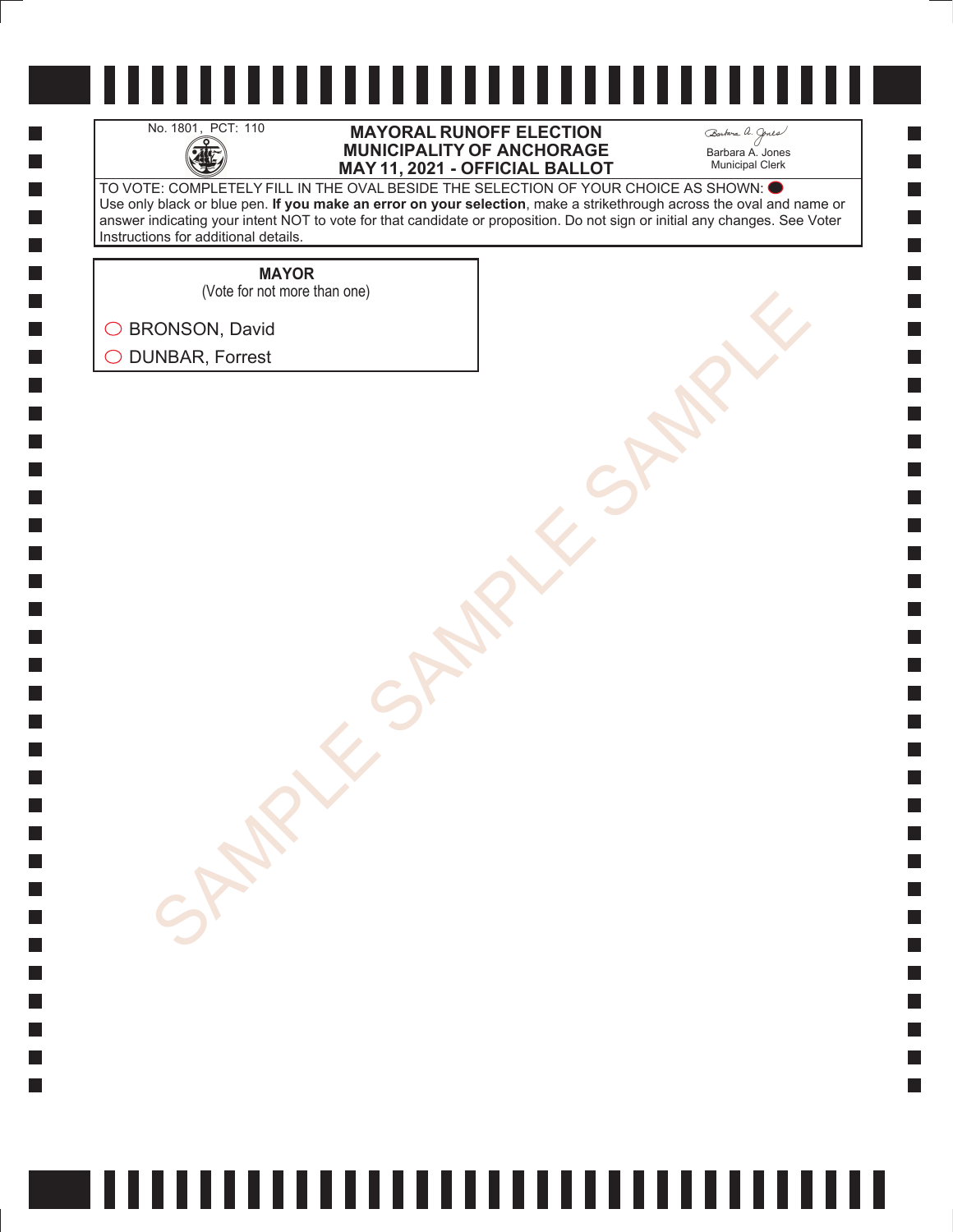No. 1801, PCT: 110

# MAYORAL RUNOFF ELECTION
# MUNICIPALITY OF ANCHORAGE
# MAY 11, 2021 - OFFICIAL BALLOT

Barbara A. Jones
Municipal Clerk

TO VOTE: COMPLETELY FILL IN THE OVAL BESIDE THE SELECTION OF YOUR CHOICE AS SHOWN: ⬬
Use only black or blue pen. **If you make an error on your selection**, make a strikethrough across the oval and name or answer indicating your intent NOT to vote for that candidate or proposition. Do not sign or initial any changes. See Voter Instructions for additional details.

**MAYOR**
(Vote for not more than one)

- ◯ BRONSON, David
- ◯ DUNBAR, Forrest

SAMPLE SAMPLE SAMPLE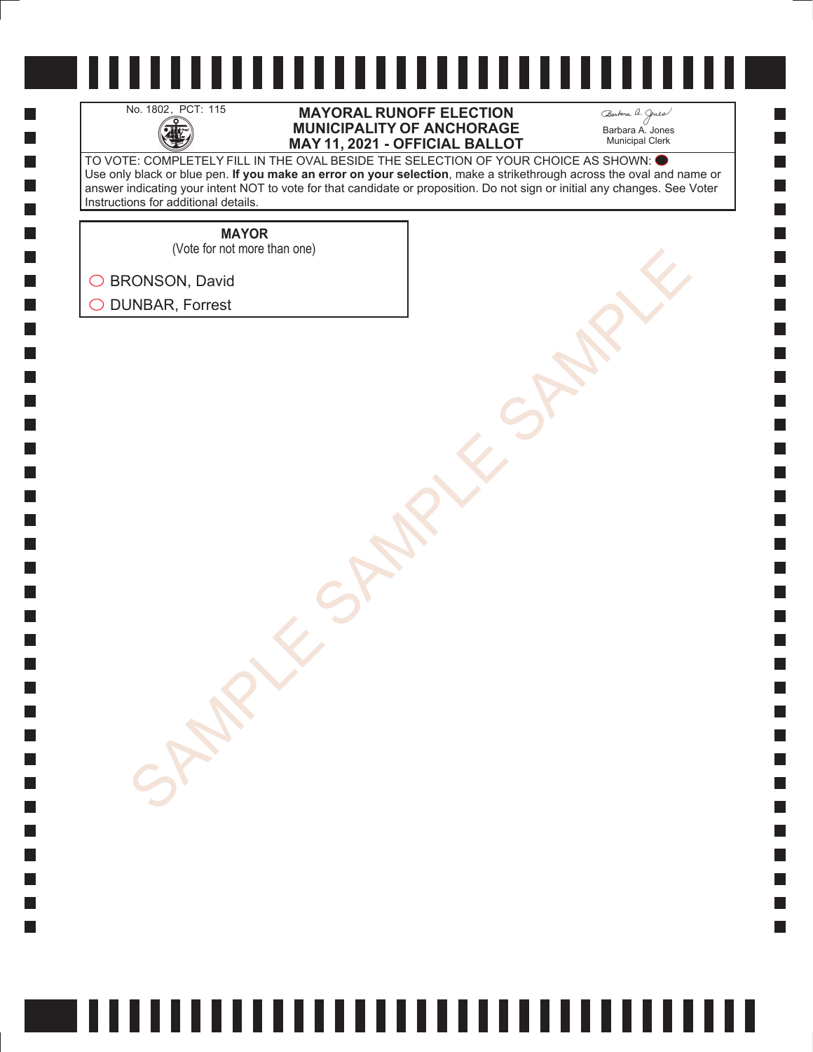No. 1802, PCT: 115

# MAYORAL RUNOFF ELECTION
# MUNICIPALITY OF ANCHORAGE
# MAY 11, 2021 - OFFICIAL BALLOT

Barbara A. Jones
Municipal Clerk

TO VOTE: COMPLETELY FILL IN THE OVAL BESIDE THE SELECTION OF YOUR CHOICE AS SHOWN: ⬤
Use only black or blue pen. **If you make an error on your selection**, make a strikethrough across the oval and name or answer indicating your intent NOT to vote for that candidate or proposition. Do not sign or initial any changes. See Voter Instructions for additional details.

## MAYOR
(Vote for not more than one)

- ◯ BRONSON, David
- ◯ DUNBAR, Forrest

SAMPLE SAMPLE SAMPLE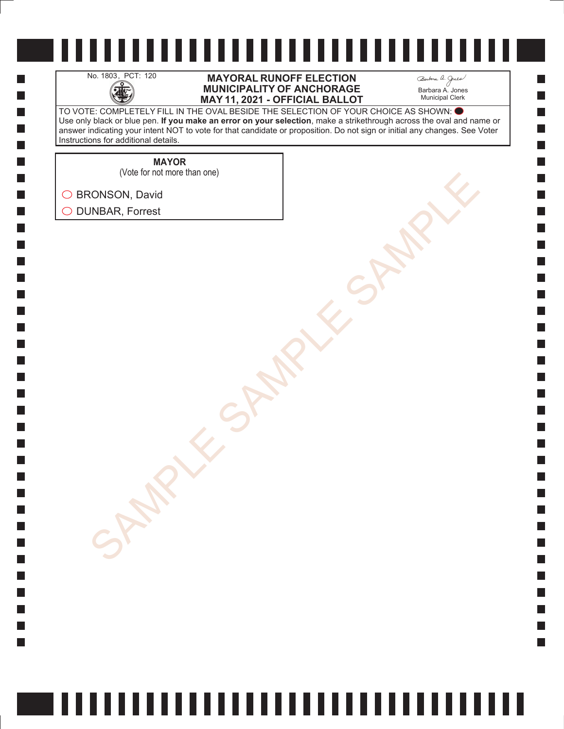No. 1803, PCT: 120

# MAYORAL RUNOFF ELECTION
# MUNICIPALITY OF ANCHORAGE
# MAY 11, 2021 - OFFICIAL BALLOT

Barbara A. Jones
Municipal Clerk

TO VOTE: COMPLETELY FILL IN THE OVAL BESIDE THE SELECTION OF YOUR CHOICE AS SHOWN: ⬬
Use only black or blue pen. **If you make an error on your selection**, make a strikethrough across the oval and name or answer indicating your intent NOT to vote for that candidate or proposition. Do not sign or initial any changes. See Voter Instructions for additional details.

**MAYOR**
(Vote for not more than one)

◯ BRONSON, David

◯ DUNBAR, Forrest

SAMPLE SAMPLE SAMPLE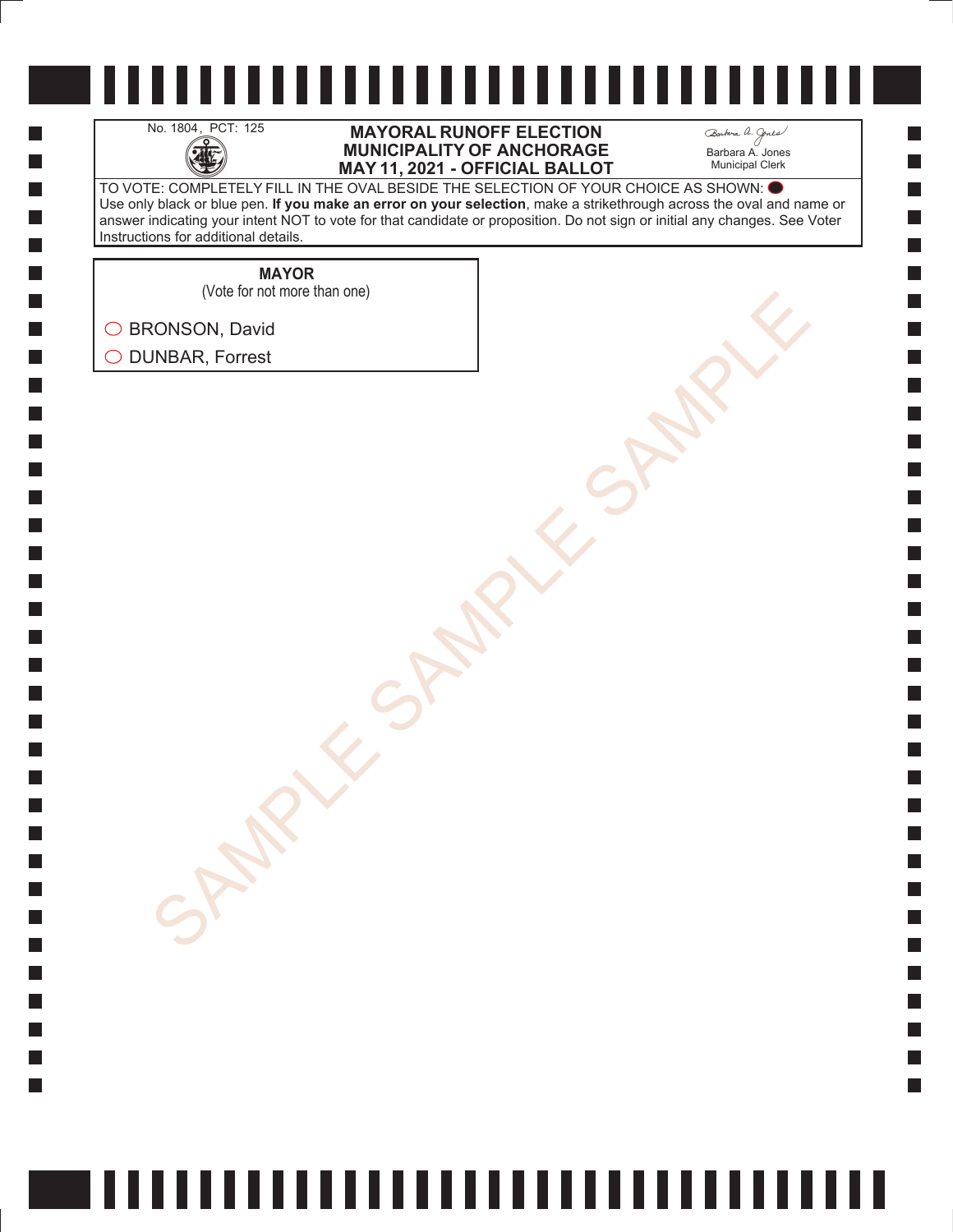No. 1804, PCT: 125

# MAYORAL RUNOFF ELECTION
# MUNICIPALITY OF ANCHORAGE
# MAY 11, 2021 - OFFICIAL BALLOT

Barbara A. Jones
Municipal Clerk

TO VOTE: COMPLETELY FILL IN THE OVAL BESIDE THE SELECTION OF YOUR CHOICE AS SHOWN: ⬤
Use only black or blue pen. **If you make an error on your selection**, make a strikethrough across the oval and name or answer indicating your intent NOT to vote for that candidate or proposition. Do not sign or initial any changes. See Voter Instructions for additional details.

**MAYOR**
(Vote for not more than one)

- ◯ BRONSON, David
- ◯ DUNBAR, Forrest

SAMPLE SAMPLE SAMPLE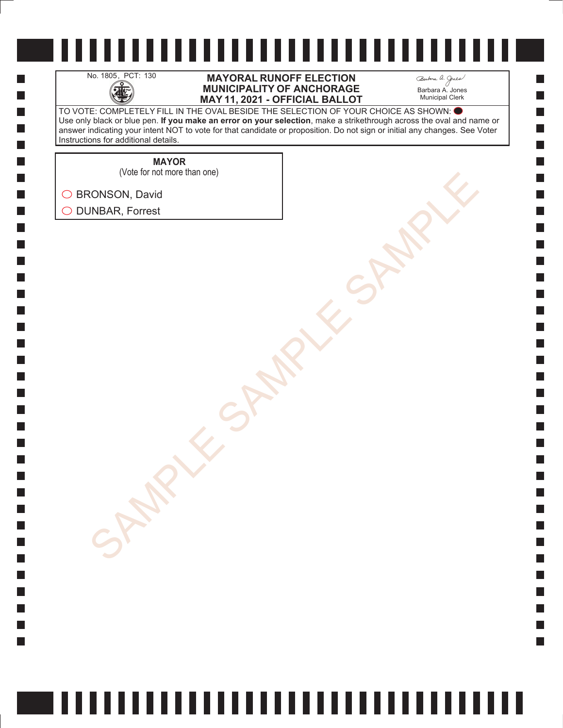No. 1805, PCT: 130

**MAYORAL RUNOFF ELECTION**
**MUNICIPALITY OF ANCHORAGE**
**MAY 11, 2021 - OFFICIAL BALLOT**

Barbara A. Jones
Municipal Clerk

TO VOTE: COMPLETELY FILL IN THE OVAL BESIDE THE SELECTION OF YOUR CHOICE AS SHOWN: ⬤
Use only black or blue pen. **If you make an error on your selection**, make a strikethrough across the oval and name or answer indicating your intent NOT to vote for that candidate or proposition. Do not sign or initial any changes. See Voter Instructions for additional details.

**MAYOR**
(Vote for not more than one)

◯ BRONSON, David

◯ DUNBAR, Forrest

SAMPLE SAMPLE SAMPLE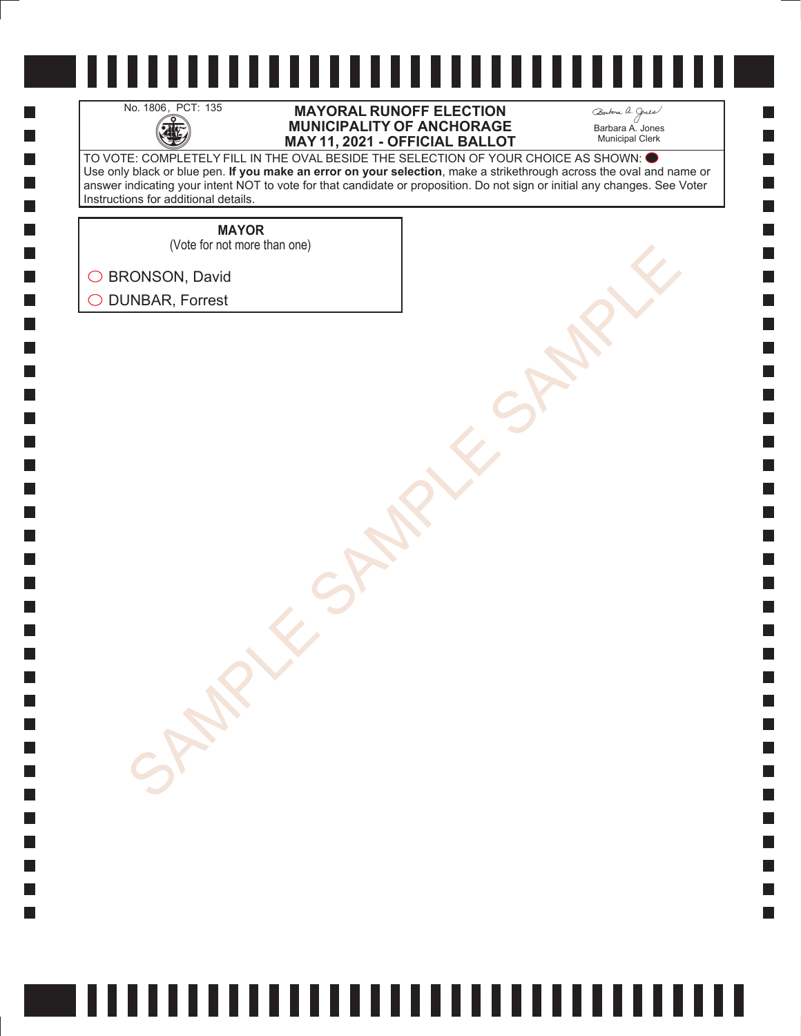No. 1806, PCT: 135

# MAYORAL RUNOFF ELECTION
# MUNICIPALITY OF ANCHORAGE
# MAY 11, 2021 - OFFICIAL BALLOT

Barbara A. Jones
Municipal Clerk

TO VOTE: COMPLETELY FILL IN THE OVAL BESIDE THE SELECTION OF YOUR CHOICE AS SHOWN: ⬤
Use only black or blue pen. **If you make an error on your selection**, make a strikethrough across the oval and name or answer indicating your intent NOT to vote for that candidate or proposition. Do not sign or initial any changes. See Voter Instructions for additional details.

**MAYOR**
(Vote for not more than one)

- ◯ BRONSON, David
- ◯ DUNBAR, Forrest

SAMPLE SAMPLE SAMPLE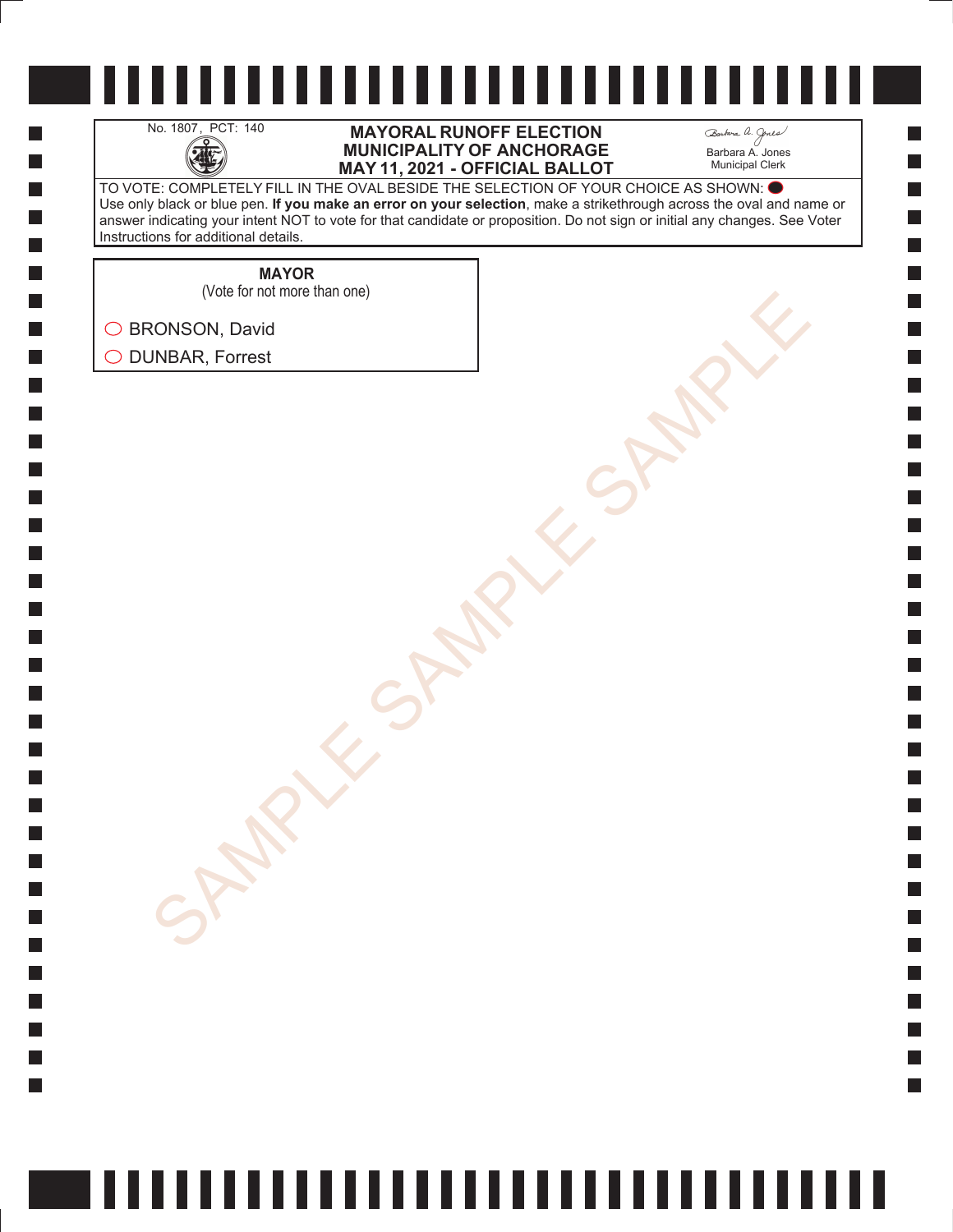No. 1807, PCT: 140

# MAYORAL RUNOFF ELECTION
# MUNICIPALITY OF ANCHORAGE
# MAY 11, 2021 - OFFICIAL BALLOT

Barbara A. Jones
Municipal Clerk

TO VOTE: COMPLETELY FILL IN THE OVAL BESIDE THE SELECTION OF YOUR CHOICE AS SHOWN: ⬤
Use only black or blue pen. **If you make an error on your selection**, make a strikethrough across the oval and name or answer indicating your intent NOT to vote for that candidate or proposition. Do not sign or initial any changes. See Voter Instructions for additional details.

**MAYOR**
(Vote for not more than one)

- ◯ BRONSON, David
- ◯ DUNBAR, Forrest

SAMPLE SAMPLE SAMPLE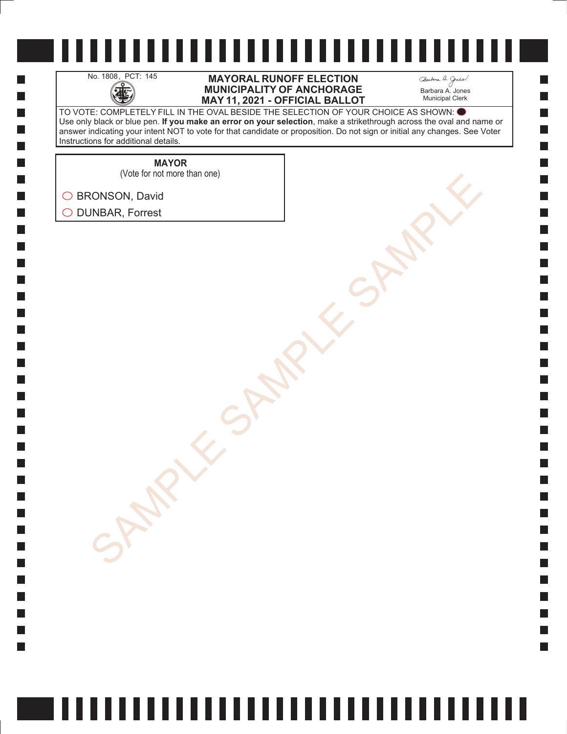No. 1808, PCT: 145

# MAYORAL RUNOFF ELECTION
# MUNICIPALITY OF ANCHORAGE
# MAY 11, 2021 - OFFICIAL BALLOT

Barbara A. Jones
Municipal Clerk

TO VOTE: COMPLETELY FILL IN THE OVAL BESIDE THE SELECTION OF YOUR CHOICE AS SHOWN: ⬤
Use only black or blue pen. **If you make an error on your selection**, make a strikethrough across the oval and name or answer indicating your intent NOT to vote for that candidate or proposition. Do not sign or initial any changes. See Voter Instructions for additional details.

**MAYOR**
(Vote for not more than one)

◯ BRONSON, David
◯ DUNBAR, Forrest

SAMPLE SAMPLE SAMPLE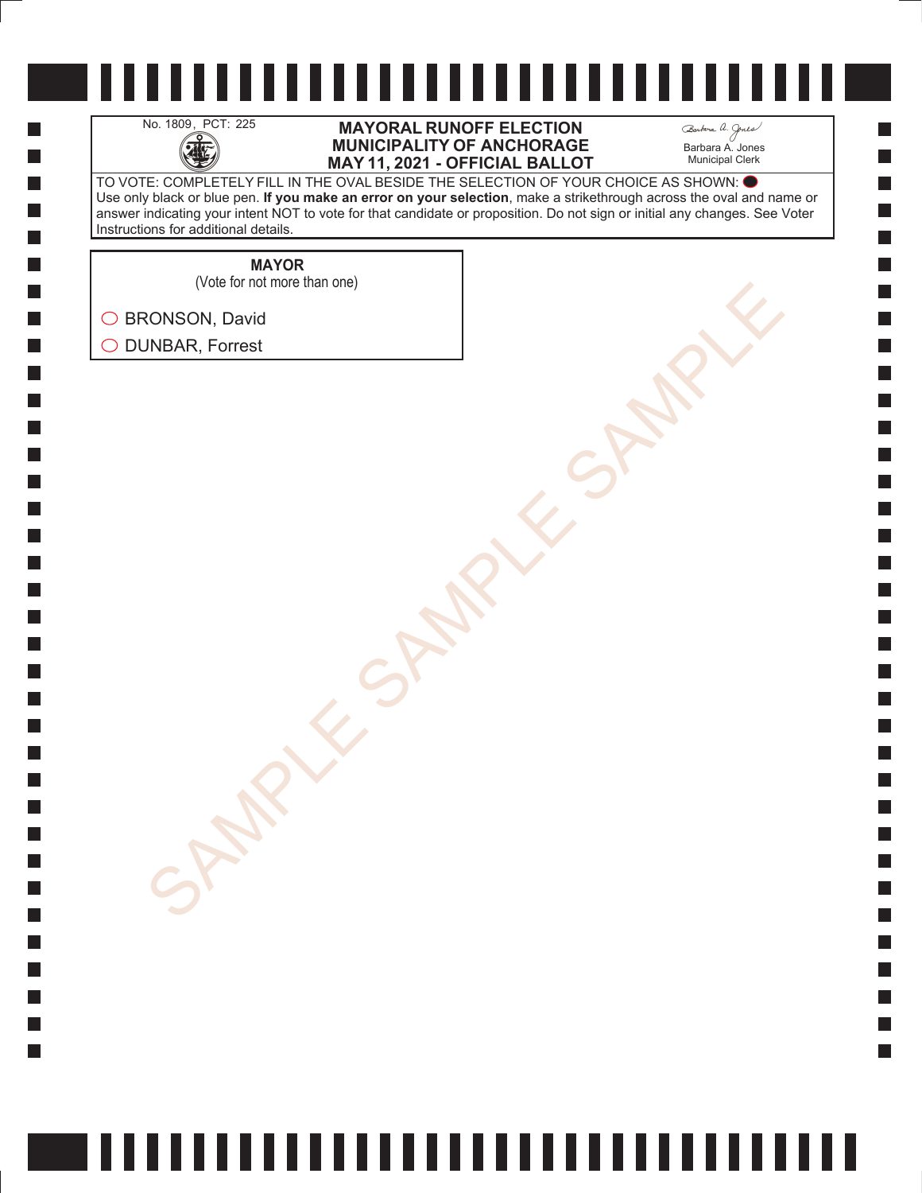No. 1809, PCT: 225

**MAYORAL RUNOFF ELECTION**
**MUNICIPALITY OF ANCHORAGE**
**MAY 11, 2021 - OFFICIAL BALLOT**

Barbara A. Jones
Municipal Clerk

TO VOTE: COMPLETELY FILL IN THE OVAL BESIDE THE SELECTION OF YOUR CHOICE AS SHOWN: ⬤
Use only black or blue pen. **If you make an error on your selection**, make a strikethrough across the oval and name or answer indicating your intent NOT to vote for that candidate or proposition. Do not sign or initial any changes. See Voter Instructions for additional details.

**MAYOR**
(Vote for not more than one)

- ◯ BRONSON, David
- ◯ DUNBAR, Forrest

SAMPLE SAMPLE SAMPLE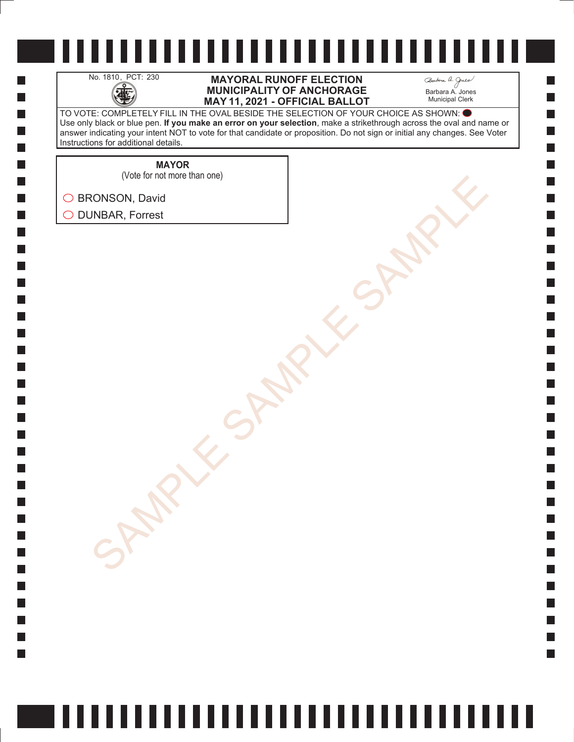No. 1810, PCT: 230

# MAYORAL RUNOFF ELECTION
# MUNICIPALITY OF ANCHORAGE
# MAY 11, 2021 - OFFICIAL BALLOT

Barbara A. Jones
Municipal Clerk

TO VOTE: COMPLETELY FILL IN THE OVAL BESIDE THE SELECTION OF YOUR CHOICE AS SHOWN: ⬤
Use only black or blue pen. **If you make an error on your selection**, make a strikethrough across the oval and name or answer indicating your intent NOT to vote for that candidate or proposition. Do not sign or initial any changes. See Voter Instructions for additional details.

**MAYOR**
(Vote for not more than one)

◯ BRONSON, David

◯ DUNBAR, Forrest

SAMPLE SAMPLE SAMPLE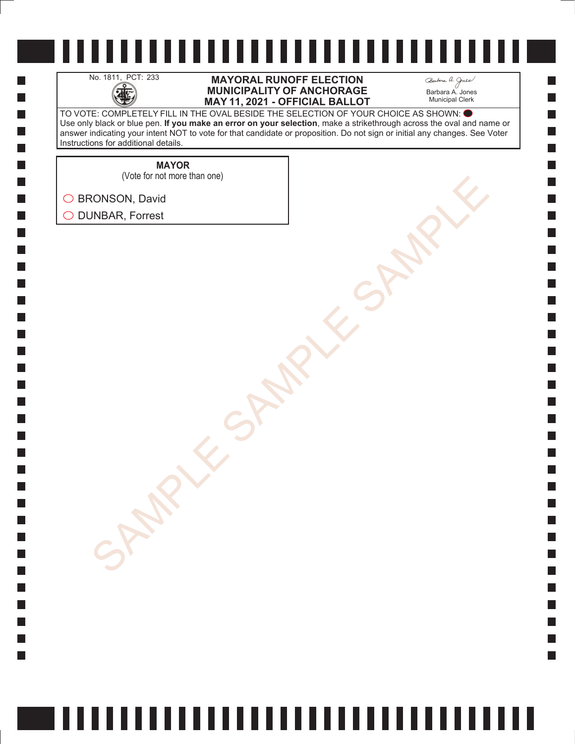No. 1811, PCT: 233

**MAYORAL RUNOFF ELECTION**
**MUNICIPALITY OF ANCHORAGE**
**MAY 11, 2021 - OFFICIAL BALLOT**

Barbara A. Jones
Municipal Clerk

TO VOTE: COMPLETELY FILL IN THE OVAL BESIDE THE SELECTION OF YOUR CHOICE AS SHOWN: ⬤
Use only black or blue pen. **If you make an error on your selection**, make a strikethrough across the oval and name or answer indicating your intent NOT to vote for that candidate or proposition. Do not sign or initial any changes. See Voter Instructions for additional details.

**MAYOR**
(Vote for not more than one)

○ BRONSON, David
○ DUNBAR, Forrest

SAMPLE SAMPLE SAMPLE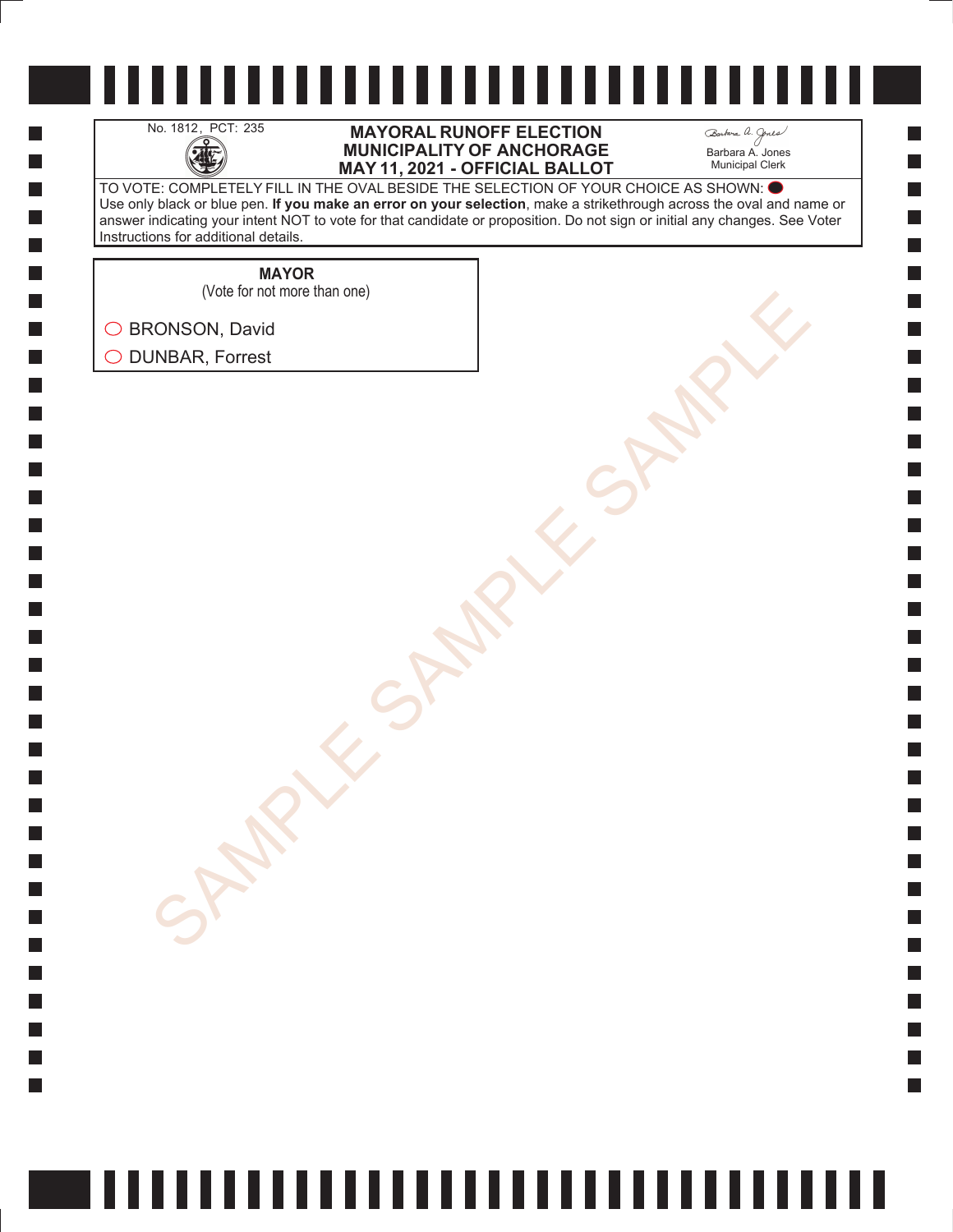No. 1812, PCT: 235

# MAYORAL RUNOFF ELECTION
# MUNICIPALITY OF ANCHORAGE
# MAY 11, 2021 - OFFICIAL BALLOT

Barbara A. Jones
Municipal Clerk

TO VOTE: COMPLETELY FILL IN THE OVAL BESIDE THE SELECTION OF YOUR CHOICE AS SHOWN:
Use only black or blue pen. **If you make an error on your selection**, make a strikethrough across the oval and name or answer indicating your intent NOT to vote for that candidate or proposition. Do not sign or initial any changes. See Voter Instructions for additional details.

**MAYOR**
(Vote for not more than one)

◯ BRONSON, David

◯ DUNBAR, Forrest

SAMPLE SAMPLE SAMPLE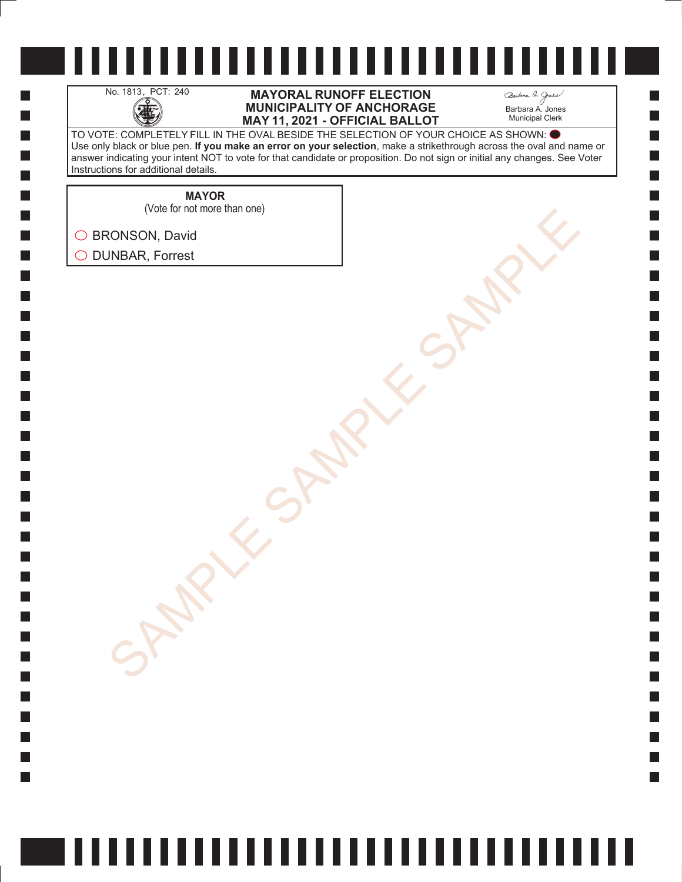No. 1813, PCT: 240

# MAYORAL RUNOFF ELECTION
# MUNICIPALITY OF ANCHORAGE
# MAY 11, 2021 - OFFICIAL BALLOT

Barbara A. Jones
Municipal Clerk

TO VOTE: COMPLETELY FILL IN THE OVAL BESIDE THE SELECTION OF YOUR CHOICE AS SHOWN: ⬤
Use only black or blue pen. **If you make an error on your selection**, make a strikethrough across the oval and name or answer indicating your intent NOT to vote for that candidate or proposition. Do not sign or initial any changes. See Voter Instructions for additional details.

**MAYOR**
(Vote for not more than one)

◯ BRONSON, David

◯ DUNBAR, Forrest

SAMPLE SAMPLE SAMPLE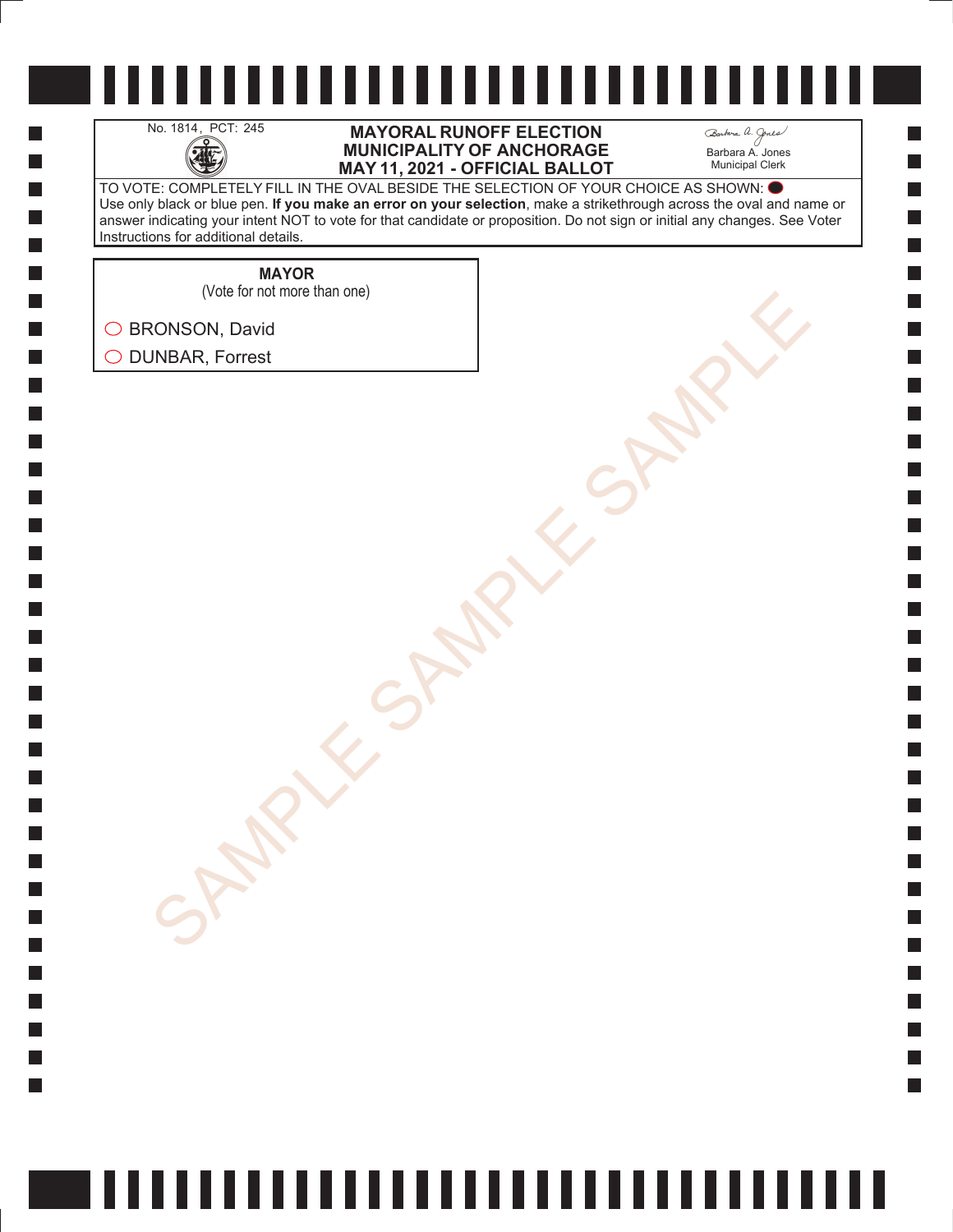No. 1814, PCT: 245

# MAYORAL RUNOFF ELECTION
# MUNICIPALITY OF ANCHORAGE
# MAY 11, 2021 - OFFICIAL BALLOT

Barbara A. Jones
Municipal Clerk

TO VOTE: COMPLETELY FILL IN THE OVAL BESIDE THE SELECTION OF YOUR CHOICE AS SHOWN: ⬬
Use only black or blue pen. **If you make an error on your selection**, make a strikethrough across the oval and name or answer indicating your intent NOT to vote for that candidate or proposition. Do not sign or initial any changes. See Voter Instructions for additional details.

**MAYOR**
(Vote for not more than one)

- ◯ BRONSON, David
- ◯ DUNBAR, Forrest

SAMPLE SAMPLE SAMPLE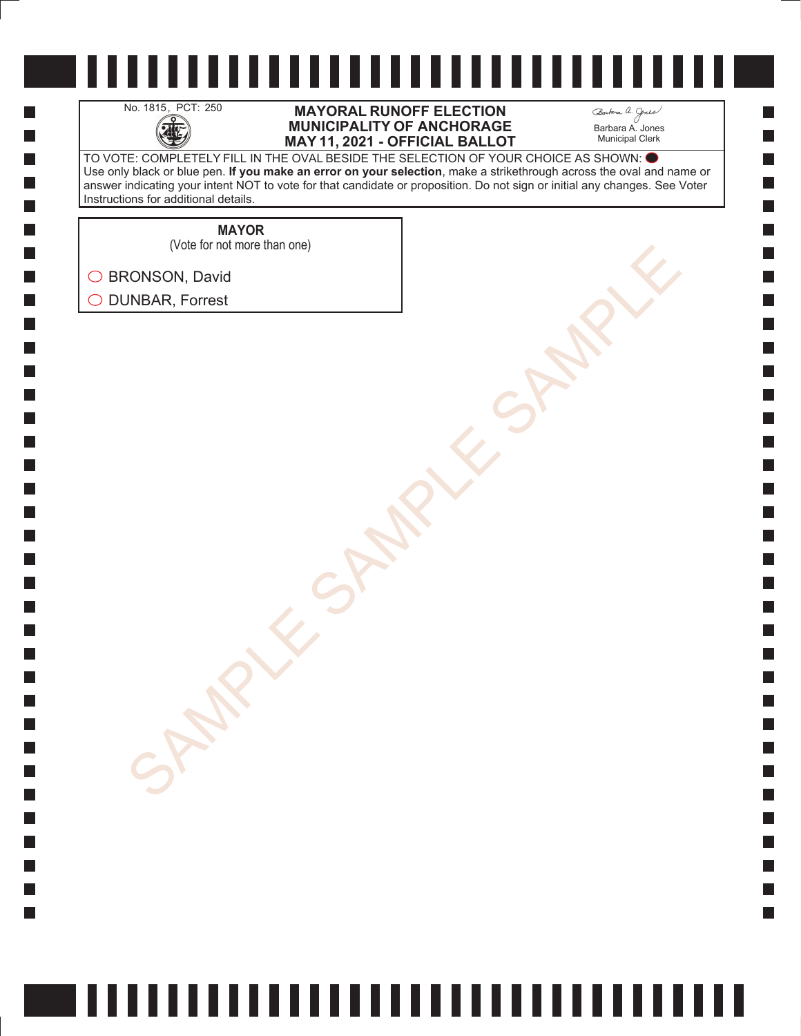No. 1815, PCT: 250

# MAYORAL RUNOFF ELECTION
# MUNICIPALITY OF ANCHORAGE
# MAY 11, 2021 - OFFICIAL BALLOT

Barbara A. Jones
Municipal Clerk

TO VOTE: COMPLETELY FILL IN THE OVAL BESIDE THE SELECTION OF YOUR CHOICE AS SHOWN: ⬤
Use only black or blue pen. **If you make an error on your selection**, make a strikethrough across the oval and name or answer indicating your intent NOT to vote for that candidate or proposition. Do not sign or initial any changes. See Voter Instructions for additional details.

**MAYOR**
(Vote for not more than one)

- ◯ BRONSON, David
- ◯ DUNBAR, Forrest

SAMPLE SAMPLE SAMPLE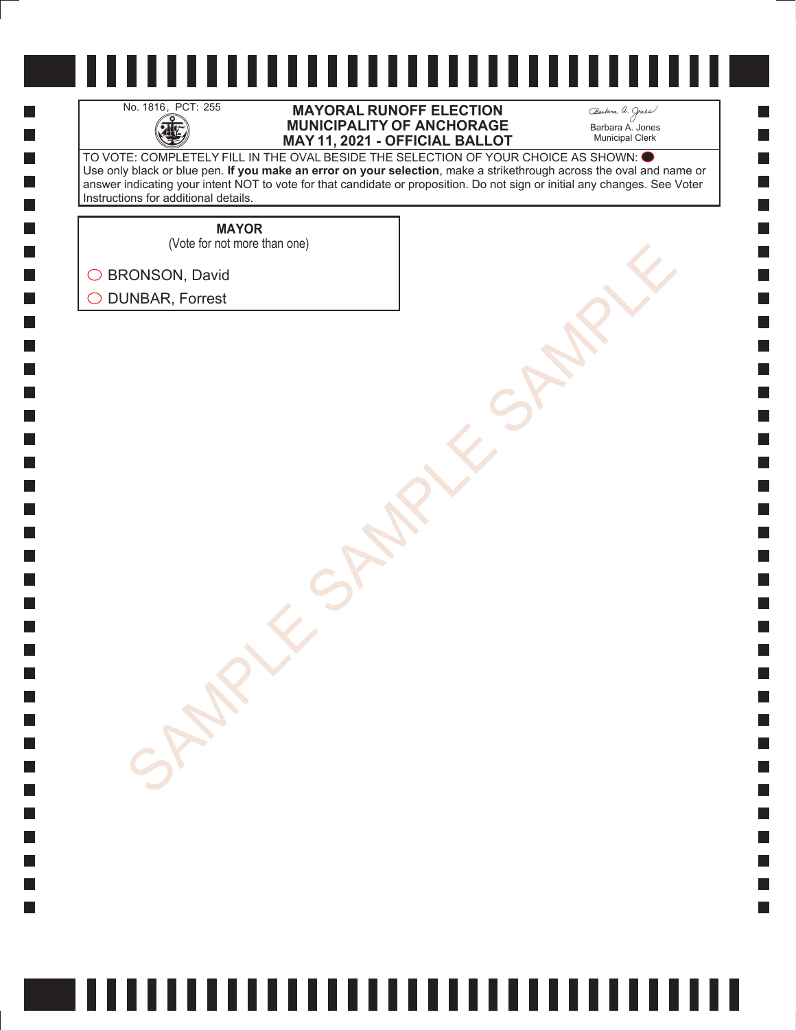No. 1816, PCT: 255

# MAYORAL RUNOFF ELECTION
# MUNICIPALITY OF ANCHORAGE
# MAY 11, 2021 - OFFICIAL BALLOT

Barbara A. Jones
Municipal Clerk

TO VOTE: COMPLETELY FILL IN THE OVAL BESIDE THE SELECTION OF YOUR CHOICE AS SHOWN: ⬬
Use only black or blue pen. **If you make an error on your selection**, make a strikethrough across the oval and name or answer indicating your intent NOT to vote for that candidate or proposition. Do not sign or initial any changes. See Voter Instructions for additional details.

**MAYOR**
(Vote for not more than one)

- ◯ BRONSON, David
- ◯ DUNBAR, Forrest

SAMPLE SAMPLE SAMPLE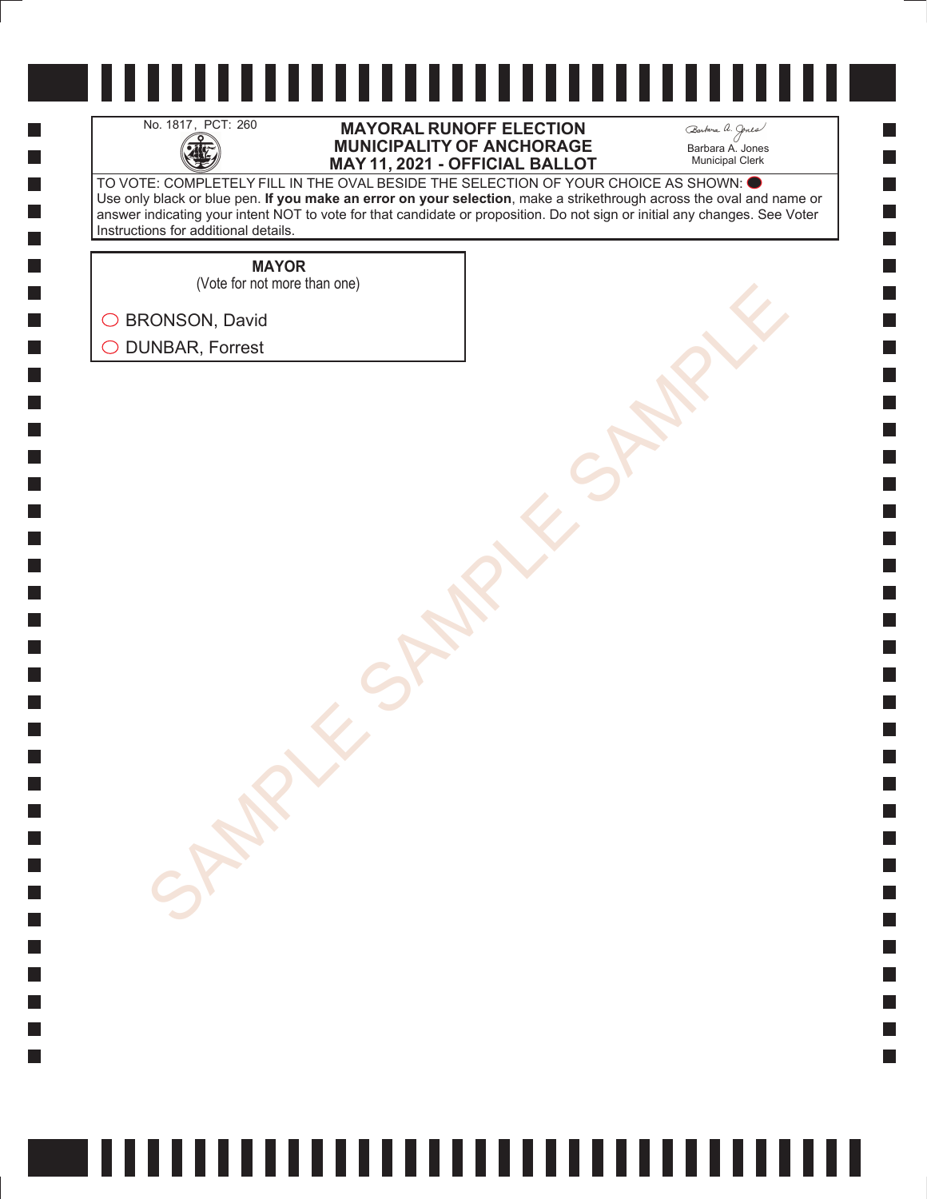No. 1817, PCT: 260

**MAYORAL RUNOFF ELECTION**
**MUNICIPALITY OF ANCHORAGE**
**MAY 11, 2021 - OFFICIAL BALLOT**

Barbara A. Jones
Municipal Clerk

TO VOTE: COMPLETELY FILL IN THE OVAL BESIDE THE SELECTION OF YOUR CHOICE AS SHOWN: ⬬
Use only black or blue pen. **If you make an error on your selection**, make a strikethrough across the oval and name or answer indicating your intent NOT to vote for that candidate or proposition. Do not sign or initial any changes. See Voter Instructions for additional details.

**MAYOR**
(Vote for not more than one)

- ◯ BRONSON, David
- ◯ DUNBAR, Forrest

SAMPLE SAMPLE SAMPLE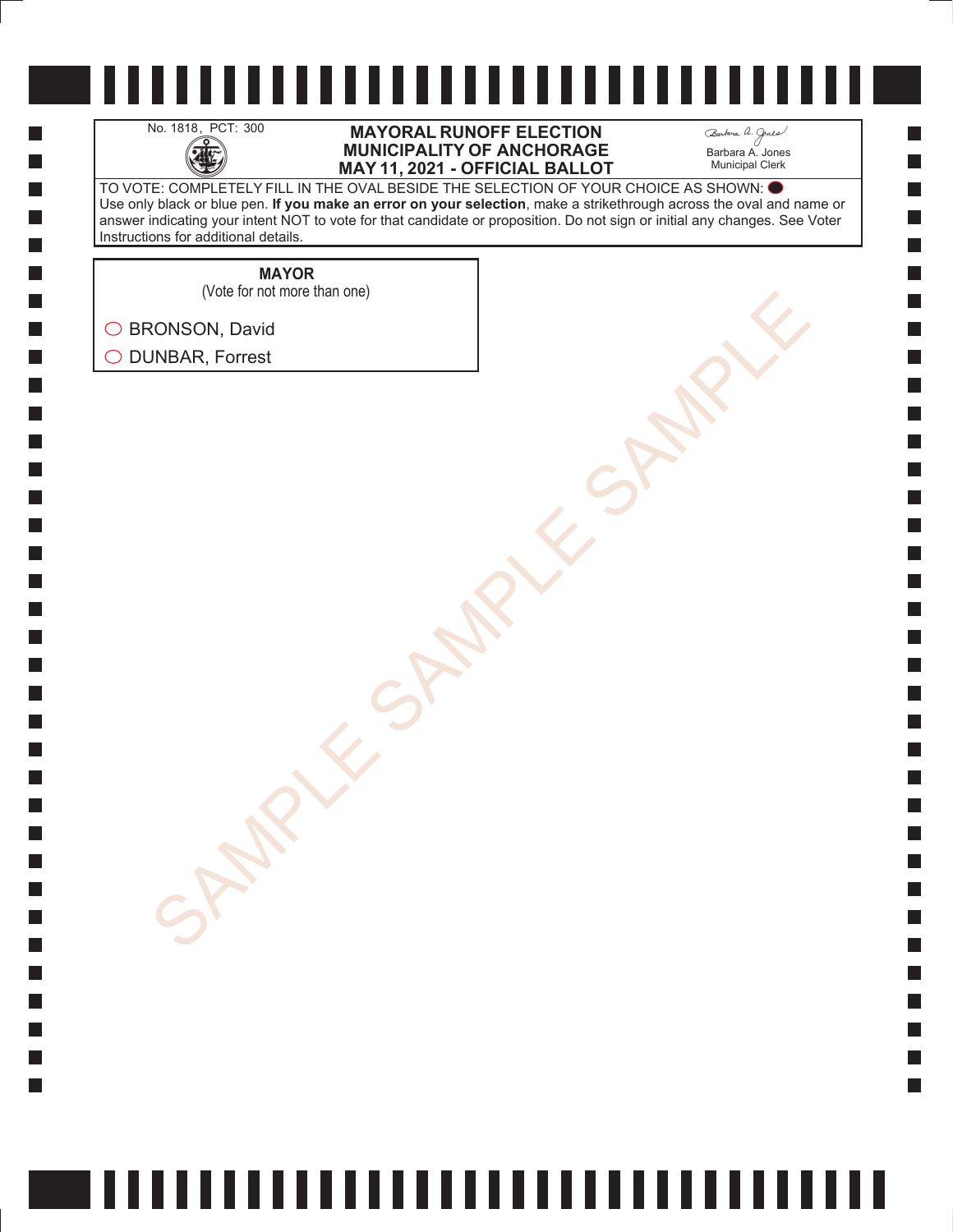No. 1818, PCT: 300

# MAYORAL RUNOFF ELECTION
# MUNICIPALITY OF ANCHORAGE
# MAY 11, 2021 - OFFICIAL BALLOT

Barbara A. Jones
Municipal Clerk

TO VOTE: COMPLETELY FILL IN THE OVAL BESIDE THE SELECTION OF YOUR CHOICE AS SHOWN: ⬬
Use only black or blue pen. **If you make an error on your selection**, make a strikethrough across the oval and name or answer indicating your intent NOT to vote for that candidate or proposition. Do not sign or initial any changes. See Voter Instructions for additional details.

**MAYOR**
(Vote for not more than one)

○ BRONSON, David
○ DUNBAR, Forrest

SAMPLE SAMPLE SAMPLE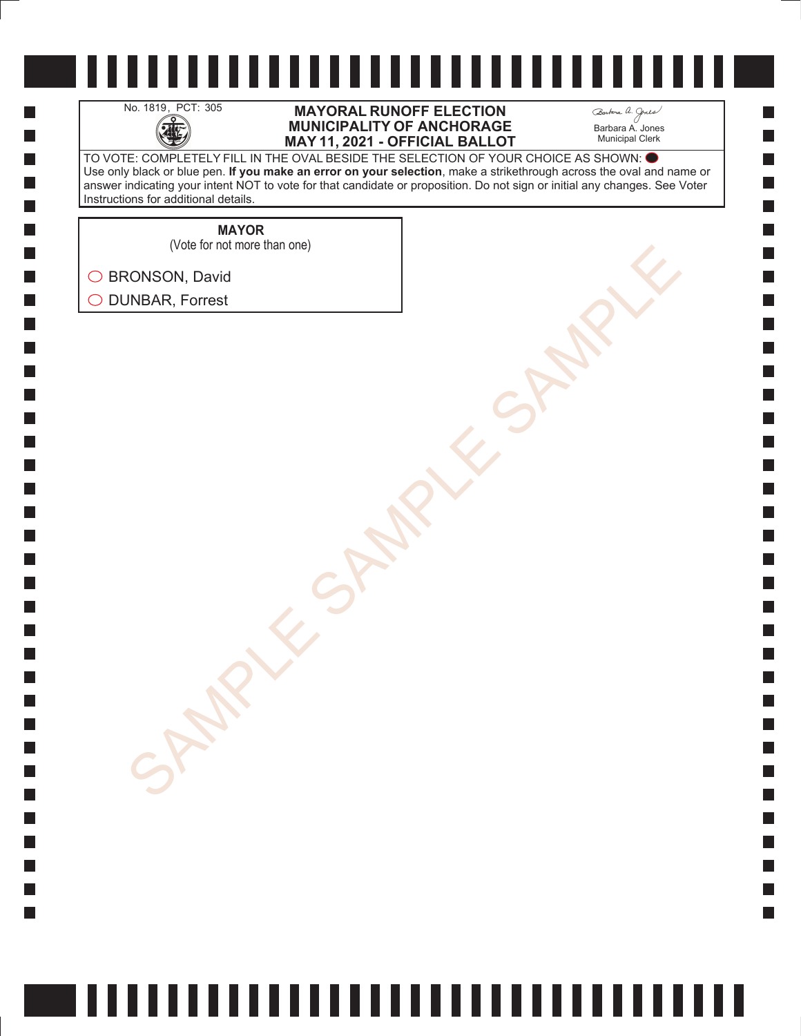No. 1819, PCT: 305

# MAYORAL RUNOFF ELECTION
# MUNICIPALITY OF ANCHORAGE
# MAY 11, 2021 - OFFICIAL BALLOT

Barbara A. Jones
Municipal Clerk

TO VOTE: COMPLETELY FILL IN THE OVAL BESIDE THE SELECTION OF YOUR CHOICE AS SHOWN: ⬤
Use only black or blue pen. **If you make an error on your selection**, make a strikethrough across the oval and name or answer indicating your intent NOT to vote for that candidate or proposition. Do not sign or initial any changes. See Voter Instructions for additional details.

**MAYOR**
(Vote for not more than one)

◯ BRONSON, David
◯ DUNBAR, Forrest

SAMPLE SAMPLE SAMPLE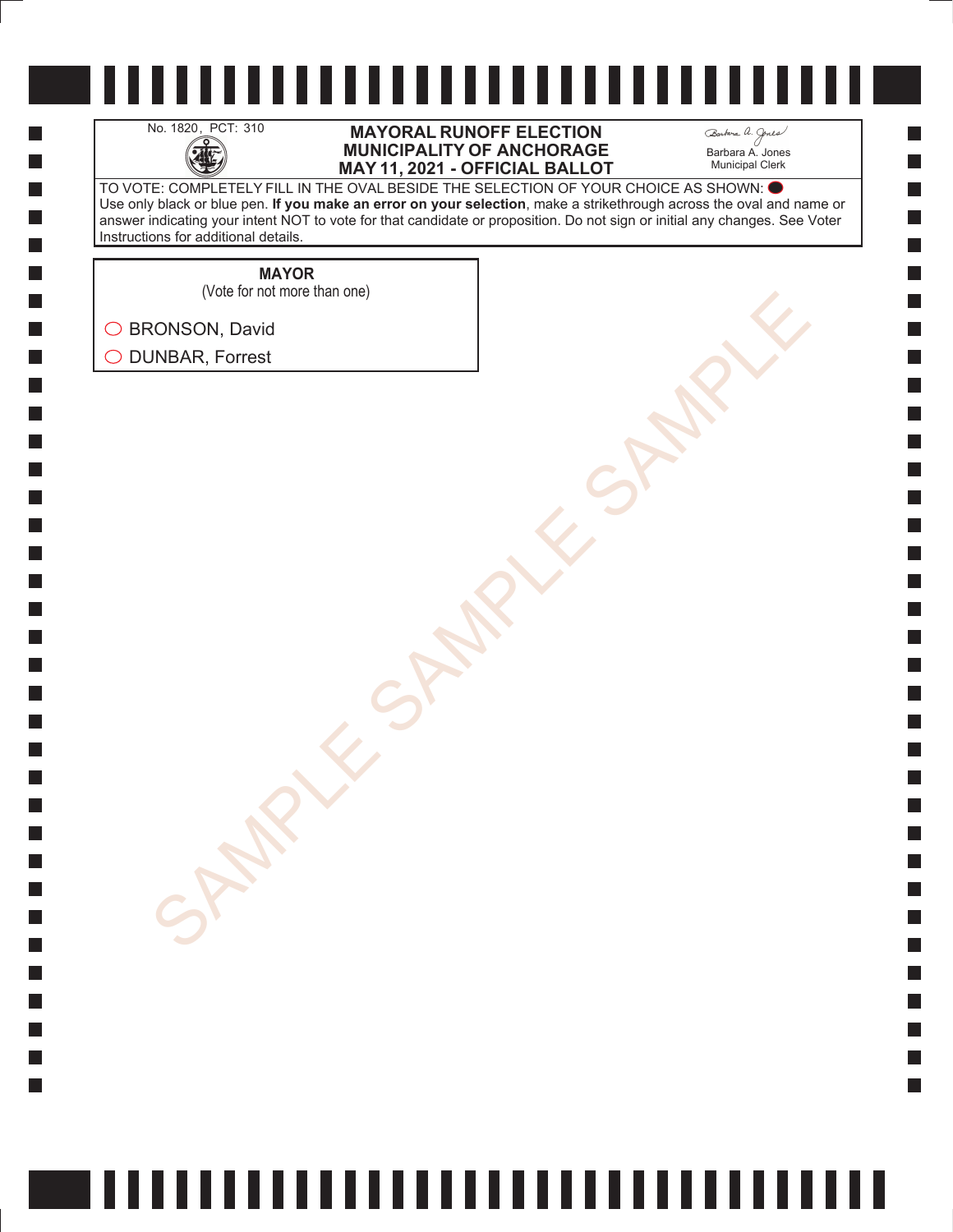No. 1820, PCT: 310

# MAYORAL RUNOFF ELECTION
# MUNICIPALITY OF ANCHORAGE
# MAY 11, 2021 - OFFICIAL BALLOT

Barbara A. Jones
Municipal Clerk

TO VOTE: COMPLETELY FILL IN THE OVAL BESIDE THE SELECTION OF YOUR CHOICE AS SHOWN: ⬤
Use only black or blue pen. **If you make an error on your selection**, make a strikethrough across the oval and name or answer indicating your intent NOT to vote for that candidate or proposition. Do not sign or initial any changes. See Voter Instructions for additional details.

**MAYOR**
(Vote for not more than one)

- ◯ BRONSON, David
- ◯ DUNBAR, Forrest

SAMPLE SAMPLE SAMPLE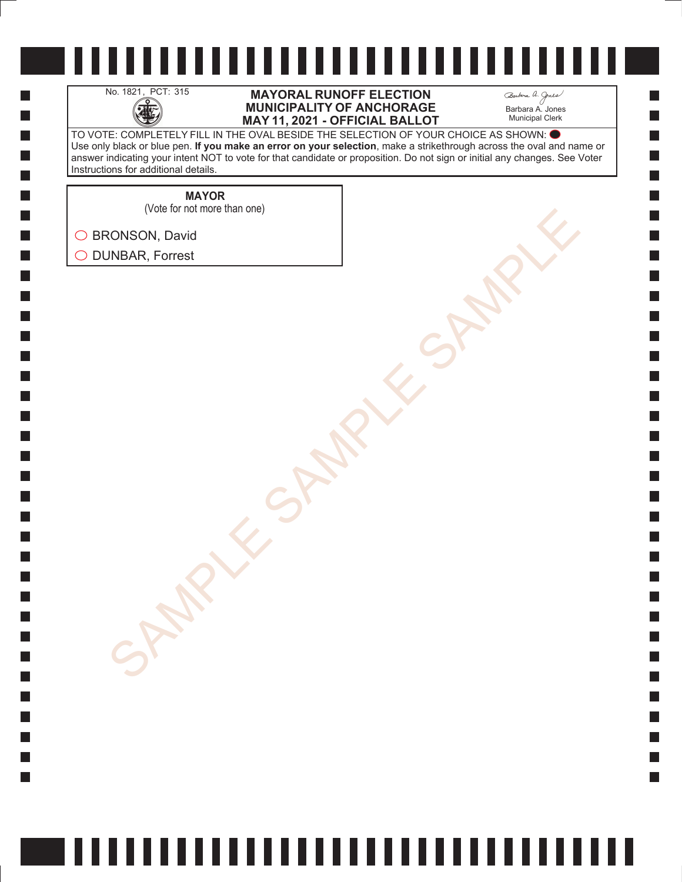No. 1821, PCT: 315

# MAYORAL RUNOFF ELECTION
# MUNICIPALITY OF ANCHORAGE
# MAY 11, 2021 - OFFICIAL BALLOT

Barbara A. Jones
Municipal Clerk

TO VOTE: COMPLETELY FILL IN THE OVAL BESIDE THE SELECTION OF YOUR CHOICE AS SHOWN:
Use only black or blue pen. **If you make an error on your selection**, make a strikethrough across the oval and name or answer indicating your intent NOT to vote for that candidate or proposition. Do not sign or initial any changes. See Voter Instructions for additional details.

**MAYOR**
(Vote for not more than one)

- ○ BRONSON, David
- ○ DUNBAR, Forrest

SAMPLE SAMPLE SAMPLE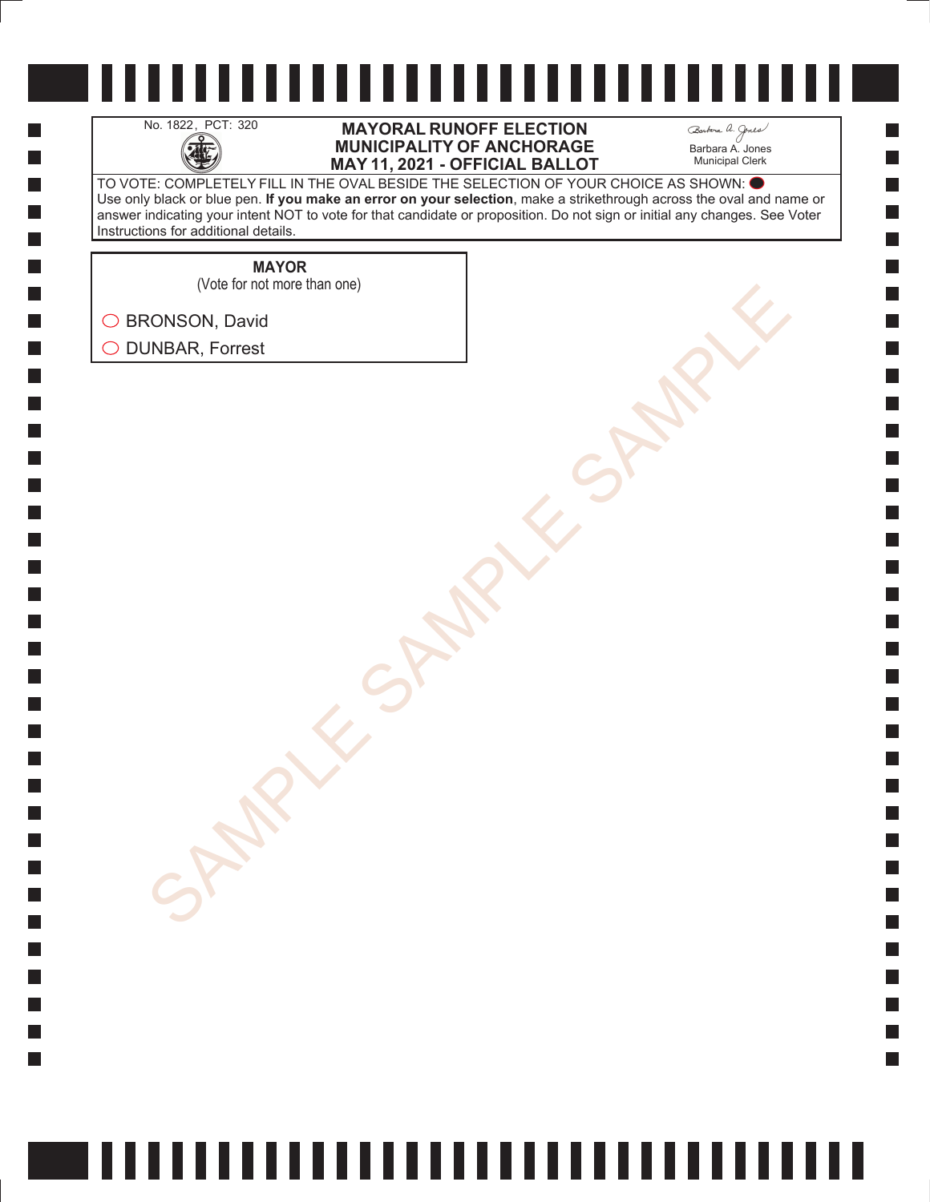No. 1822, PCT: 320

# MAYORAL RUNOFF ELECTION
# MUNICIPALITY OF ANCHORAGE
# MAY 11, 2021 - OFFICIAL BALLOT

Barbara A. Jones
Municipal Clerk

TO VOTE: COMPLETELY FILL IN THE OVAL BESIDE THE SELECTION OF YOUR CHOICE AS SHOWN: ⬤
Use only black or blue pen. **If you make an error on your selection**, make a strikethrough across the oval and name or answer indicating your intent NOT to vote for that candidate or proposition. Do not sign or initial any changes. See Voter Instructions for additional details.

**MAYOR**
(Vote for not more than one)

◯ BRONSON, David

◯ DUNBAR, Forrest

SAMPLE SAMPLE SAMPLE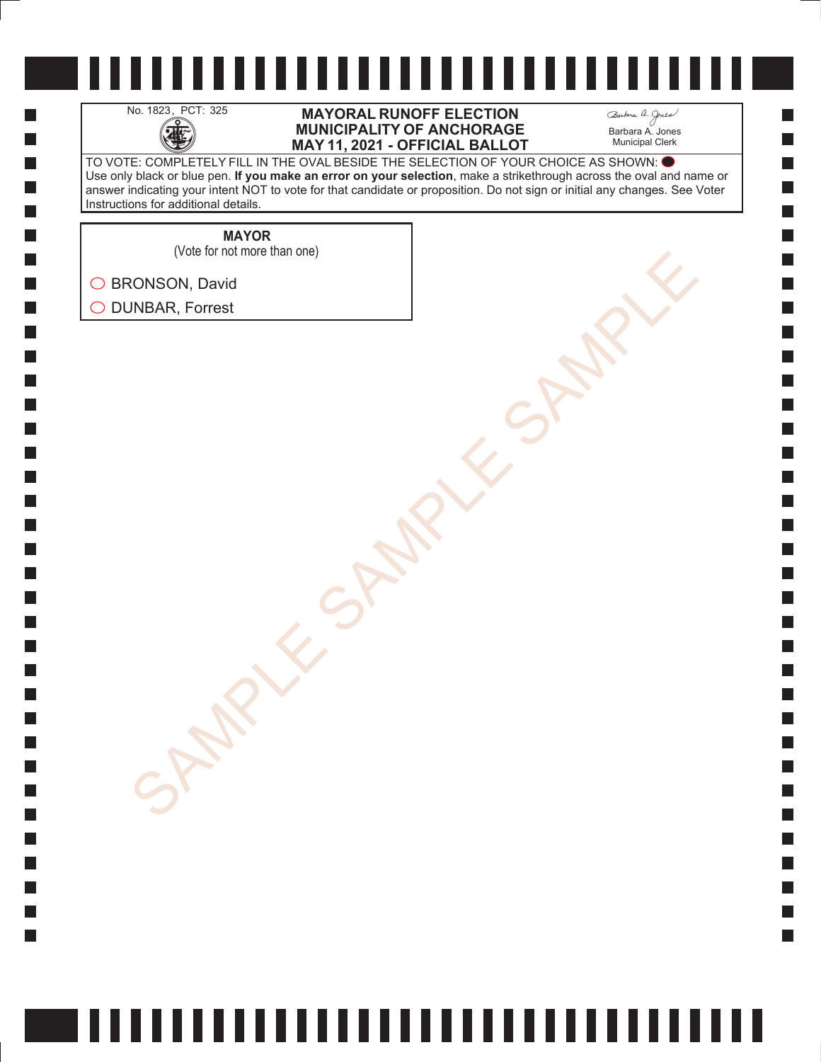No. 1823, PCT: 325

# MAYORAL RUNOFF ELECTION
# MUNICIPALITY OF ANCHORAGE
# MAY 11, 2021 - OFFICIAL BALLOT

Barbara A. Jones
Municipal Clerk

TO VOTE: COMPLETELY FILL IN THE OVAL BESIDE THE SELECTION OF YOUR CHOICE AS SHOWN: ⬤
Use only black or blue pen. **If you make an error on your selection**, make a strikethrough across the oval and name or answer indicating your intent NOT to vote for that candidate or proposition. Do not sign or initial any changes. See Voter Instructions for additional details.

**MAYOR**
(Vote for not more than one)

- ◯ BRONSON, David
- ◯ DUNBAR, Forrest

SAMPLE SAMPLE SAMPLE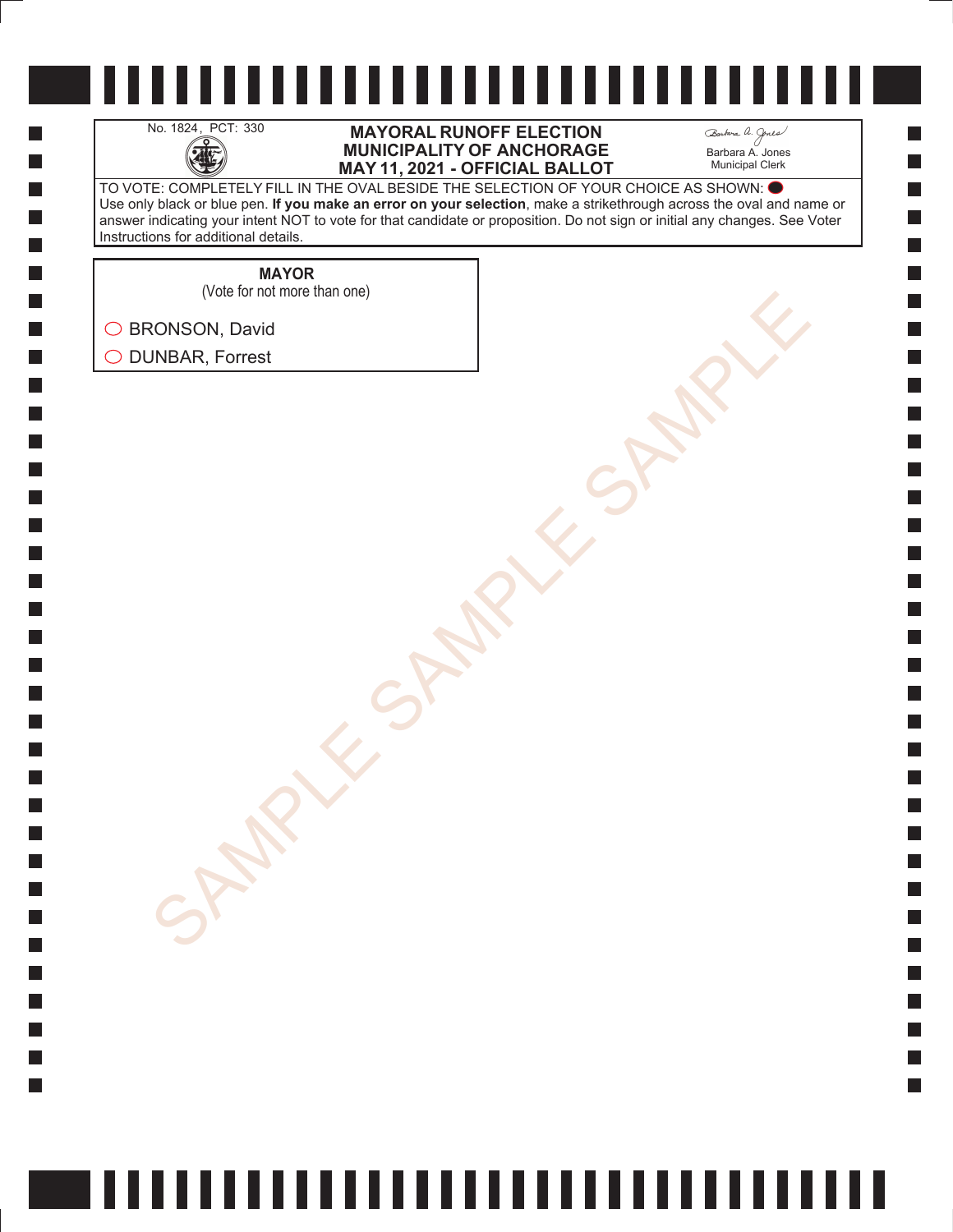No. 1824, PCT: 330

# MAYORAL RUNOFF ELECTION
# MUNICIPALITY OF ANCHORAGE
# MAY 11, 2021 - OFFICIAL BALLOT

Barbara A. Jones
Municipal Clerk

TO VOTE: COMPLETELY FILL IN THE OVAL BESIDE THE SELECTION OF YOUR CHOICE AS SHOWN: ⬤
Use only black or blue pen. **If you make an error on your selection**, make a strikethrough across the oval and name or answer indicating your intent NOT to vote for that candidate or proposition. Do not sign or initial any changes. See Voter Instructions for additional details.

**MAYOR**
(Vote for not more than one)

○ BRONSON, David

○ DUNBAR, Forrest

SAMPLE SAMPLE SAMPLE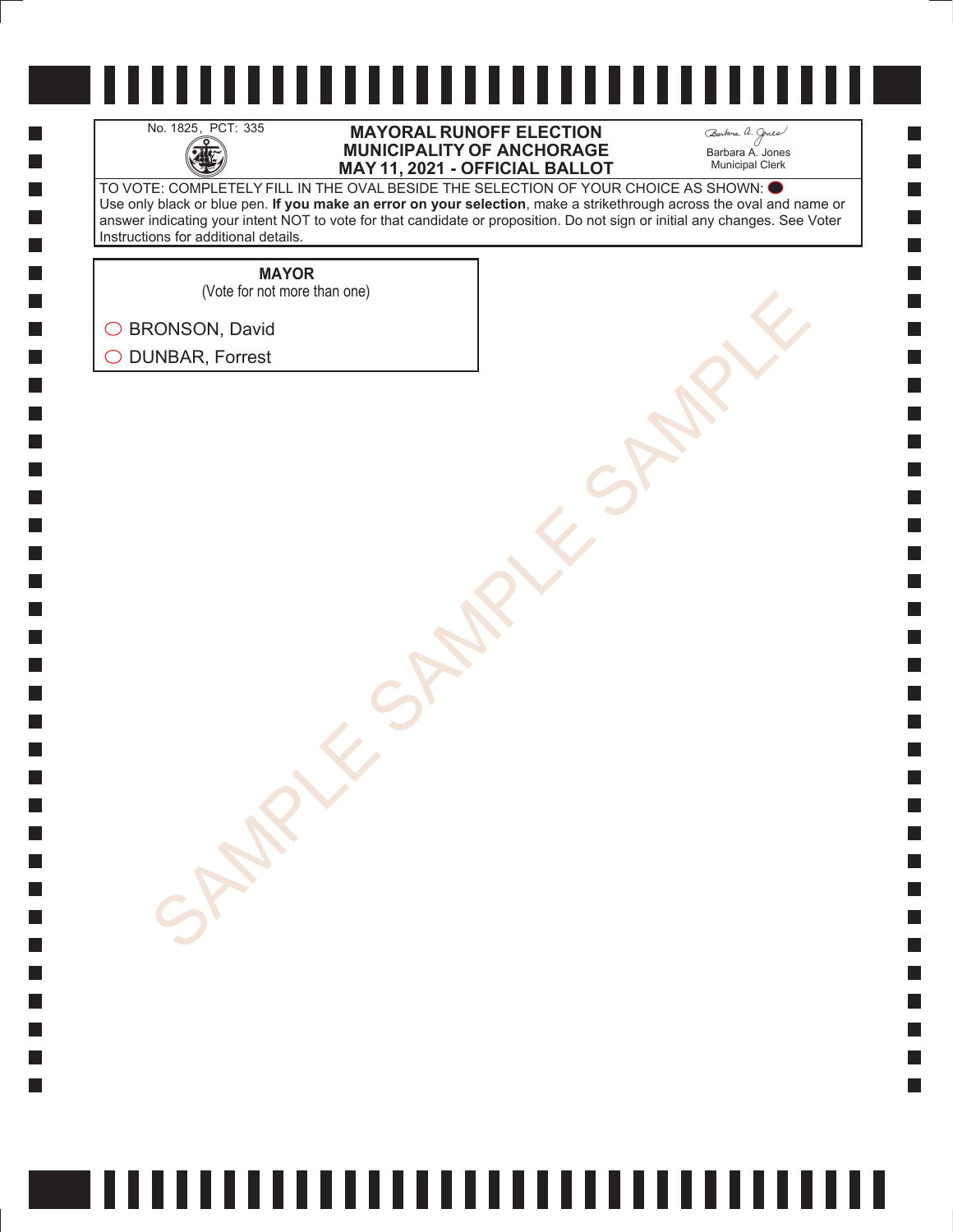No. 1825, PCT: 335

# MAYORAL RUNOFF ELECTION
# MUNICIPALITY OF ANCHORAGE
# MAY 11, 2021 - OFFICIAL BALLOT

Barbara A. Jones
Municipal Clerk

TO VOTE: COMPLETELY FILL IN THE OVAL BESIDE THE SELECTION OF YOUR CHOICE AS SHOWN: ⬤
Use only black or blue pen. **If you make an error on your selection**, make a strikethrough across the oval and name or answer indicating your intent NOT to vote for that candidate or proposition. Do not sign or initial any changes. See Voter Instructions for additional details.

**MAYOR**
(Vote for not more than one)

- ◯ BRONSON, David
- ◯ DUNBAR, Forrest

SAMPLE SAMPLE SAMPLE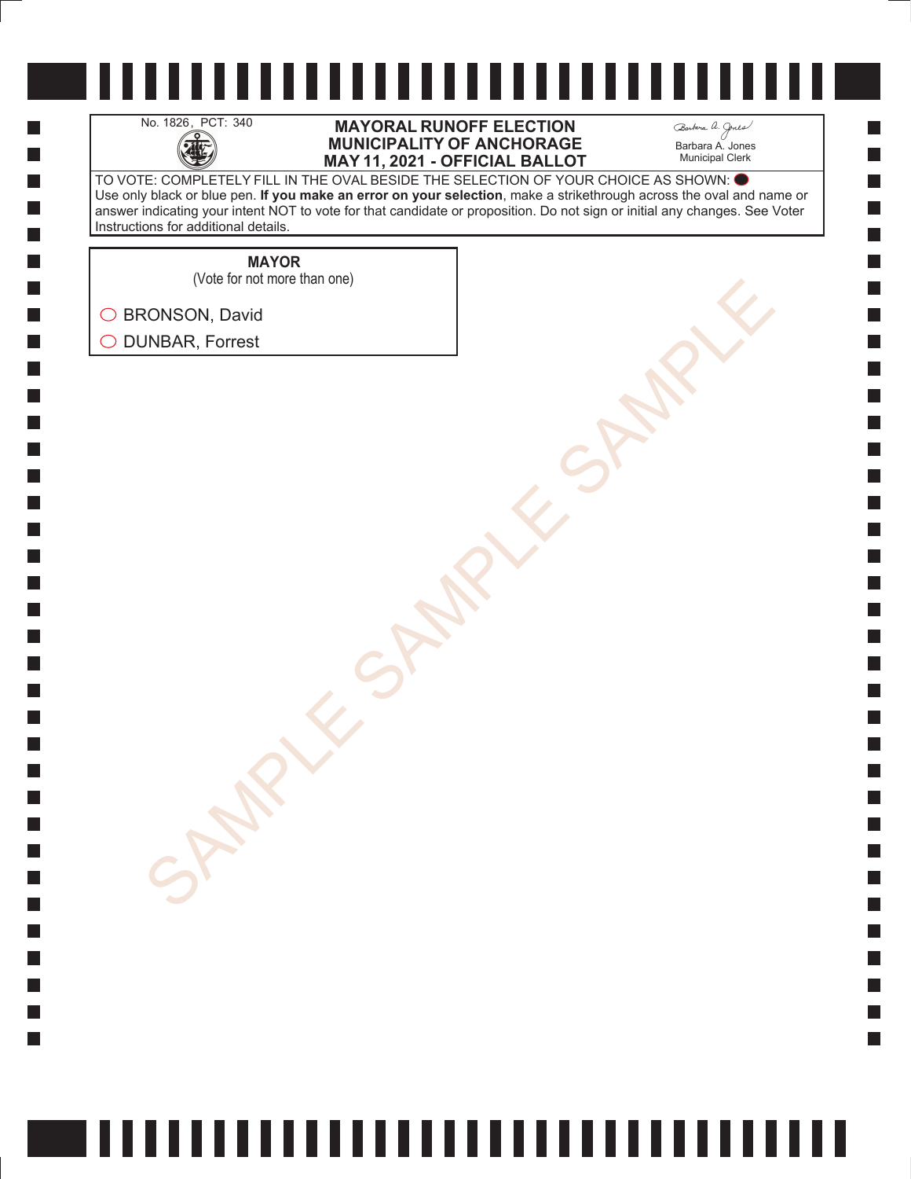No. 1826, PCT: 340

# MAYORAL RUNOFF ELECTION
# MUNICIPALITY OF ANCHORAGE
# MAY 11, 2021 - OFFICIAL BALLOT

Barbara A. Jones
Municipal Clerk

TO VOTE: COMPLETELY FILL IN THE OVAL BESIDE THE SELECTION OF YOUR CHOICE AS SHOWN: ⬤
Use only black or blue pen. **If you make an error on your selection**, make a strikethrough across the oval and name or answer indicating your intent NOT to vote for that candidate or proposition. Do not sign or initial any changes. See Voter Instructions for additional details.

**MAYOR**
(Vote for not more than one)

- ◯ BRONSON, David
- ◯ DUNBAR, Forrest

SAMPLE SAMPLE SAMPLE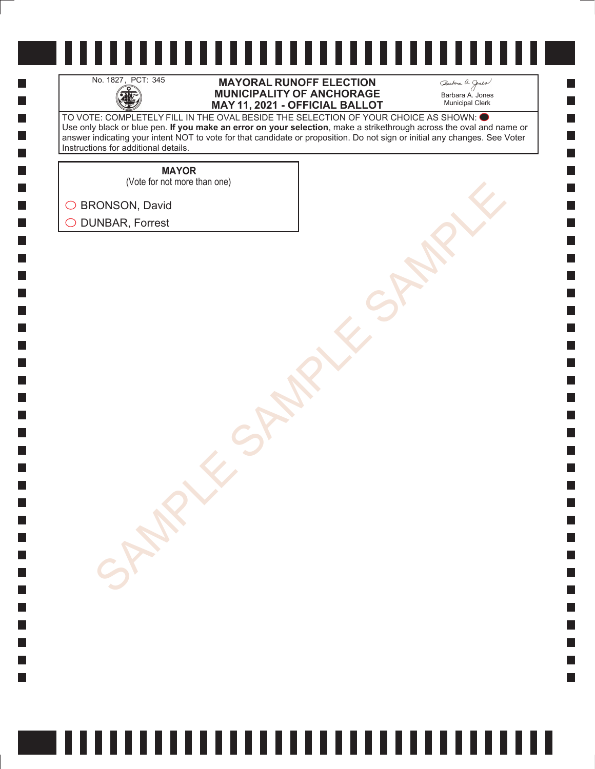No. 1827, PCT: 345

# MAYORAL RUNOFF ELECTION
# MUNICIPALITY OF ANCHORAGE
# MAY 11, 2021 - OFFICIAL BALLOT

Barbara A. Jones
Municipal Clerk

TO VOTE: COMPLETELY FILL IN THE OVAL BESIDE THE SELECTION OF YOUR CHOICE AS SHOWN: ⬤
Use only black or blue pen. **If you make an error on your selection**, make a strikethrough across the oval and name or answer indicating your intent NOT to vote for that candidate or proposition. Do not sign or initial any changes. See Voter Instructions for additional details.

**MAYOR**
(Vote for not more than one)

- ◯ BRONSON, David
- ◯ DUNBAR, Forrest

SAMPLE SAMPLE SAMPLE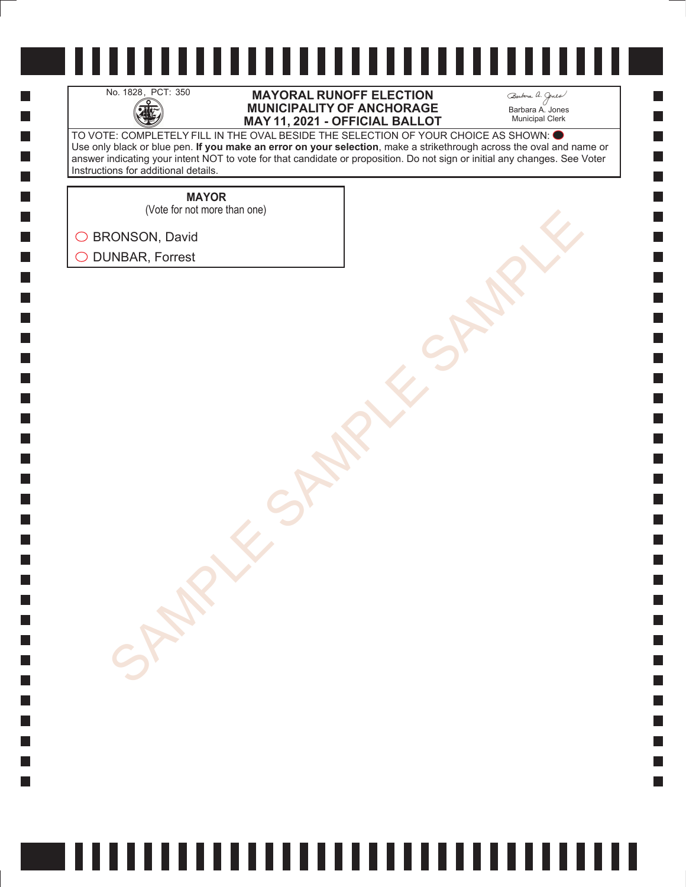No. 1828, PCT: 350

# MAYORAL RUNOFF ELECTION
# MUNICIPALITY OF ANCHORAGE
# MAY 11, 2021 - OFFICIAL BALLOT

Barbara A. Jones
Municipal Clerk

TO VOTE: COMPLETELY FILL IN THE OVAL BESIDE THE SELECTION OF YOUR CHOICE AS SHOWN: ⬤
Use only black or blue pen. **If you make an error on your selection**, make a strikethrough across the oval and name or answer indicating your intent NOT to vote for that candidate or proposition. Do not sign or initial any changes. See Voter Instructions for additional details.

**MAYOR**
(Vote for not more than one)

◯ BRONSON, David
◯ DUNBAR, Forrest

SAMPLE SAMPLE SAMPLE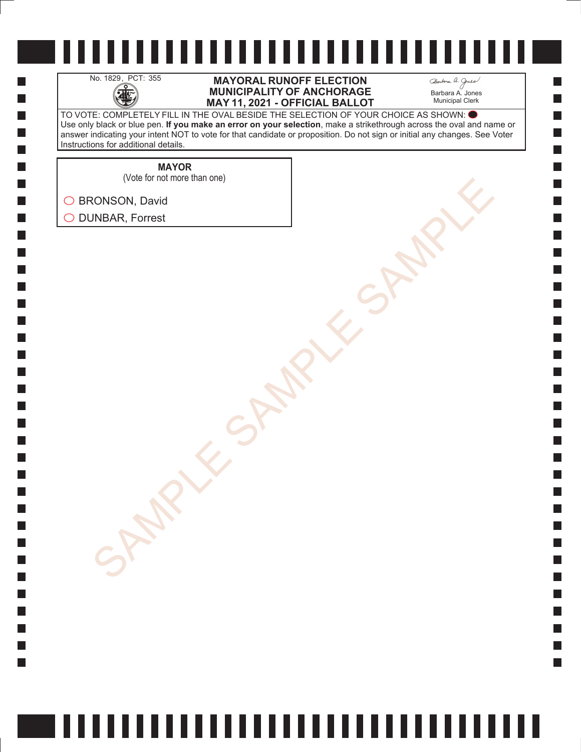No. 1829, PCT: 355

**MAYORAL RUNOFF ELECTION**
**MUNICIPALITY OF ANCHORAGE**
**MAY 11, 2021 - OFFICIAL BALLOT**

Barbara A. Jones
Municipal Clerk

TO VOTE: COMPLETELY FILL IN THE OVAL BESIDE THE SELECTION OF YOUR CHOICE AS SHOWN: ⬤
Use only black or blue pen. **If you make an error on your selection**, make a strikethrough across the oval and name or answer indicating your intent NOT to vote for that candidate or proposition. Do not sign or initial any changes. See Voter Instructions for additional details.

**MAYOR**
(Vote for not more than one)

◯ BRONSON, David

◯ DUNBAR, Forrest

SAMPLE SAMPLE SAMPLE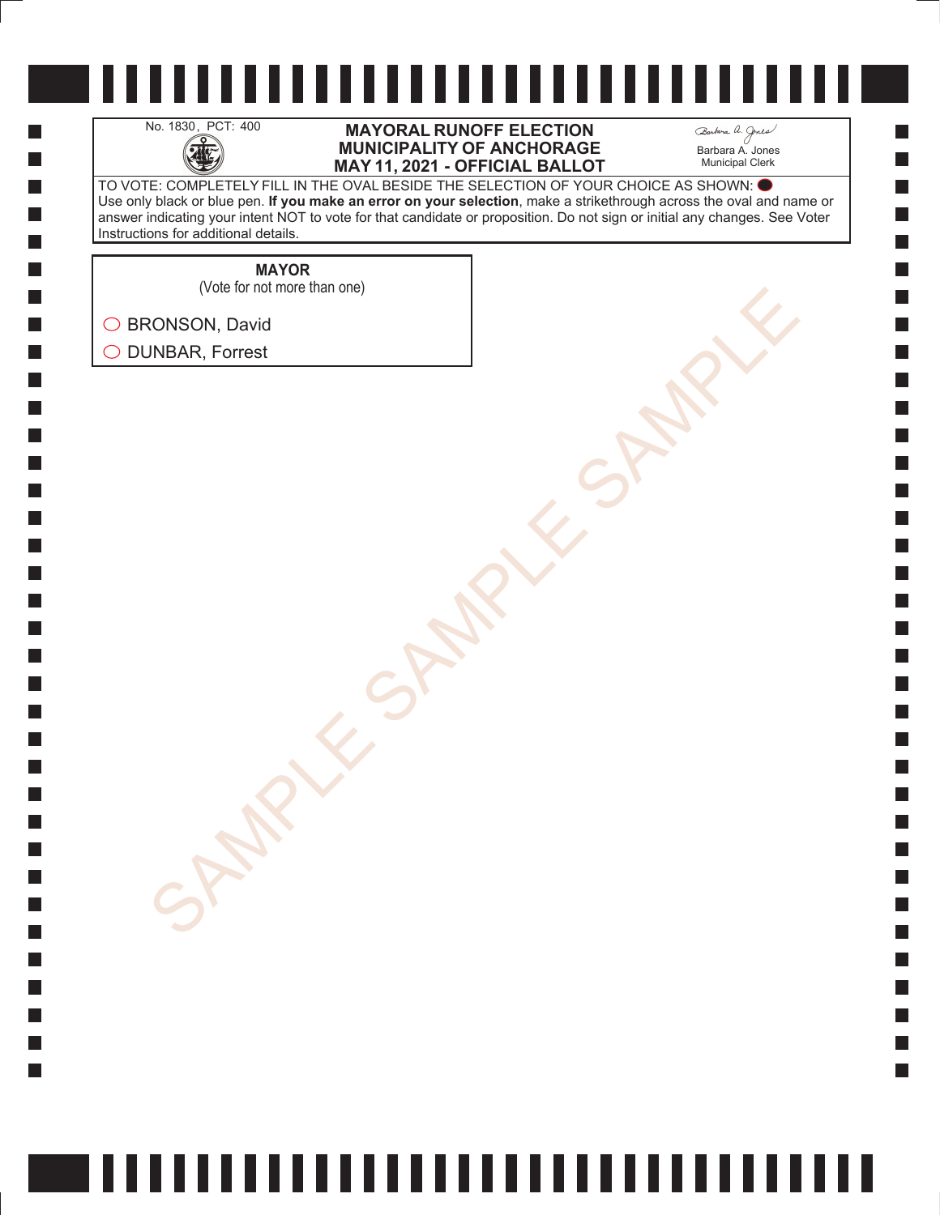No. 1830, PCT: 400

# MAYORAL RUNOFF ELECTION
# MUNICIPALITY OF ANCHORAGE
# MAY 11, 2021 - OFFICIAL BALLOT

Barbara A. Jones
Municipal Clerk

TO VOTE: COMPLETELY FILL IN THE OVAL BESIDE THE SELECTION OF YOUR CHOICE AS SHOWN: ⬤
Use only black or blue pen. **If you make an error on your selection**, make a strikethrough across the oval and name or answer indicating your intent NOT to vote for that candidate or proposition. Do not sign or initial any changes. See Voter Instructions for additional details.

**MAYOR**
(Vote for not more than one)

- ◯ BRONSON, David
- ◯ DUNBAR, Forrest

SAMPLE SAMPLE SAMPLE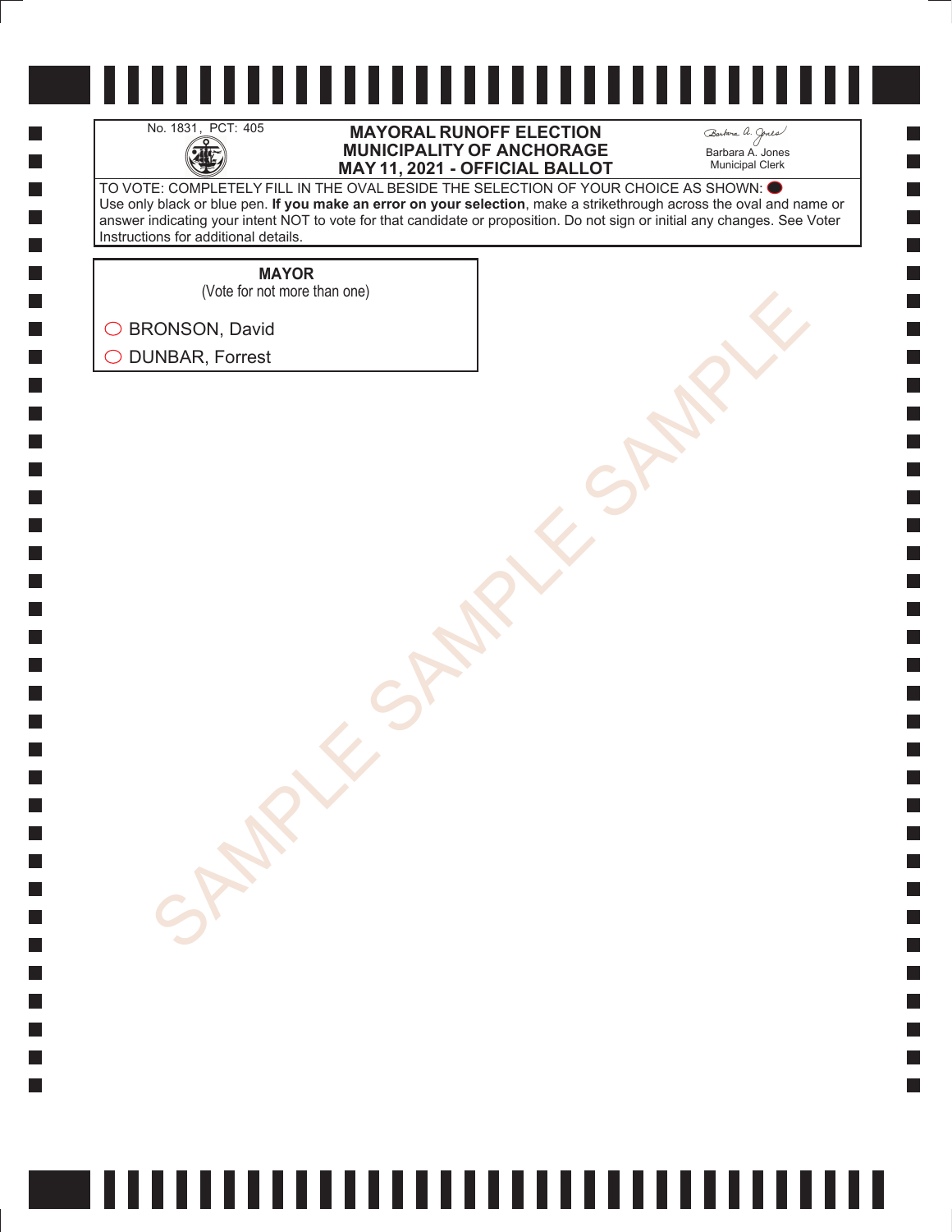No. 1831, PCT: 405

**MAYORAL RUNOFF ELECTION**
**MUNICIPALITY OF ANCHORAGE**
**MAY 11, 2021 - OFFICIAL BALLOT**

Barbara A. Jones
Municipal Clerk

TO VOTE: COMPLETELY FILL IN THE OVAL BESIDE THE SELECTION OF YOUR CHOICE AS SHOWN: ⬬
Use only black or blue pen. **If you make an error on your selection**, make a strikethrough across the oval and name or answer indicating your intent NOT to vote for that candidate or proposition. Do not sign or initial any changes. See Voter Instructions for additional details.

**MAYOR**
(Vote for not more than one)

◯ BRONSON, David
◯ DUNBAR, Forrest

SAMPLE SAMPLE SAMPLE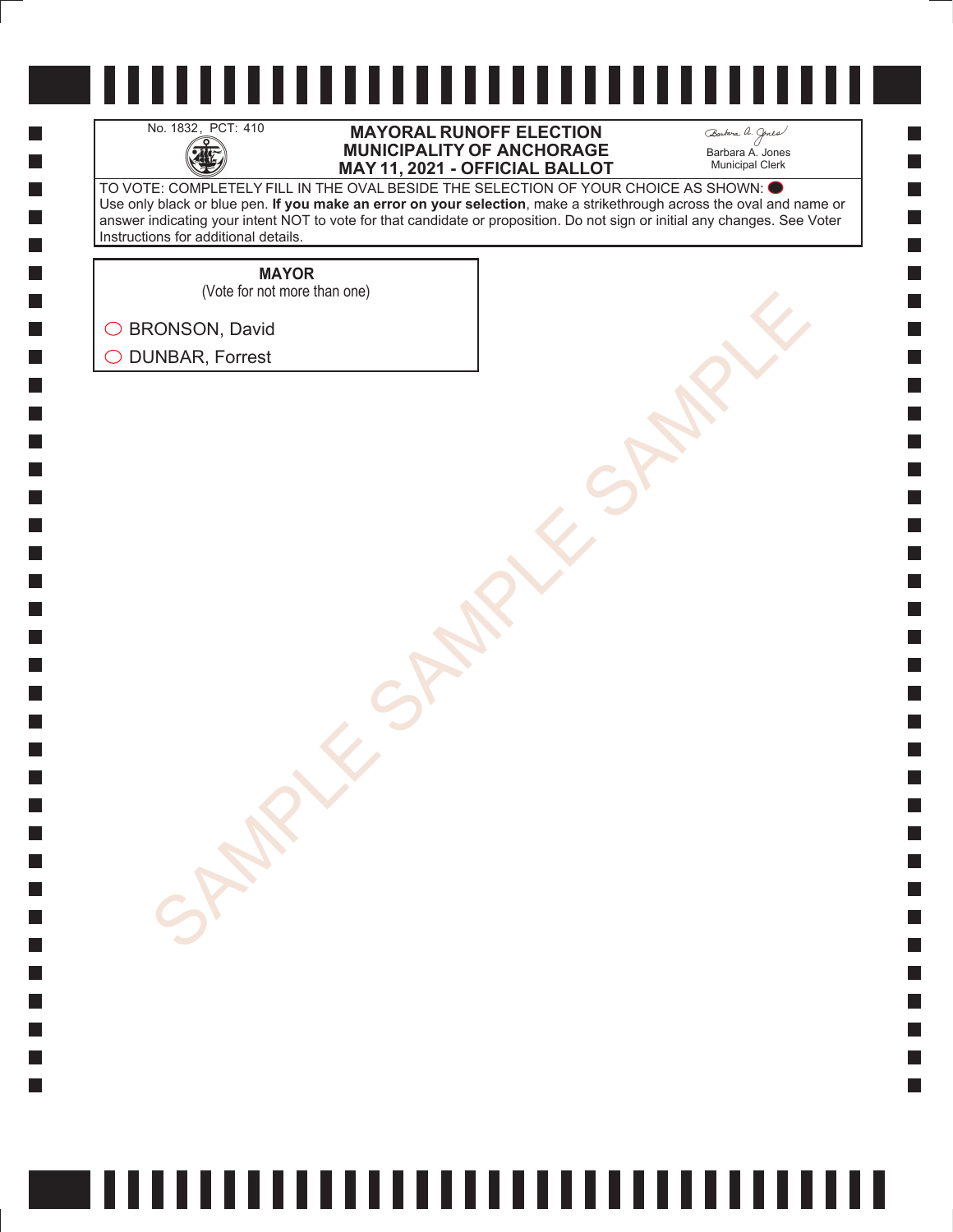No. 1832, PCT: 410

# MAYORAL RUNOFF ELECTION
# MUNICIPALITY OF ANCHORAGE
# MAY 11, 2021 - OFFICIAL BALLOT

Barbara A. Jones
Municipal Clerk

TO VOTE: COMPLETELY FILL IN THE OVAL BESIDE THE SELECTION OF YOUR CHOICE AS SHOWN: ⬬
Use only black or blue pen. **If you make an error on your selection**, make a strikethrough across the oval and name or answer indicating your intent NOT to vote for that candidate or proposition. Do not sign or initial any changes. See Voter Instructions for additional details.

**MAYOR**
(Vote for not more than one)

◯ BRONSON, David

◯ DUNBAR, Forrest

SAMPLE SAMPLE SAMPLE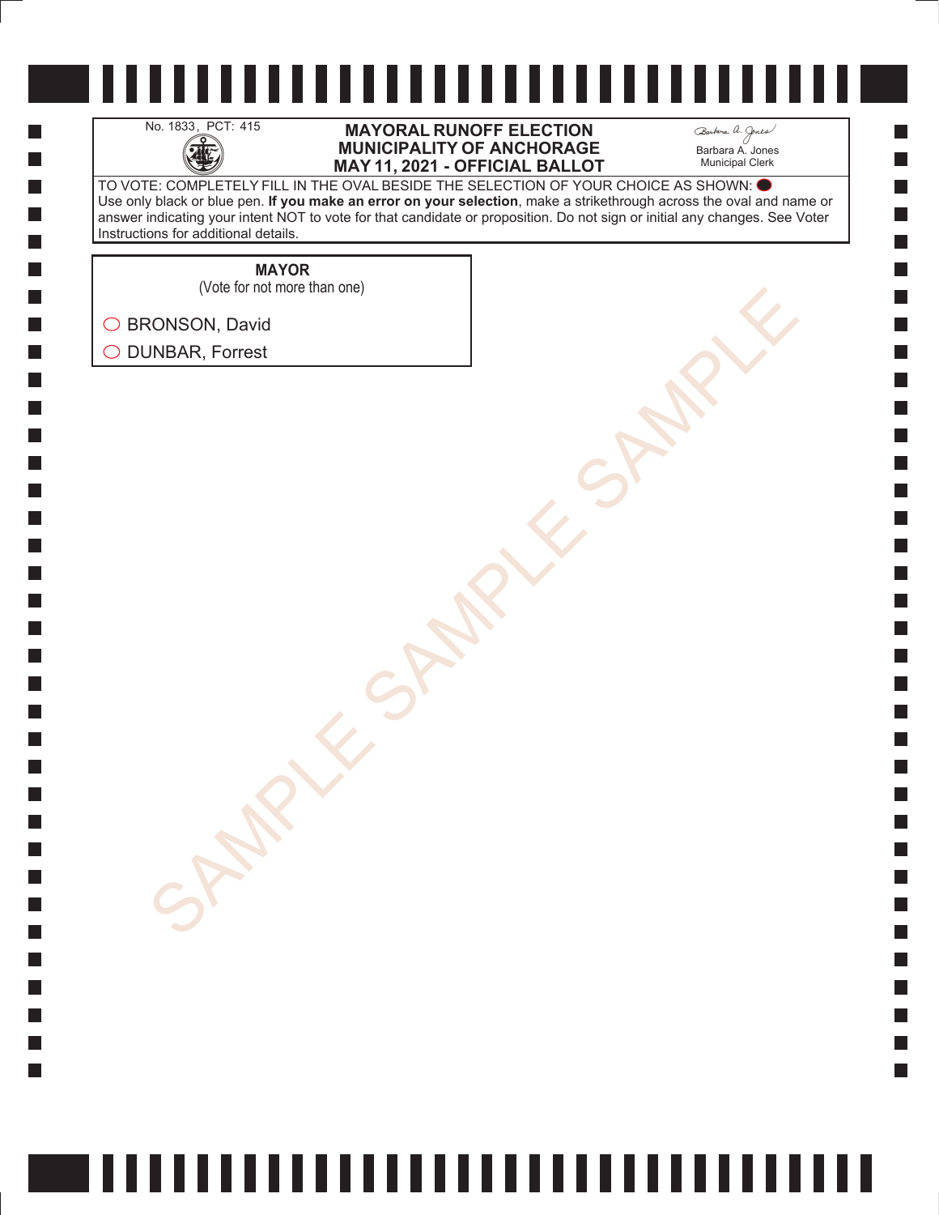No. 1833, PCT: 415

# MAYORAL RUNOFF ELECTION
# MUNICIPALITY OF ANCHORAGE
# MAY 11, 2021 - OFFICIAL BALLOT

Barbara A. Jones
Municipal Clerk

TO VOTE: COMPLETELY FILL IN THE OVAL BESIDE THE SELECTION OF YOUR CHOICE AS SHOWN: ⬤
Use only black or blue pen. **If you make an error on your selection**, make a strikethrough across the oval and name or answer indicating your intent NOT to vote for that candidate or proposition. Do not sign or initial any changes. See Voter Instructions for additional details.

**MAYOR**
(Vote for not more than one)

◯ BRONSON, David
◯ DUNBAR, Forrest

SAMPLE SAMPLE SAMPLE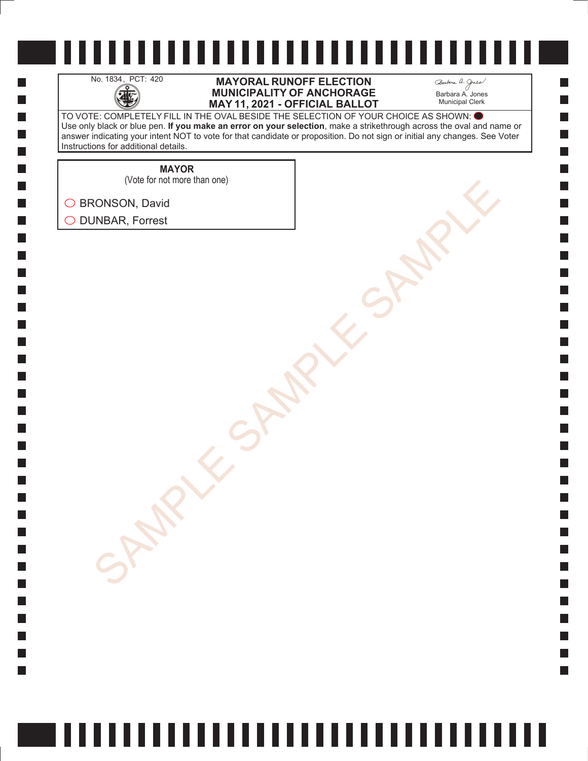No. 1834, PCT: 420

# MAYORAL RUNOFF ELECTION
# MUNICIPALITY OF ANCHORAGE
# MAY 11, 2021 - OFFICIAL BALLOT

Barbara A. Jones
Municipal Clerk

TO VOTE: COMPLETELY FILL IN THE OVAL BESIDE THE SELECTION OF YOUR CHOICE AS SHOWN: ⬤
Use only black or blue pen. **If you make an error on your selection**, make a strikethrough across the oval and name or answer indicating your intent NOT to vote for that candidate or proposition. Do not sign or initial any changes. See Voter Instructions for additional details.

**MAYOR**
(Vote for not more than one)

◯ BRONSON, David

◯ DUNBAR, Forrest

SAMPLE SAMPLE SAMPLE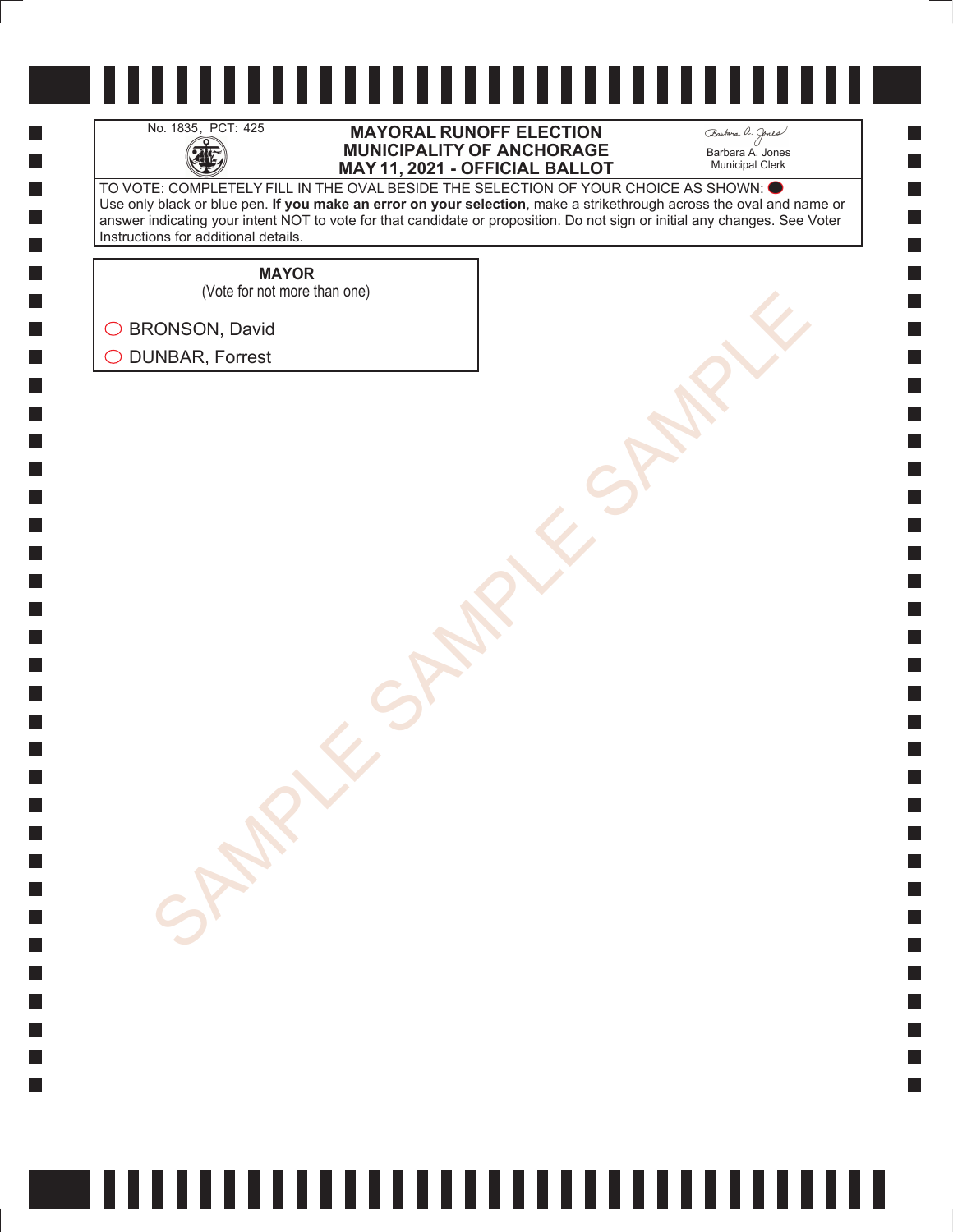No. 1835, PCT: 425

# MAYORAL RUNOFF ELECTION
# MUNICIPALITY OF ANCHORAGE
# MAY 11, 2021 - OFFICIAL BALLOT

Barbara A. Jones
Municipal Clerk

TO VOTE: COMPLETELY FILL IN THE OVAL BESIDE THE SELECTION OF YOUR CHOICE AS SHOWN: ●
Use only black or blue pen. **If you make an error on your selection**, make a strikethrough across the oval and name or answer indicating your intent NOT to vote for that candidate or proposition. Do not sign or initial any changes. See Voter Instructions for additional details.

**MAYOR**
(Vote for not more than one)

○ BRONSON, David
○ DUNBAR, Forrest

SAMPLE SAMPLE SAMPLE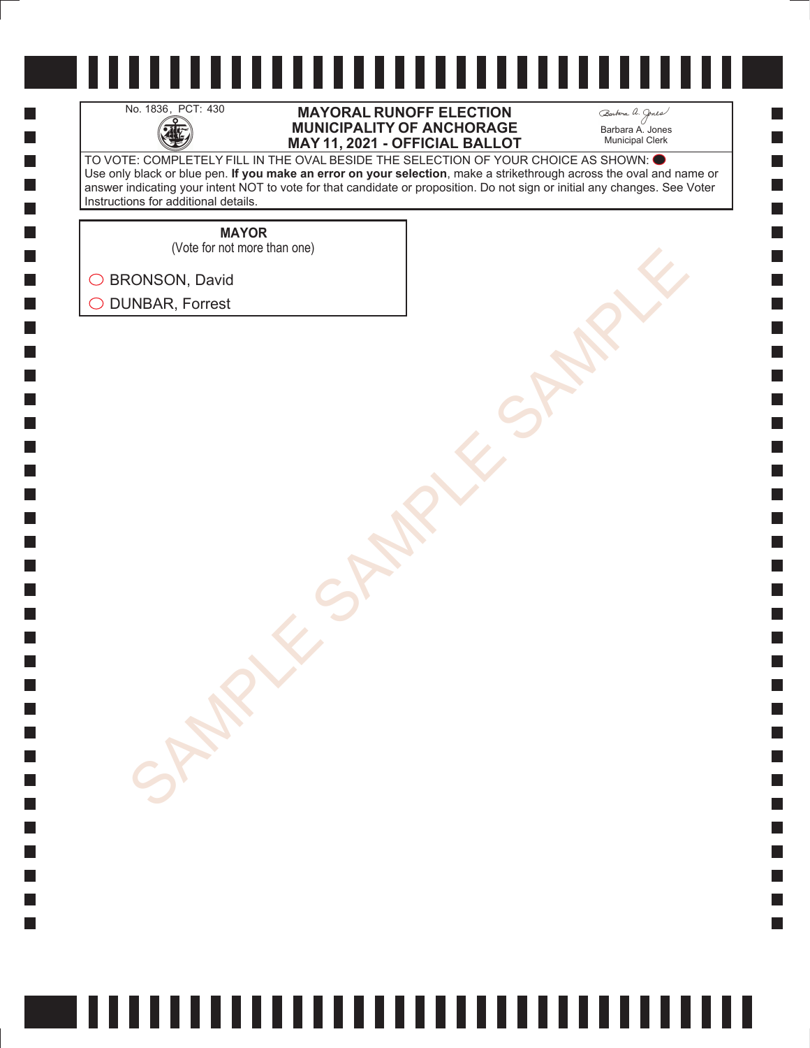No. 1836, PCT: 430

# MAYORAL RUNOFF ELECTION
# MUNICIPALITY OF ANCHORAGE
# MAY 11, 2021 - OFFICIAL BALLOT

Barbara A. Jones
Municipal Clerk

TO VOTE: COMPLETELY FILL IN THE OVAL BESIDE THE SELECTION OF YOUR CHOICE AS SHOWN: ⬤
Use only black or blue pen. **If you make an error on your selection**, make a strikethrough across the oval and name or answer indicating your intent NOT to vote for that candidate or proposition. Do not sign or initial any changes. See Voter Instructions for additional details.

**MAYOR**
(Vote for not more than one)

◯ BRONSON, David

◯ DUNBAR, Forrest

SAMPLE SAMPLE SAMPLE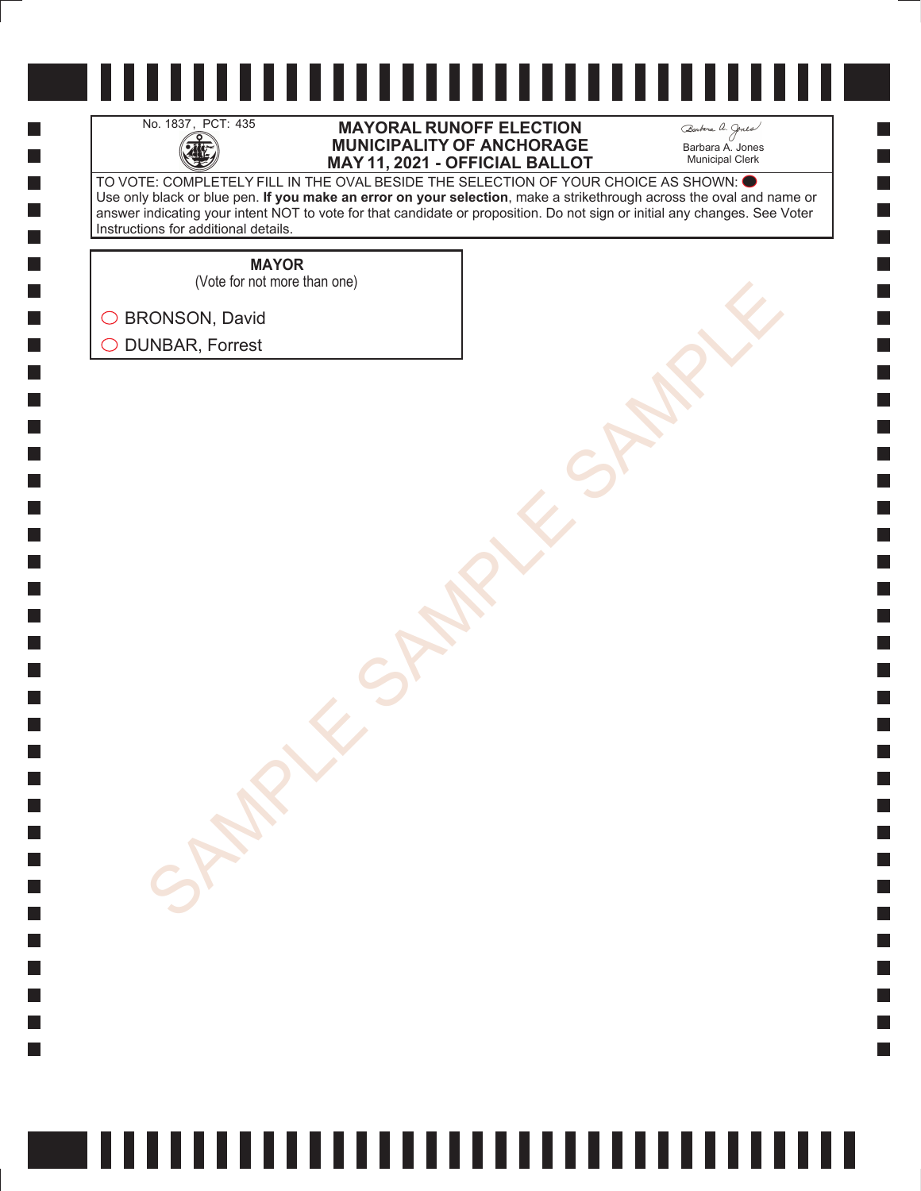No. 1837, PCT: 435

# MAYORAL RUNOFF ELECTION
# MUNICIPALITY OF ANCHORAGE
# MAY 11, 2021 - OFFICIAL BALLOT

Barbara A. Jones
Municipal Clerk

TO VOTE: COMPLETELY FILL IN THE OVAL BESIDE THE SELECTION OF YOUR CHOICE AS SHOWN: ⬤
Use only black or blue pen. **If you make an error on your selection**, make a strikethrough across the oval and name or answer indicating your intent NOT to vote for that candidate or proposition. Do not sign or initial any changes. See Voter Instructions for additional details.

**MAYOR**
(Vote for not more than one)

○ BRONSON, David
○ DUNBAR, Forrest

SAMPLE SAMPLE SAMPLE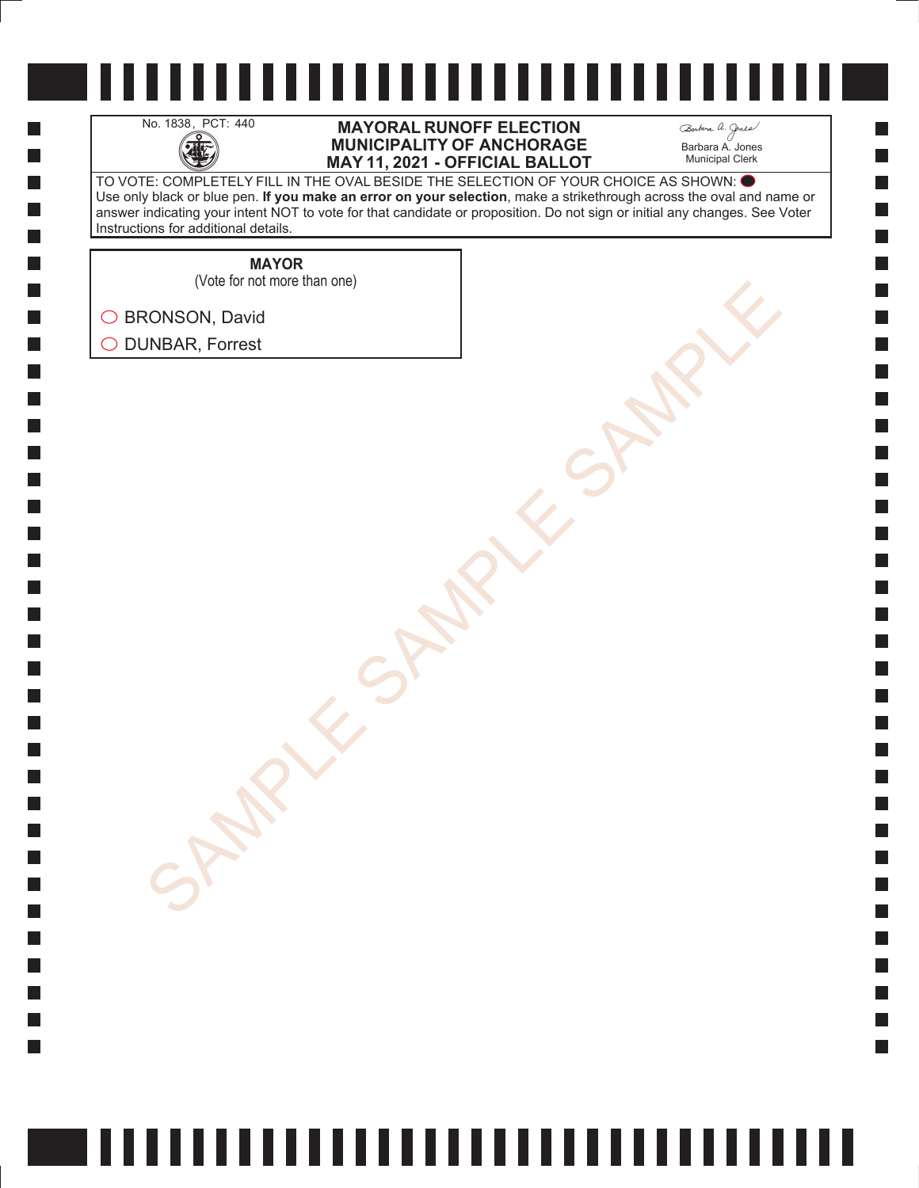No. 1838, PCT: 440

# MAYORAL RUNOFF ELECTION
# MUNICIPALITY OF ANCHORAGE
# MAY 11, 2021 - OFFICIAL BALLOT

Barbara A. Jones
Municipal Clerk

TO VOTE: COMPLETELY FILL IN THE OVAL BESIDE THE SELECTION OF YOUR CHOICE AS SHOWN: ⬤
Use only black or blue pen. **If you make an error on your selection**, make a strikethrough across the oval and name or answer indicating your intent NOT to vote for that candidate or proposition. Do not sign or initial any changes. See Voter Instructions for additional details.

**MAYOR**
(Vote for not more than one)

- ◯ BRONSON, David
- ◯ DUNBAR, Forrest

SAMPLE SAMPLE SAMPLE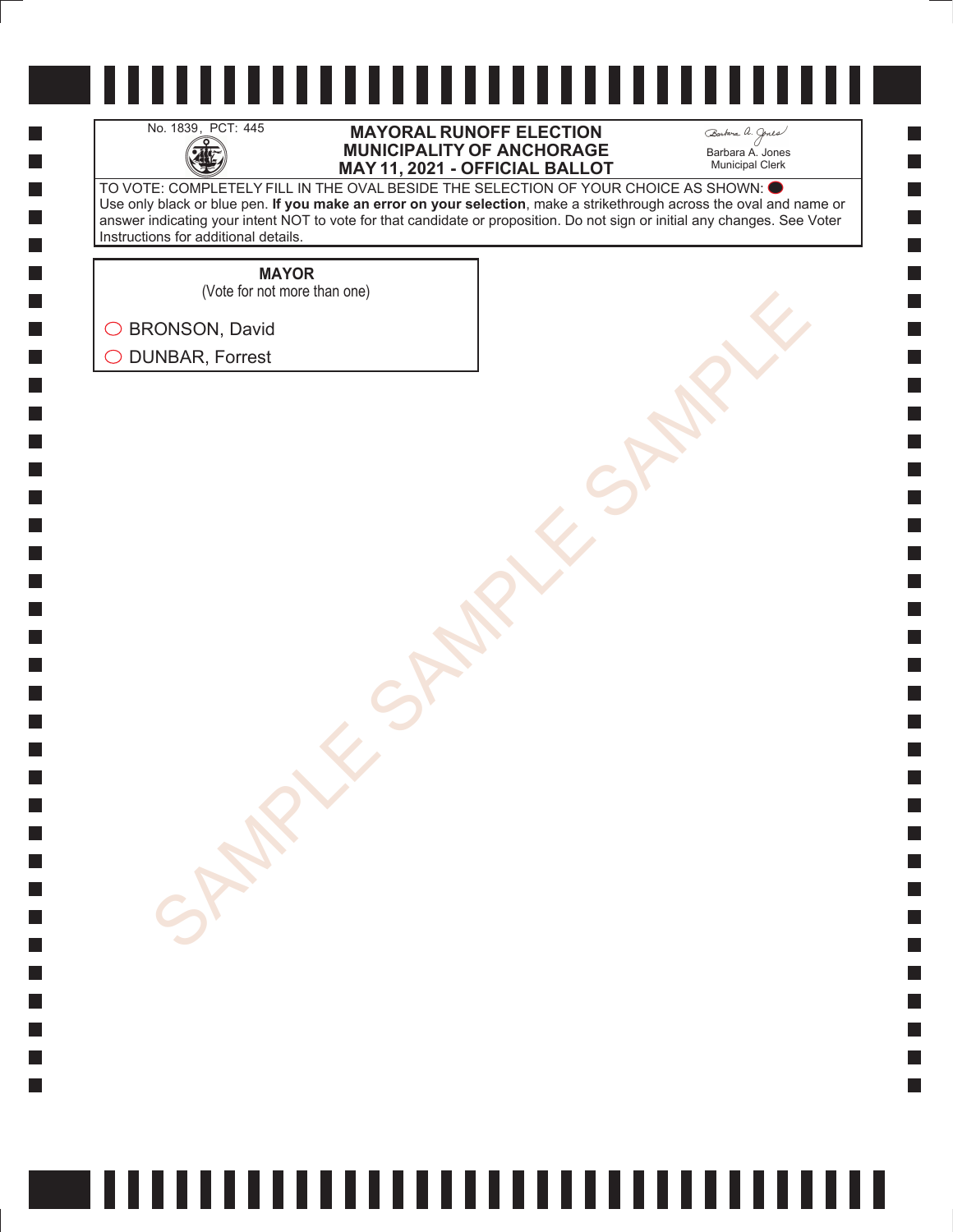No. 1839, PCT: 445

# MAYORAL RUNOFF ELECTION
# MUNICIPALITY OF ANCHORAGE
# MAY 11, 2021 - OFFICIAL BALLOT

Barbara A. Jones
Municipal Clerk

TO VOTE: COMPLETELY FILL IN THE OVAL BESIDE THE SELECTION OF YOUR CHOICE AS SHOWN: ⬤
Use only black or blue pen. **If you make an error on your selection**, make a strikethrough across the oval and name or answer indicating your intent NOT to vote for that candidate or proposition. Do not sign or initial any changes. See Voter Instructions for additional details.

**MAYOR**
(Vote for not more than one)

○ BRONSON, David

○ DUNBAR, Forrest

SAMPLE SAMPLE SAMPLE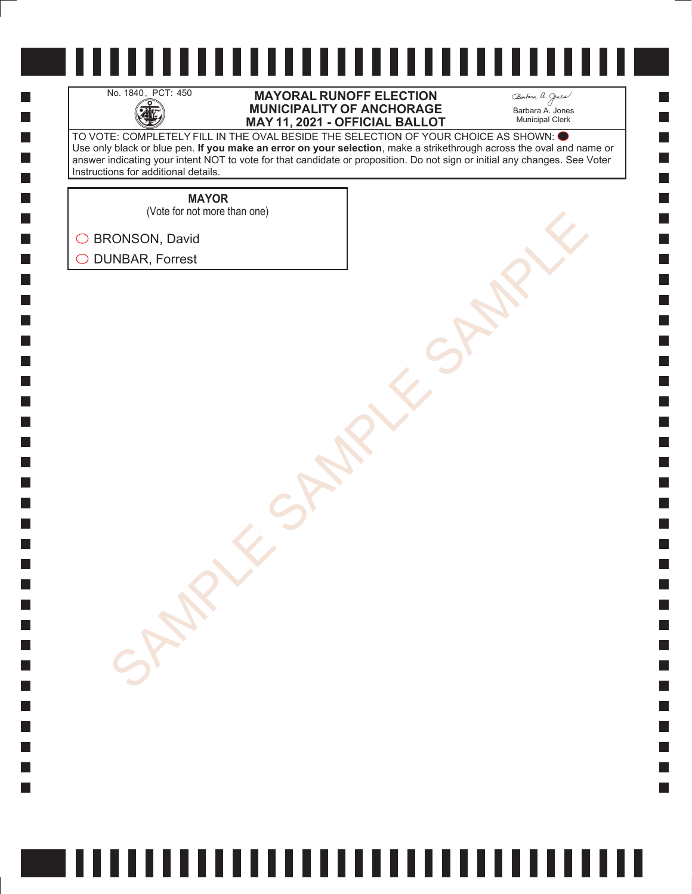No. 1840, PCT: 450

# MAYORAL RUNOFF ELECTION
# MUNICIPALITY OF ANCHORAGE
# MAY 11, 2021 - OFFICIAL BALLOT

Barbara A. Jones
Municipal Clerk

TO VOTE: COMPLETELY FILL IN THE OVAL BESIDE THE SELECTION OF YOUR CHOICE AS SHOWN: ⬤
Use only black or blue pen. **If you make an error on your selection**, make a strikethrough across the oval and name or answer indicating your intent NOT to vote for that candidate or proposition. Do not sign or initial any changes. See Voter Instructions for additional details.

**MAYOR**
(Vote for not more than one)

◯ BRONSON, David

◯ DUNBAR, Forrest

SAMPLE SAMPLE SAMPLE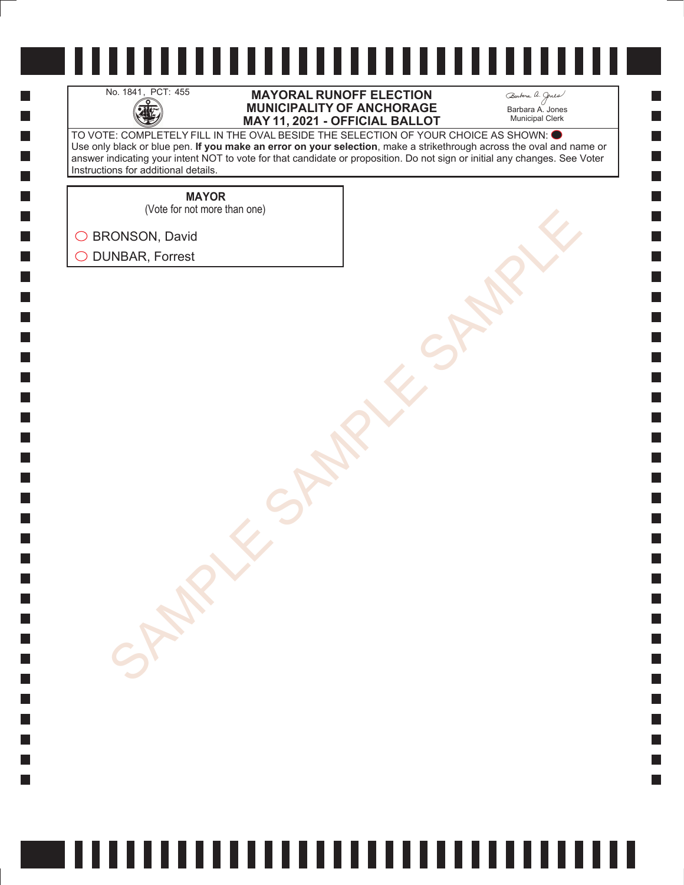No. 1841, PCT: 455

**MAYORAL RUNOFF ELECTION**
**MUNICIPALITY OF ANCHORAGE**
**MAY 11, 2021 - OFFICIAL BALLOT**

Barbara A. Jones
Municipal Clerk

TO VOTE: COMPLETELY FILL IN THE OVAL BESIDE THE SELECTION OF YOUR CHOICE AS SHOWN: ⬤
Use only black or blue pen. **If you make an error on your selection**, make a strikethrough across the oval and name or answer indicating your intent NOT to vote for that candidate or proposition. Do not sign or initial any changes. See Voter Instructions for additional details.

**MAYOR**
(Vote for not more than one)

- ◯ BRONSON, David
- ◯ DUNBAR, Forrest

SAMPLE SAMPLE SAMPLE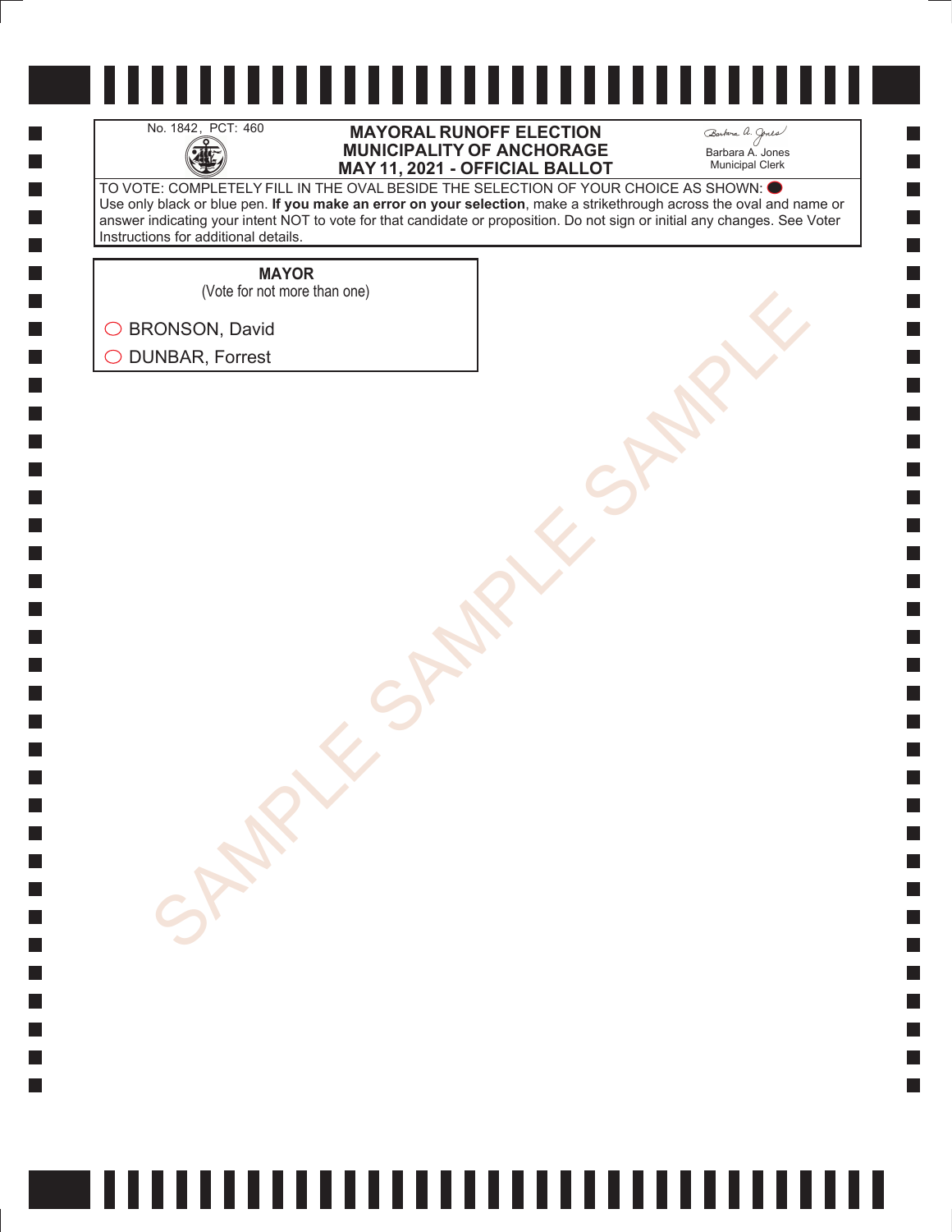No. 1842, PCT: 460

# MAYORAL RUNOFF ELECTION
# MUNICIPALITY OF ANCHORAGE
# MAY 11, 2021 - OFFICIAL BALLOT

Barbara A. Jones
Municipal Clerk

TO VOTE: COMPLETELY FILL IN THE OVAL BESIDE THE SELECTION OF YOUR CHOICE AS SHOWN: ⬤
Use only black or blue pen. **If you make an error on your selection**, make a strikethrough across the oval and name or answer indicating your intent NOT to vote for that candidate or proposition. Do not sign or initial any changes. See Voter Instructions for additional details.

**MAYOR**
(Vote for not more than one)

- ◯ BRONSON, David
- ◯ DUNBAR, Forrest

SAMPLE SAMPLE SAMPLE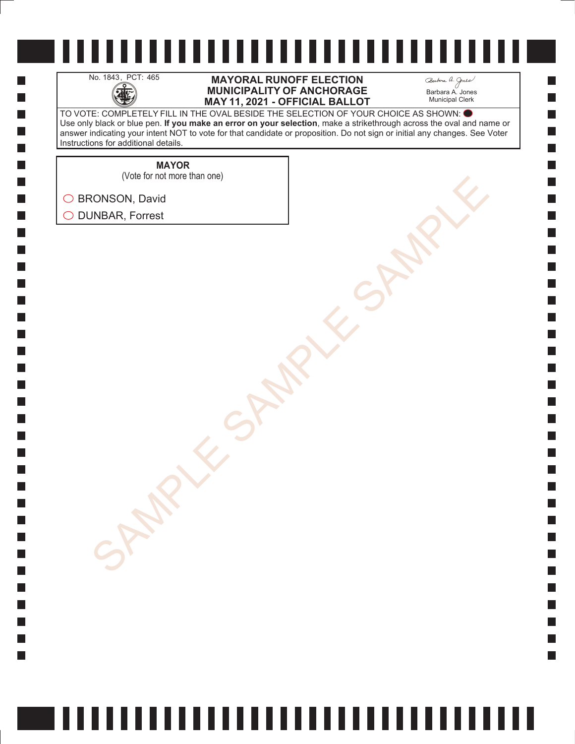No. 1843, PCT: 465

# MAYORAL RUNOFF ELECTION
# MUNICIPALITY OF ANCHORAGE
# MAY 11, 2021 - OFFICIAL BALLOT

Barbara A. Jones
Municipal Clerk

TO VOTE: COMPLETELY FILL IN THE OVAL BESIDE THE SELECTION OF YOUR CHOICE AS SHOWN: ⬬
Use only black or blue pen. **If you make an error on your selection**, make a strikethrough across the oval and name or answer indicating your intent NOT to vote for that candidate or proposition. Do not sign or initial any changes. See Voter Instructions for additional details.

**MAYOR**
(Vote for not more than one)

◯ BRONSON, David
◯ DUNBAR, Forrest

SAMPLE SAMPLE SAMPLE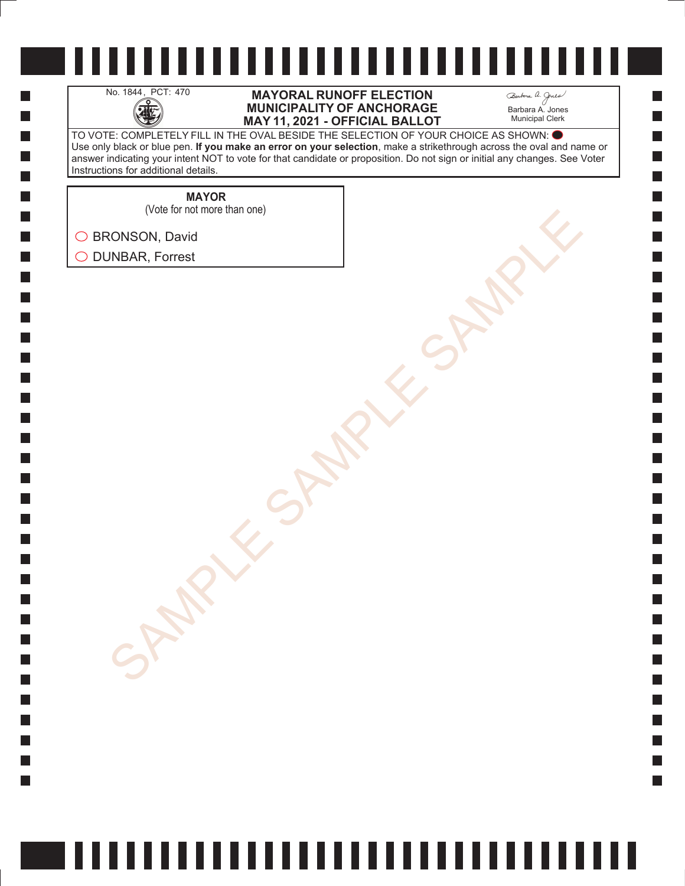No. 1844, PCT: 470

# MAYORAL RUNOFF ELECTION
# MUNICIPALITY OF ANCHORAGE
# MAY 11, 2021 - OFFICIAL BALLOT

Barbara A. Jones
Municipal Clerk

TO VOTE: COMPLETELY FILL IN THE OVAL BESIDE THE SELECTION OF YOUR CHOICE AS SHOWN: ⬤
Use only black or blue pen. **If you make an error on your selection**, make a strikethrough across the oval and name or answer indicating your intent NOT to vote for that candidate or proposition. Do not sign or initial any changes. See Voter Instructions for additional details.

**MAYOR**
(Vote for not more than one)

○ BRONSON, David

○ DUNBAR, Forrest

SAMPLE SAMPLE SAMPLE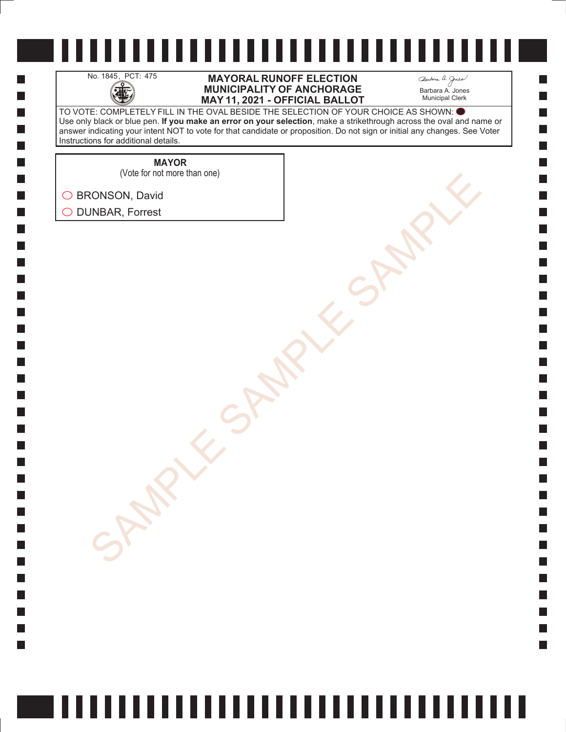No. 1845, PCT: 475

**MAYORAL RUNOFF ELECTION**
**MUNICIPALITY OF ANCHORAGE**
**MAY 11, 2021 - OFFICIAL BALLOT**

Barbara A. Jones
Municipal Clerk

TO VOTE: COMPLETELY FILL IN THE OVAL BESIDE THE SELECTION OF YOUR CHOICE AS SHOWN: ⬤
Use only black or blue pen. **If you make an error on your selection**, make a strikethrough across the oval and name or answer indicating your intent NOT to vote for that candidate or proposition. Do not sign or initial any changes. See Voter Instructions for additional details.

**MAYOR**
(Vote for not more than one)

- ◯ BRONSON, David
- ◯ DUNBAR, Forrest

SAMPLE SAMPLE SAMPLE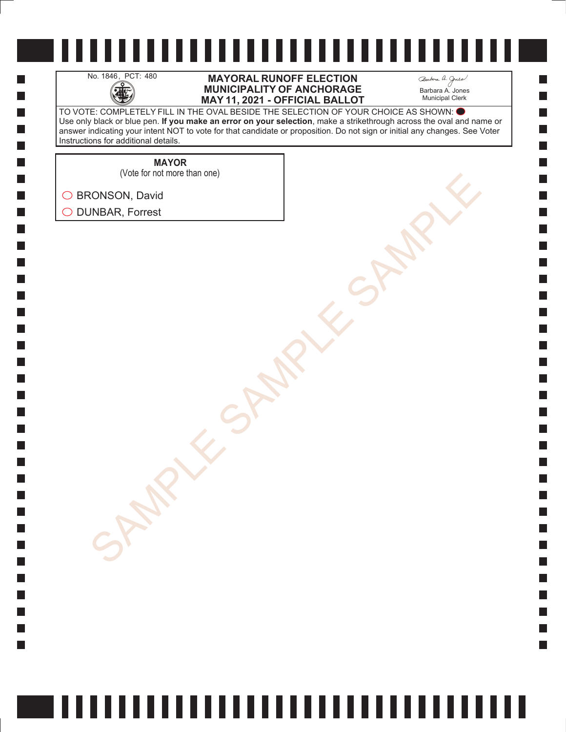No. 1846, PCT: 480

# MAYORAL RUNOFF ELECTION
# MUNICIPALITY OF ANCHORAGE
# MAY 11, 2021 - OFFICIAL BALLOT

Barbara A. Jones
Municipal Clerk

TO VOTE: COMPLETELY FILL IN THE OVAL BESIDE THE SELECTION OF YOUR CHOICE AS SHOWN: ⬤
Use only black or blue pen. **If you make an error on your selection**, make a strikethrough across the oval and name or answer indicating your intent NOT to vote for that candidate or proposition. Do not sign or initial any changes. See Voter Instructions for additional details.

## MAYOR
(Vote for not more than one)

◯ BRONSON, David

◯ DUNBAR, Forrest

SAMPLE SAMPLE SAMPLE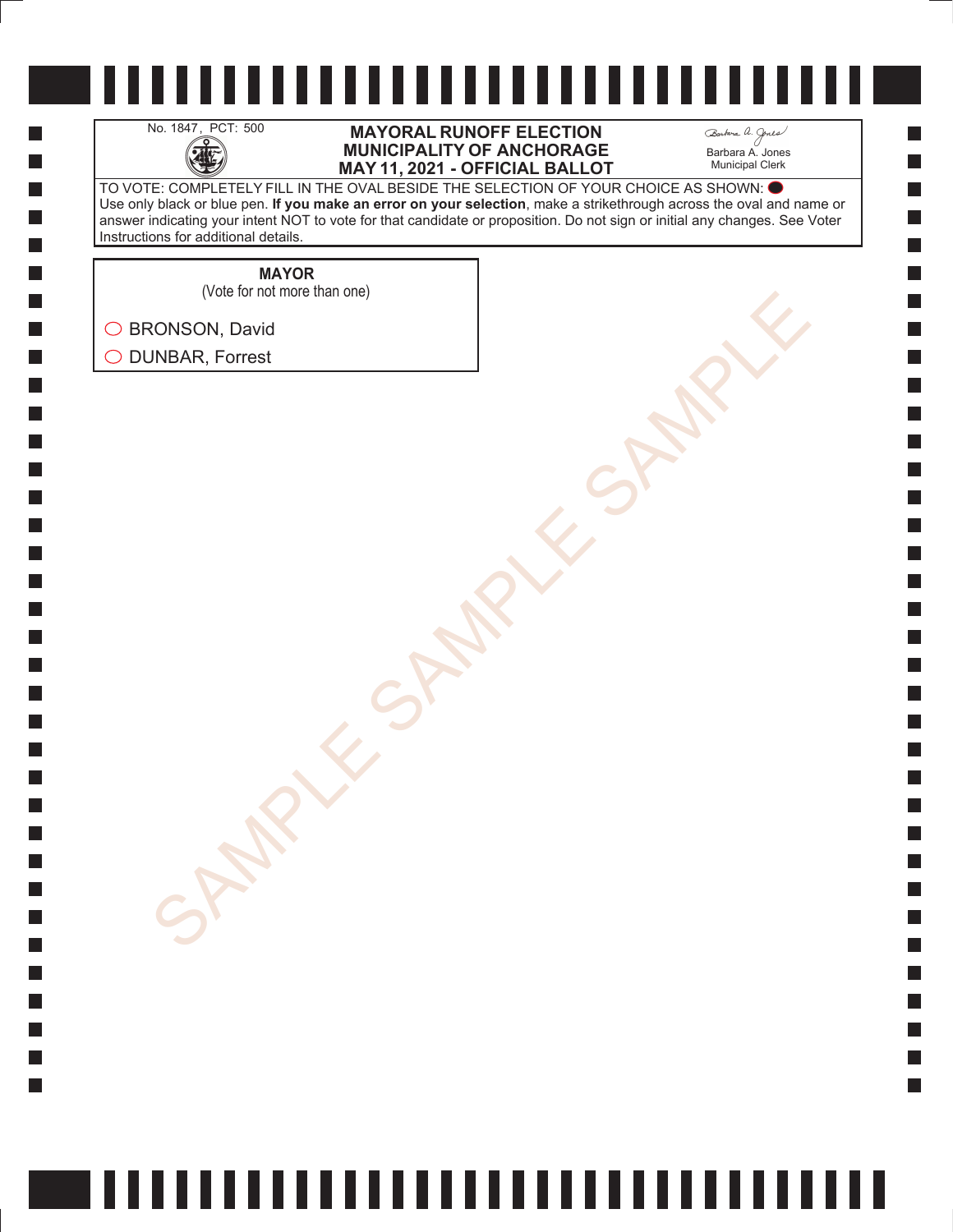No. 1847, PCT: 500

# MAYORAL RUNOFF ELECTION
# MUNICIPALITY OF ANCHORAGE
# MAY 11, 2021 - OFFICIAL BALLOT

Barbara A. Jones
Municipal Clerk

TO VOTE: COMPLETELY FILL IN THE OVAL BESIDE THE SELECTION OF YOUR CHOICE AS SHOWN: ⬤
Use only black or blue pen. **If you make an error on your selection**, make a strikethrough across the oval and name or answer indicating your intent NOT to vote for that candidate or proposition. Do not sign or initial any changes. See Voter Instructions for additional details.

## MAYOR
(Vote for not more than one)

- ◯ BRONSON, David
- ◯ DUNBAR, Forrest

SAMPLE SAMPLE SAMPLE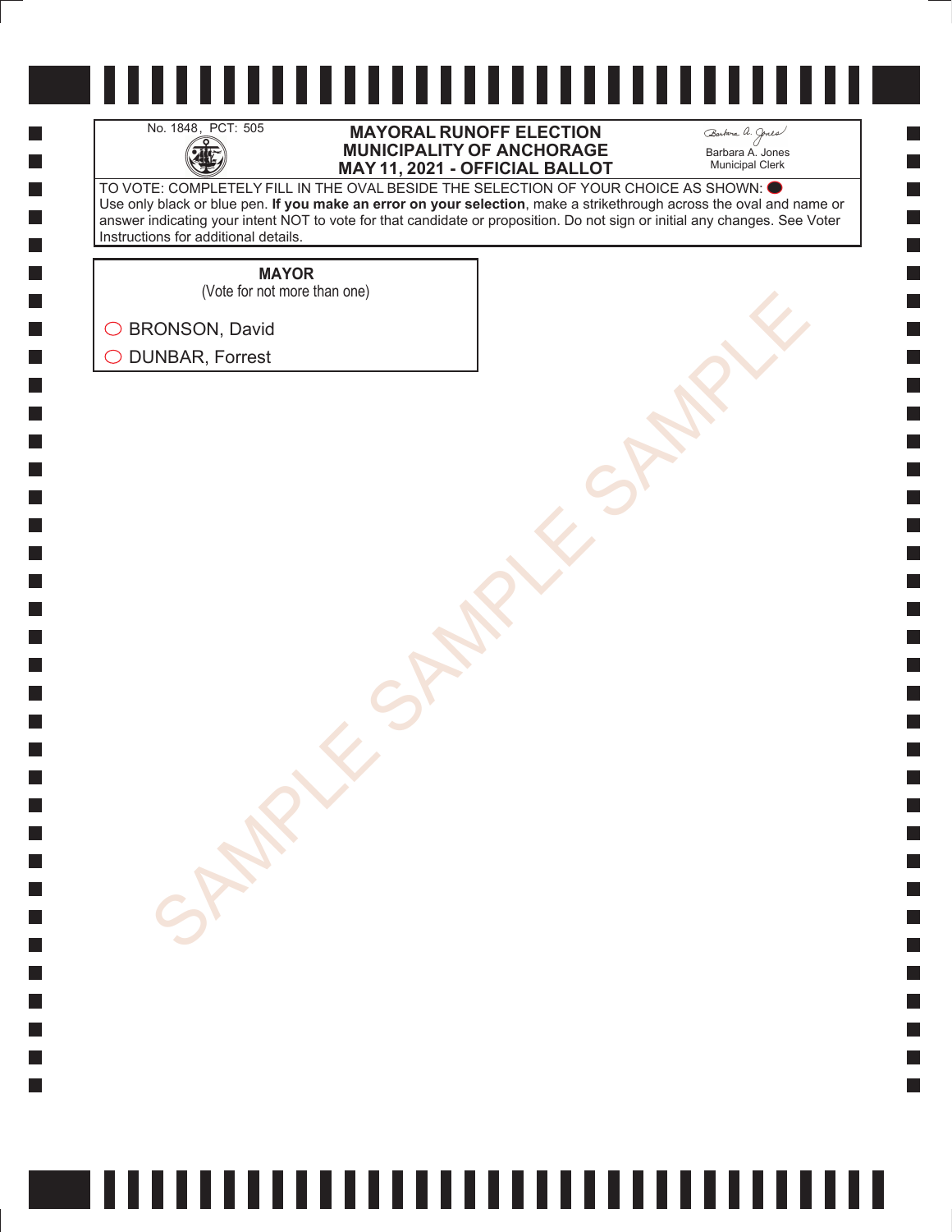No. 1848, PCT: 505

# MAYORAL RUNOFF ELECTION
# MUNICIPALITY OF ANCHORAGE
# MAY 11, 2021 - OFFICIAL BALLOT

Barbara A. Jones
Municipal Clerk

TO VOTE: COMPLETELY FILL IN THE OVAL BESIDE THE SELECTION OF YOUR CHOICE AS SHOWN: ●
Use only black or blue pen. **If you make an error on your selection**, make a strikethrough across the oval and name or answer indicating your intent NOT to vote for that candidate or proposition. Do not sign or initial any changes. See Voter Instructions for additional details.

**MAYOR**
(Vote for not more than one)

- ◯ BRONSON, David
- ◯ DUNBAR, Forrest

SAMPLE SAMPLE SAMPLE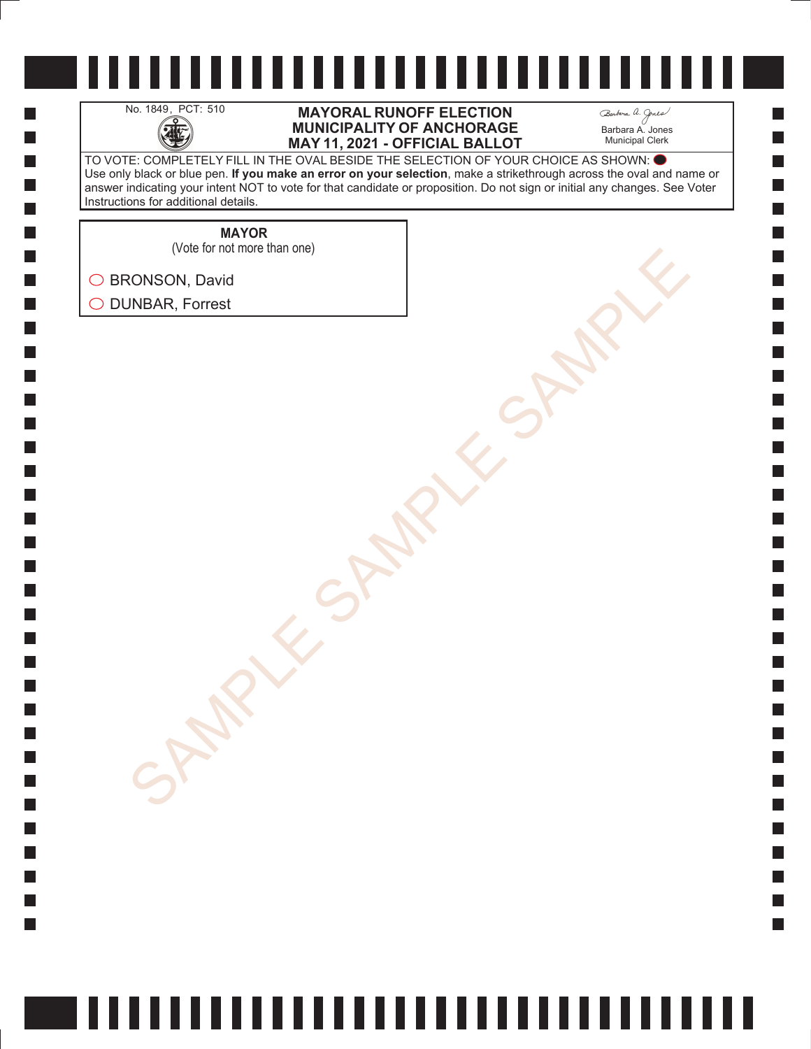No. 1849, PCT: 510

# MAYORAL RUNOFF ELECTION
# MUNICIPALITY OF ANCHORAGE
# MAY 11, 2021 - OFFICIAL BALLOT

Barbara A. Jones
Municipal Clerk

TO VOTE: COMPLETELY FILL IN THE OVAL BESIDE THE SELECTION OF YOUR CHOICE AS SHOWN:
Use only black or blue pen. **If you make an error on your selection**, make a strikethrough across the oval and name or answer indicating your intent NOT to vote for that candidate or proposition. Do not sign or initial any changes. See Voter Instructions for additional details.

**MAYOR**
(Vote for not more than one)

- ○ BRONSON, David
- ○ DUNBAR, Forrest

SAMPLE SAMPLE SAMPLE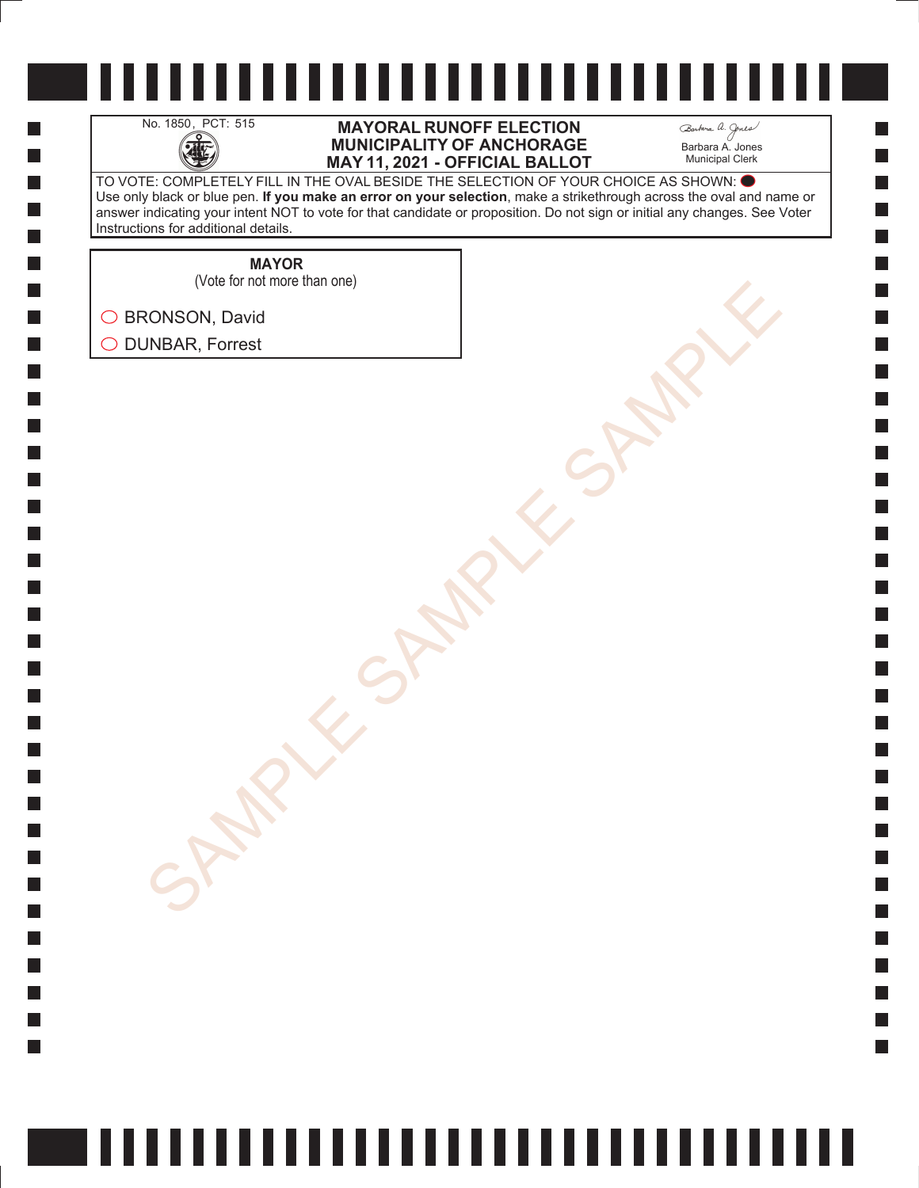No. 1850, PCT: 515

# MAYORAL RUNOFF ELECTION
# MUNICIPALITY OF ANCHORAGE
# MAY 11, 2021 - OFFICIAL BALLOT

Barbara A. Jones
Municipal Clerk

TO VOTE: COMPLETELY FILL IN THE OVAL BESIDE THE SELECTION OF YOUR CHOICE AS SHOWN: ⬤
Use only black or blue pen. **If you make an error on your selection**, make a strikethrough across the oval and name or answer indicating your intent NOT to vote for that candidate or proposition. Do not sign or initial any changes. See Voter Instructions for additional details.

**MAYOR**
(Vote for not more than one)

- ◯ BRONSON, David
- ◯ DUNBAR, Forrest

SAMPLE SAMPLE SAMPLE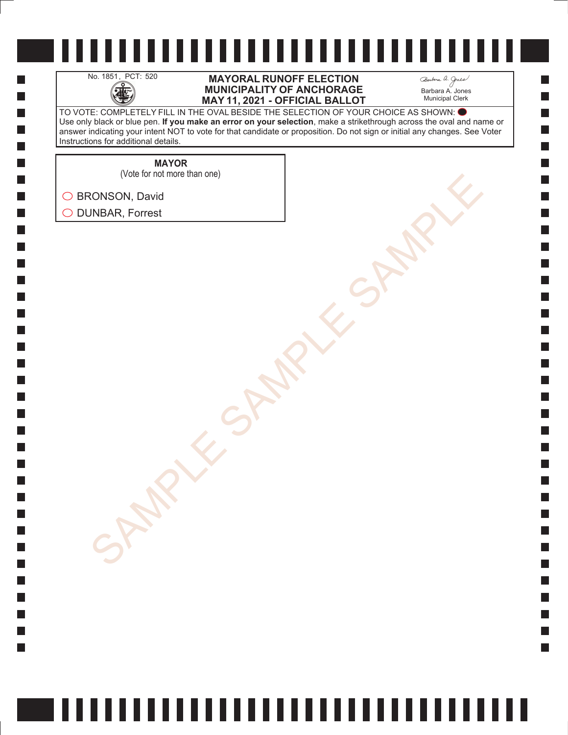No. 1851, PCT: 520

**MAYORAL RUNOFF ELECTION**
**MUNICIPALITY OF ANCHORAGE**
**MAY 11, 2021 - OFFICIAL BALLOT**

Barbara A. Jones
Municipal Clerk

TO VOTE: COMPLETELY FILL IN THE OVAL BESIDE THE SELECTION OF YOUR CHOICE AS SHOWN: ⬤
Use only black or blue pen. **If you make an error on your selection**, make a strikethrough across the oval and name or answer indicating your intent NOT to vote for that candidate or proposition. Do not sign or initial any changes. See Voter Instructions for additional details.

**MAYOR**
(Vote for not more than one)

○ BRONSON, David
○ DUNBAR, Forrest

SAMPLE SAMPLE SAMPLE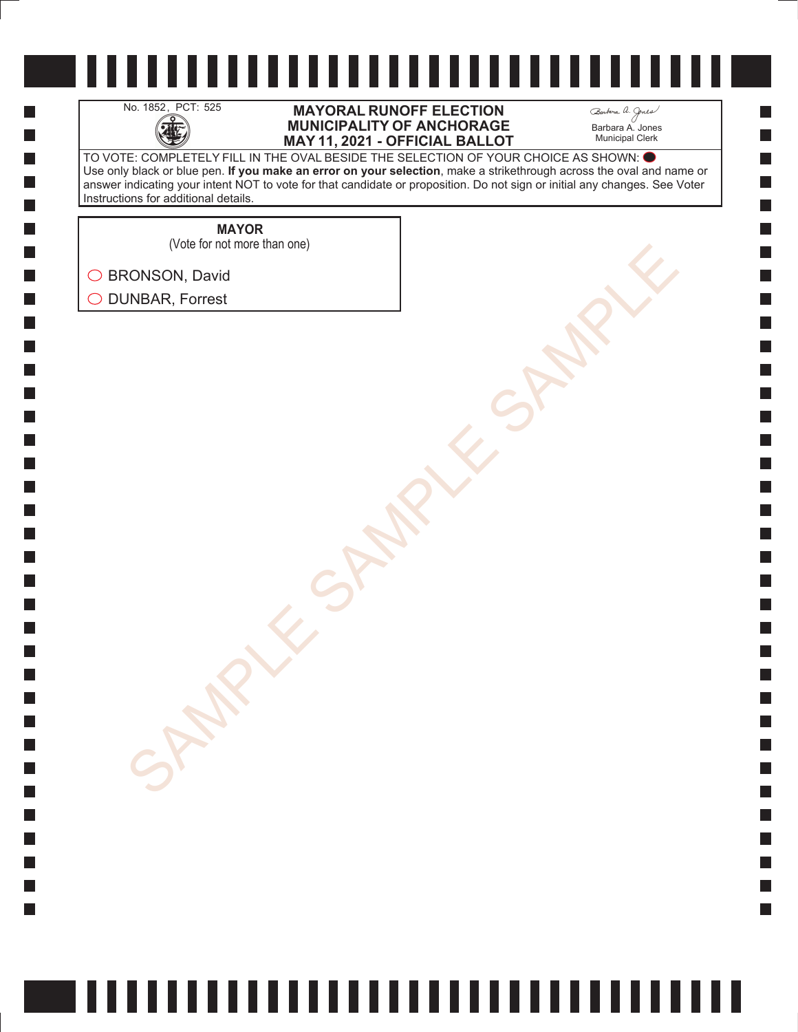No. 1852, PCT: 525

# MAYORAL RUNOFF ELECTION
# MUNICIPALITY OF ANCHORAGE
# MAY 11, 2021 - OFFICIAL BALLOT

Barbara A. Jones
Municipal Clerk

TO VOTE: COMPLETELY FILL IN THE OVAL BESIDE THE SELECTION OF YOUR CHOICE AS SHOWN: ⬤
Use only black or blue pen. **If you make an error on your selection**, make a strikethrough across the oval and name or answer indicating your intent NOT to vote for that candidate or proposition. Do not sign or initial any changes. See Voter Instructions for additional details.

**MAYOR**
(Vote for not more than one)

◯ BRONSON, David

◯ DUNBAR, Forrest

SAMPLE SAMPLE SAMPLE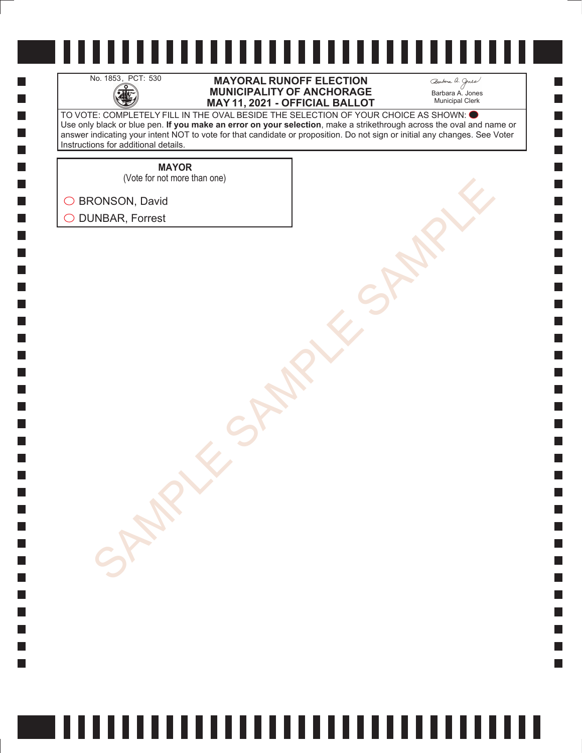No. 1853, PCT: 530

# MAYORAL RUNOFF ELECTION
# MUNICIPALITY OF ANCHORAGE
# MAY 11, 2021 - OFFICIAL BALLOT

Barbara A. Jones
Municipal Clerk

TO VOTE: COMPLETELY FILL IN THE OVAL BESIDE THE SELECTION OF YOUR CHOICE AS SHOWN: ⬤
Use only black or blue pen. **If you make an error on your selection**, make a strikethrough across the oval and name or answer indicating your intent NOT to vote for that candidate or proposition. Do not sign or initial any changes. See Voter Instructions for additional details.

**MAYOR**
(Vote for not more than one)

○ BRONSON, David

○ DUNBAR, Forrest

SAMPLE SAMPLE SAMPLE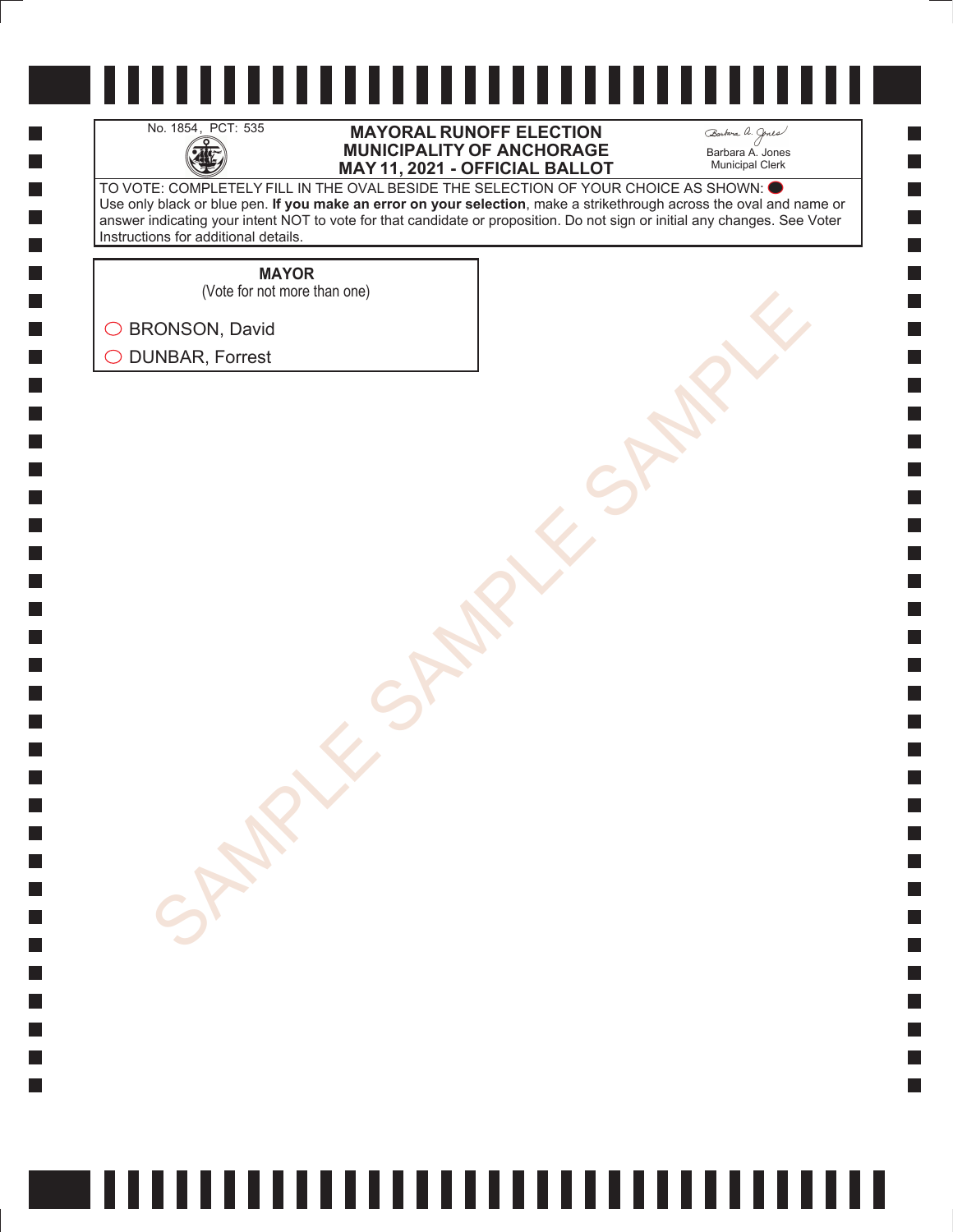No. 1854, PCT: 535

# MAYORAL RUNOFF ELECTION
# MUNICIPALITY OF ANCHORAGE
# MAY 11, 2021 - OFFICIAL BALLOT

Barbara A. Jones
Municipal Clerk

TO VOTE: COMPLETELY FILL IN THE OVAL BESIDE THE SELECTION OF YOUR CHOICE AS SHOWN: ⬤
Use only black or blue pen. **If you make an error on your selection**, make a strikethrough across the oval and name or answer indicating your intent NOT to vote for that candidate or proposition. Do not sign or initial any changes. See Voter Instructions for additional details.

**MAYOR**
(Vote for not more than one)

◯ BRONSON, David

◯ DUNBAR, Forrest

SAMPLE SAMPLE SAMPLE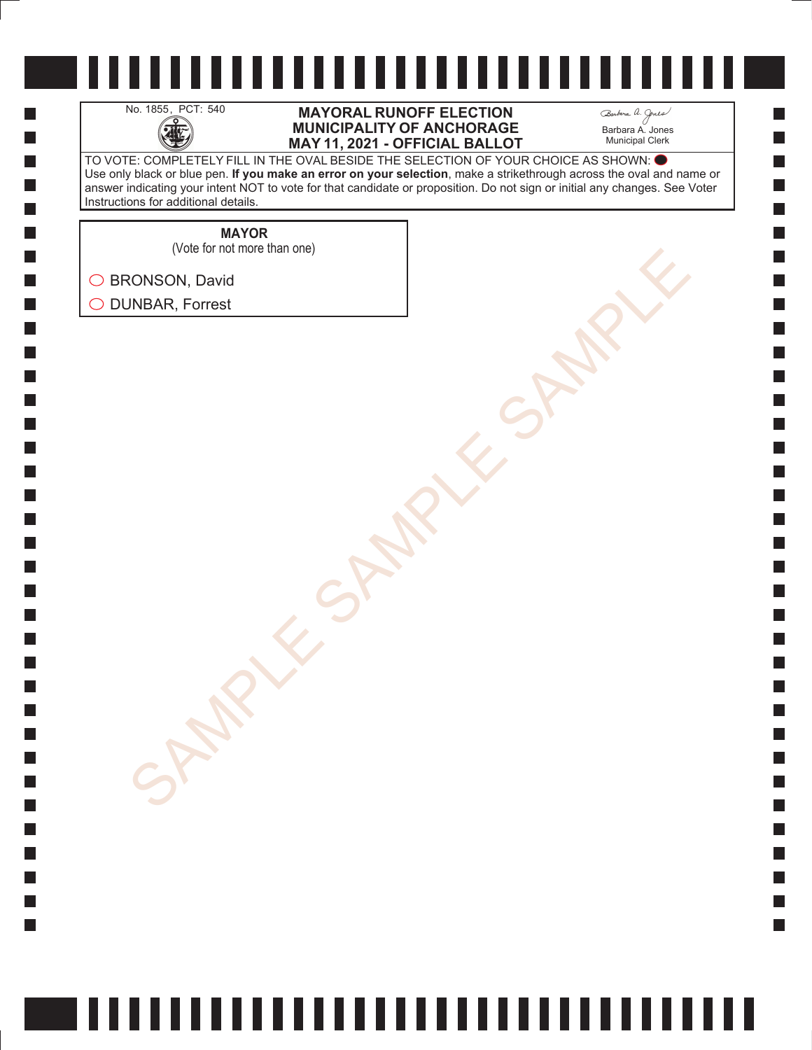No. 1855, PCT: 540

# MAYORAL RUNOFF ELECTION
# MUNICIPALITY OF ANCHORAGE
# MAY 11, 2021 - OFFICIAL BALLOT

Barbara A. Jones
Municipal Clerk

TO VOTE: COMPLETELY FILL IN THE OVAL BESIDE THE SELECTION OF YOUR CHOICE AS SHOWN: ⬤
Use only black or blue pen. **If you make an error on your selection**, make a strikethrough across the oval and name or answer indicating your intent NOT to vote for that candidate or proposition. Do not sign or initial any changes. See Voter Instructions for additional details.

**MAYOR**
(Vote for not more than one)

- ◯ BRONSON, David
- ◯ DUNBAR, Forrest

SAMPLE SAMPLE SAMPLE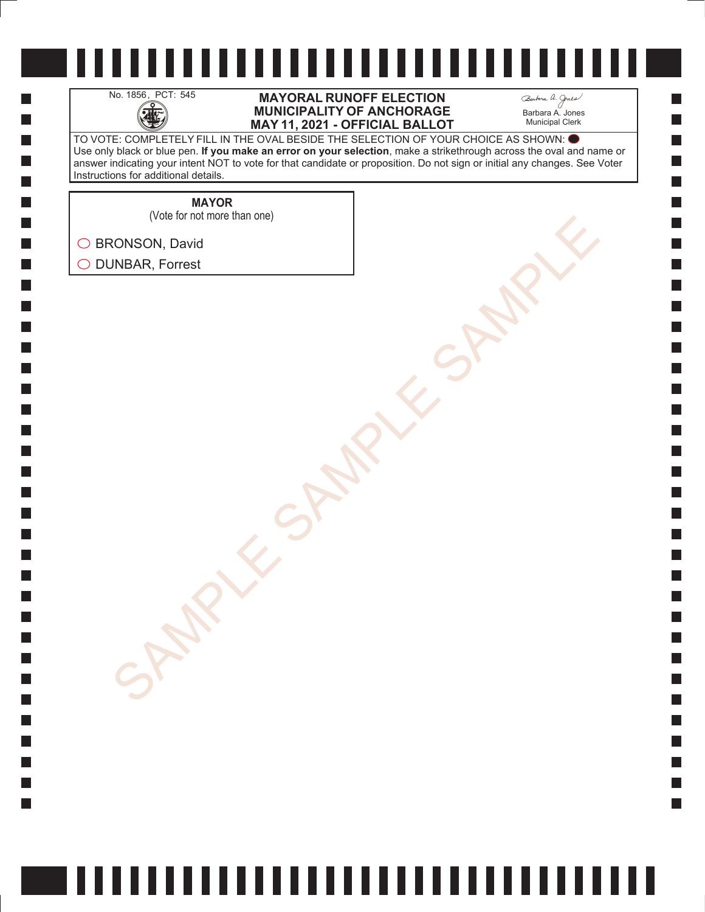No. 1856, PCT: 545

# MAYORAL RUNOFF ELECTION
# MUNICIPALITY OF ANCHORAGE
# MAY 11, 2021 - OFFICIAL BALLOT

Barbara A. Jones
Municipal Clerk

TO VOTE: COMPLETELY FILL IN THE OVAL BESIDE THE SELECTION OF YOUR CHOICE AS SHOWN: ⬤
Use only black or blue pen. **If you make an error on your selection**, make a strikethrough across the oval and name or answer indicating your intent NOT to vote for that candidate or proposition. Do not sign or initial any changes. See Voter Instructions for additional details.

## MAYOR

(Vote for not more than one)

- ○ BRONSON, David
- ○ DUNBAR, Forrest

SAMPLE SAMPLE SAMPLE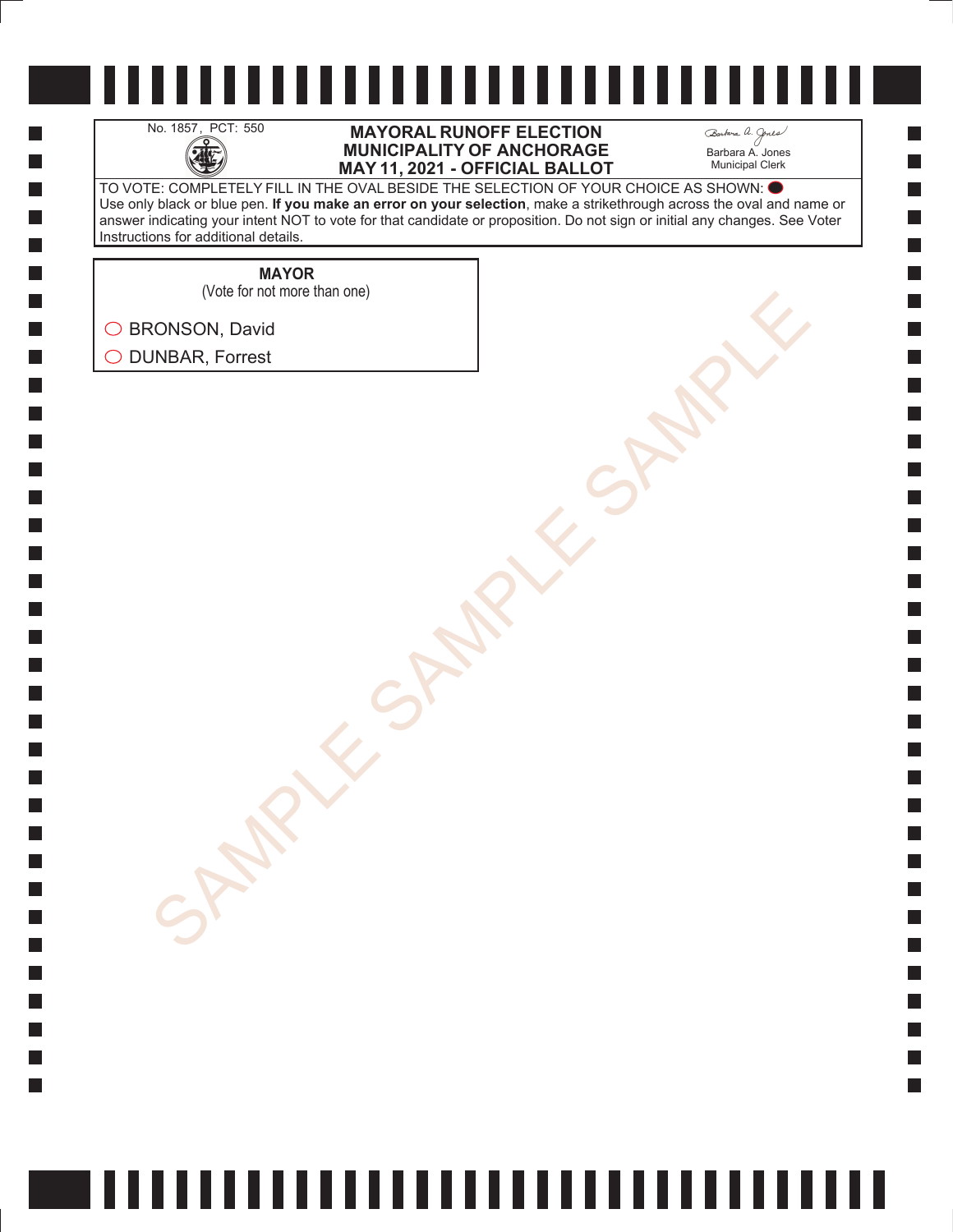No. 1857, PCT: 550

**MAYORAL RUNOFF ELECTION**
**MUNICIPALITY OF ANCHORAGE**
**MAY 11, 2021 - OFFICIAL BALLOT**

Barbara A. Jones
Municipal Clerk

TO VOTE: COMPLETELY FILL IN THE OVAL BESIDE THE SELECTION OF YOUR CHOICE AS SHOWN: ⬤
Use only black or blue pen. **If you make an error on your selection**, make a strikethrough across the oval and name or answer indicating your intent NOT to vote for that candidate or proposition. Do not sign or initial any changes. See Voter Instructions for additional details.

**MAYOR**
(Vote for not more than one)

○ BRONSON, David

○ DUNBAR, Forrest

SAMPLE SAMPLE SAMPLE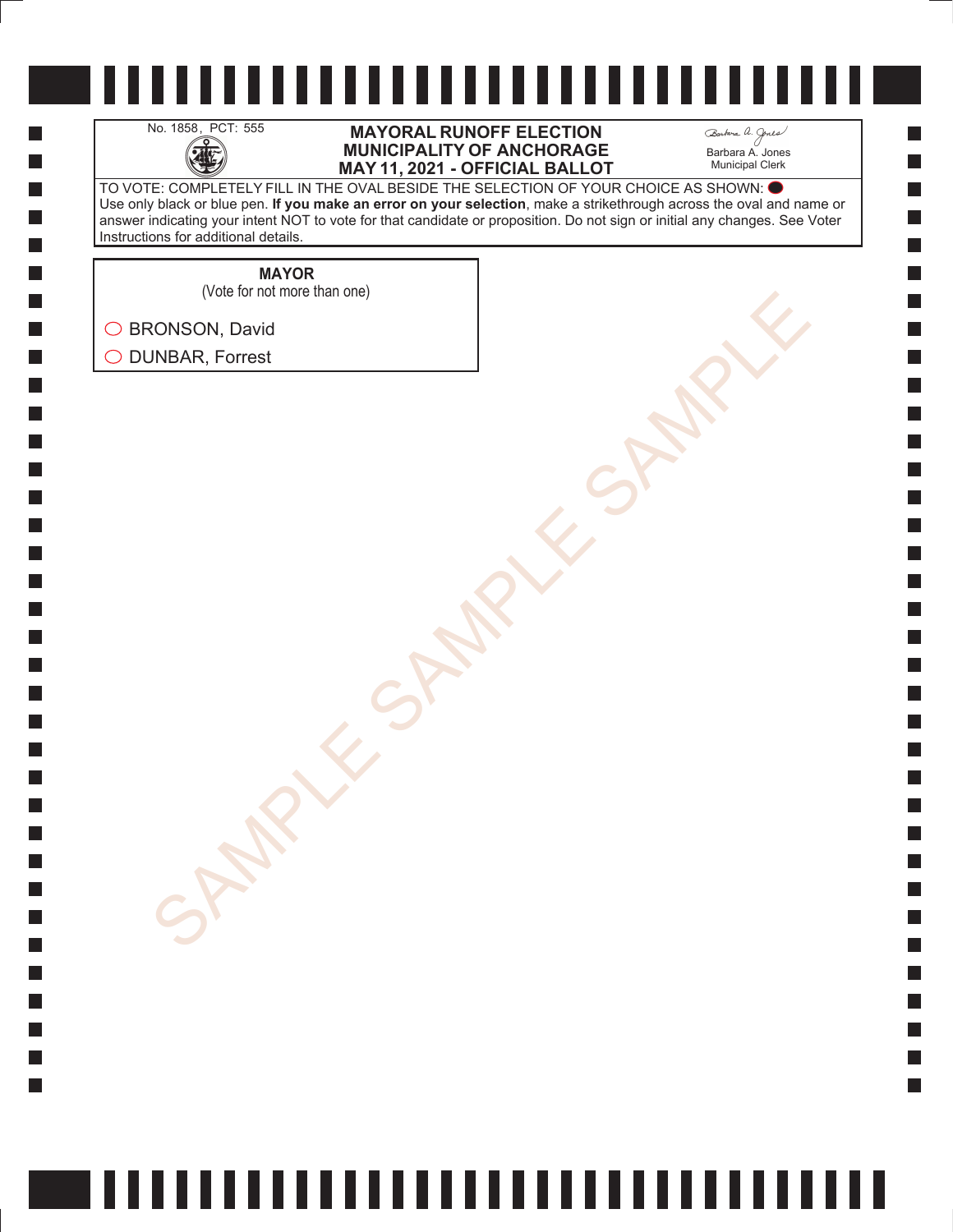No. 1858, PCT: 555

# MAYORAL RUNOFF ELECTION
# MUNICIPALITY OF ANCHORAGE
# MAY 11, 2021 - OFFICIAL BALLOT

Barbara A. Jones
Municipal Clerk

TO VOTE: COMPLETELY FILL IN THE OVAL BESIDE THE SELECTION OF YOUR CHOICE AS SHOWN: ⬬
Use only black or blue pen. **If you make an error on your selection**, make a strikethrough across the oval and name or answer indicating your intent NOT to vote for that candidate or proposition. Do not sign or initial any changes. See Voter Instructions for additional details.

**MAYOR**
(Vote for not more than one)

◯ BRONSON, David

◯ DUNBAR, Forrest

SAMPLE SAMPLE SAMPLE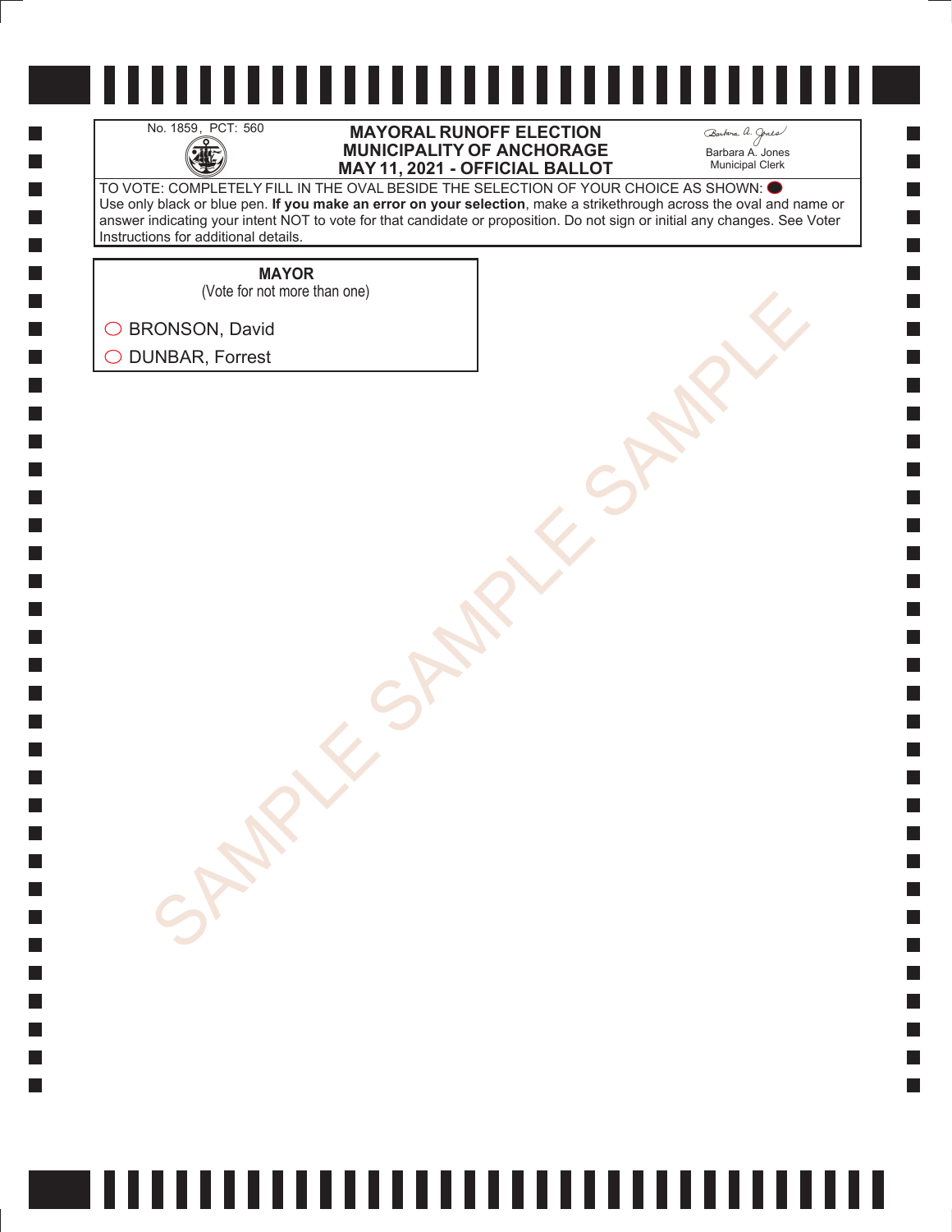No. 1859, PCT: 560

# MAYORAL RUNOFF ELECTION
# MUNICIPALITY OF ANCHORAGE
# MAY 11, 2021 - OFFICIAL BALLOT

Barbara A. Jones
Municipal Clerk

TO VOTE: COMPLETELY FILL IN THE OVAL BESIDE THE SELECTION OF YOUR CHOICE AS SHOWN: ⬤
Use only black or blue pen. **If you make an error on your selection**, make a strikethrough across the oval and name or answer indicating your intent NOT to vote for that candidate or proposition. Do not sign or initial any changes. See Voter Instructions for additional details.

**MAYOR**
(Vote for not more than one)

- ◯ BRONSON, David
- ◯ DUNBAR, Forrest

SAMPLE SAMPLE SAMPLE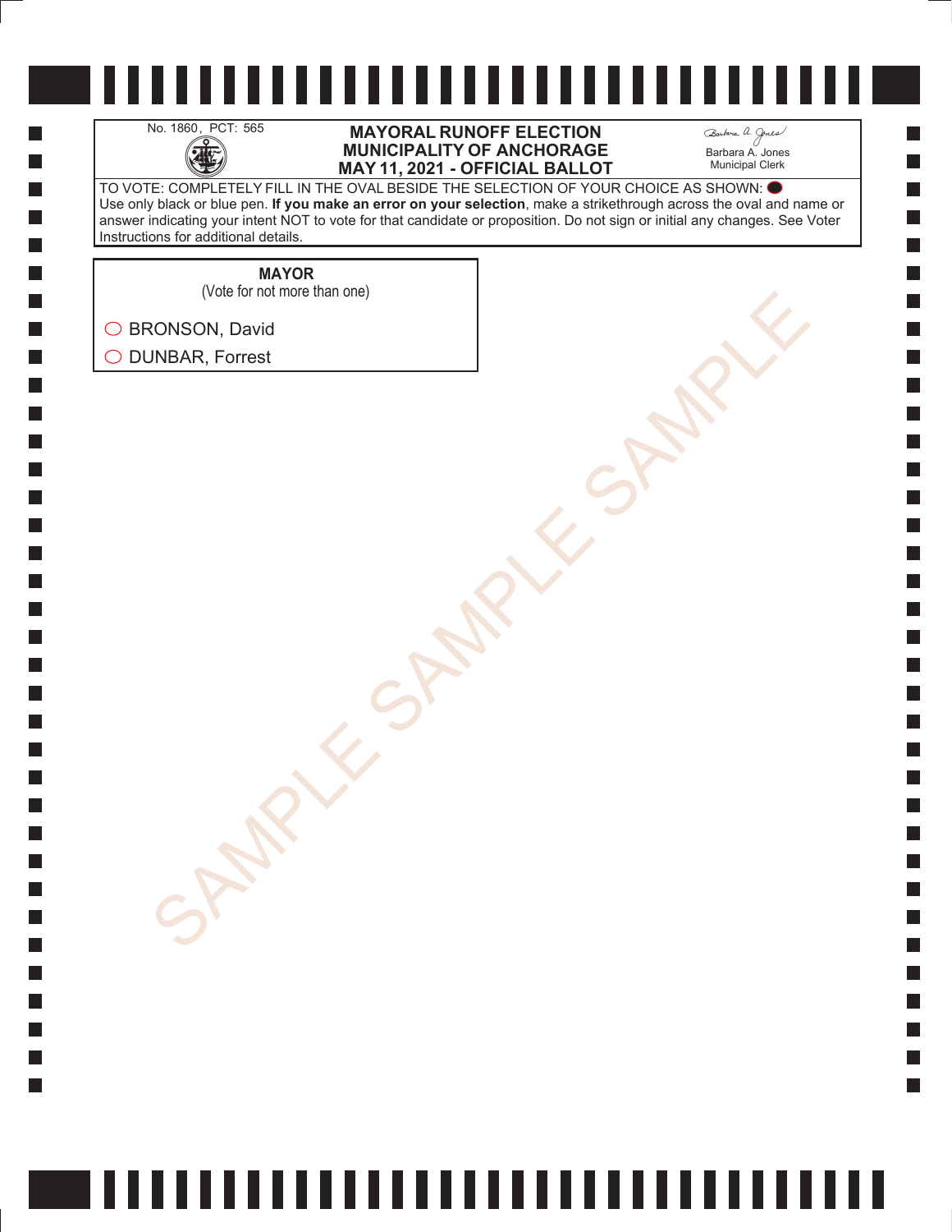No. 1860, PCT: 565

**MAYORAL RUNOFF ELECTION**
**MUNICIPALITY OF ANCHORAGE**
**MAY 11, 2021 - OFFICIAL BALLOT**

Barbara A. Jones
Municipal Clerk

TO VOTE: COMPLETELY FILL IN THE OVAL BESIDE THE SELECTION OF YOUR CHOICE AS SHOWN: ⬬
Use only black or blue pen. **If you make an error on your selection**, make a strikethrough across the oval and name or answer indicating your intent NOT to vote for that candidate or proposition. Do not sign or initial any changes. See Voter Instructions for additional details.

**MAYOR**
(Vote for not more than one)

◯ BRONSON, David

◯ DUNBAR, Forrest

SAMPLE SAMPLE SAMPLE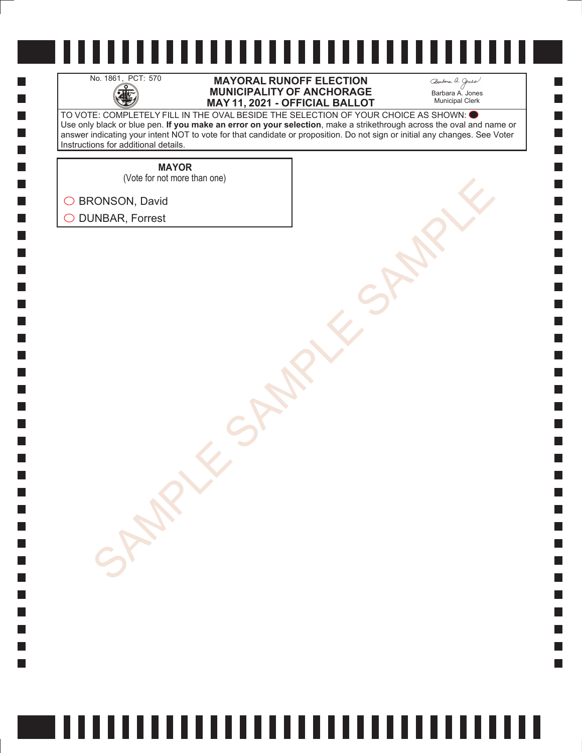No. 1861, PCT: 570

**MAYORAL RUNOFF ELECTION**
**MUNICIPALITY OF ANCHORAGE**
**MAY 11, 2021 - OFFICIAL BALLOT**

Barbara A. Jones
Municipal Clerk

TO VOTE: COMPLETELY FILL IN THE OVAL BESIDE THE SELECTION OF YOUR CHOICE AS SHOWN: ⬬
Use only black or blue pen. **If you make an error on your selection**, make a strikethrough across the oval and name or answer indicating your intent NOT to vote for that candidate or proposition. Do not sign or initial any changes. See Voter Instructions for additional details.

**MAYOR**
(Vote for not more than one)

- ◯ BRONSON, David
- ◯ DUNBAR, Forrest

SAMPLE SAMPLE SAMPLE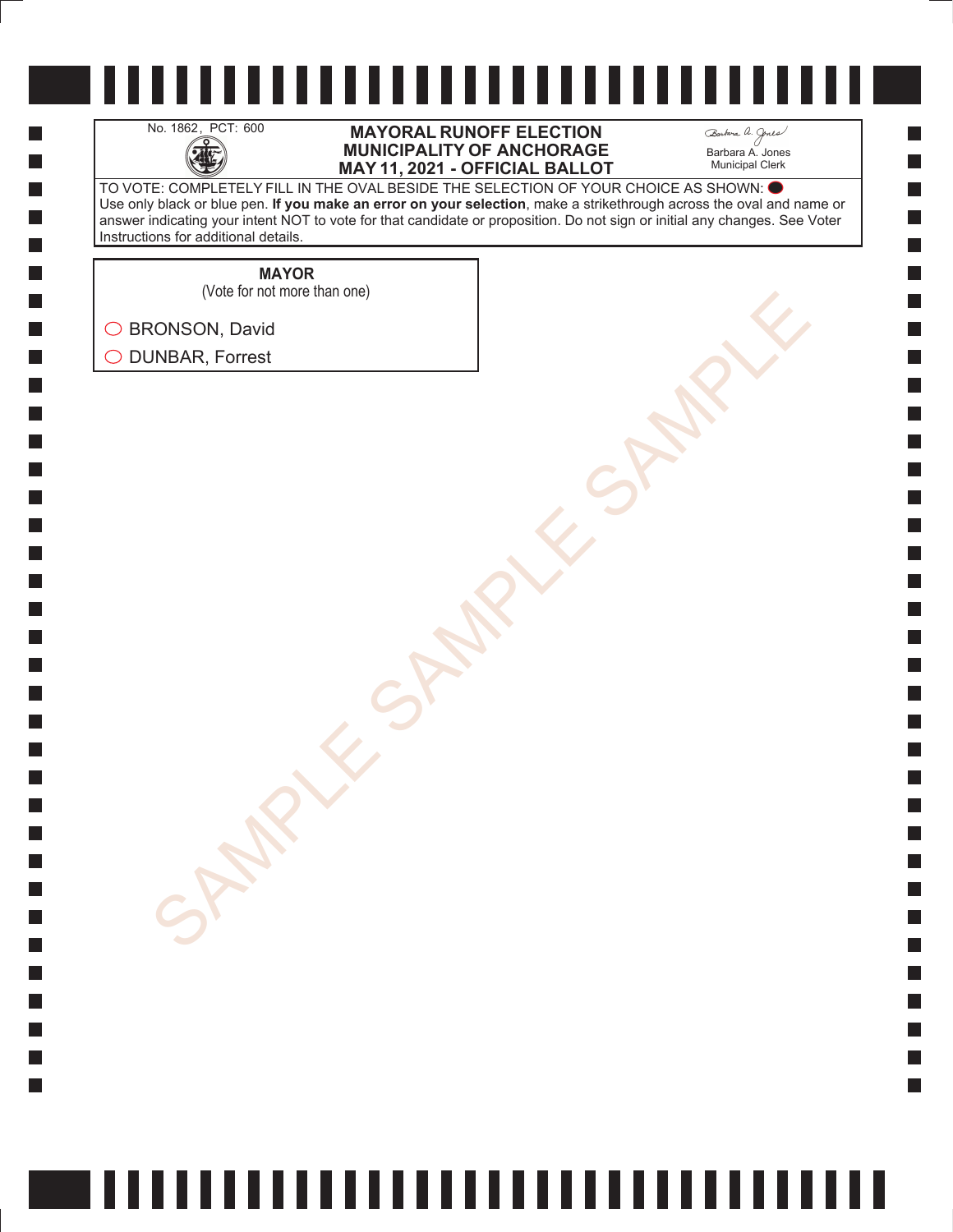No. 1862, PCT: 600

# MAYORAL RUNOFF ELECTION
# MUNICIPALITY OF ANCHORAGE
# MAY 11, 2021 - OFFICIAL BALLOT

Barbara A. Jones
Municipal Clerk

TO VOTE: COMPLETELY FILL IN THE OVAL BESIDE THE SELECTION OF YOUR CHOICE AS SHOWN: ⬤
Use only black or blue pen. **If you make an error on your selection**, make a strikethrough across the oval and name or answer indicating your intent NOT to vote for that candidate or proposition. Do not sign or initial any changes. See Voter Instructions for additional details.

**MAYOR**
(Vote for not more than one)

○ BRONSON, David

○ DUNBAR, Forrest

SAMPLE SAMPLE SAMPLE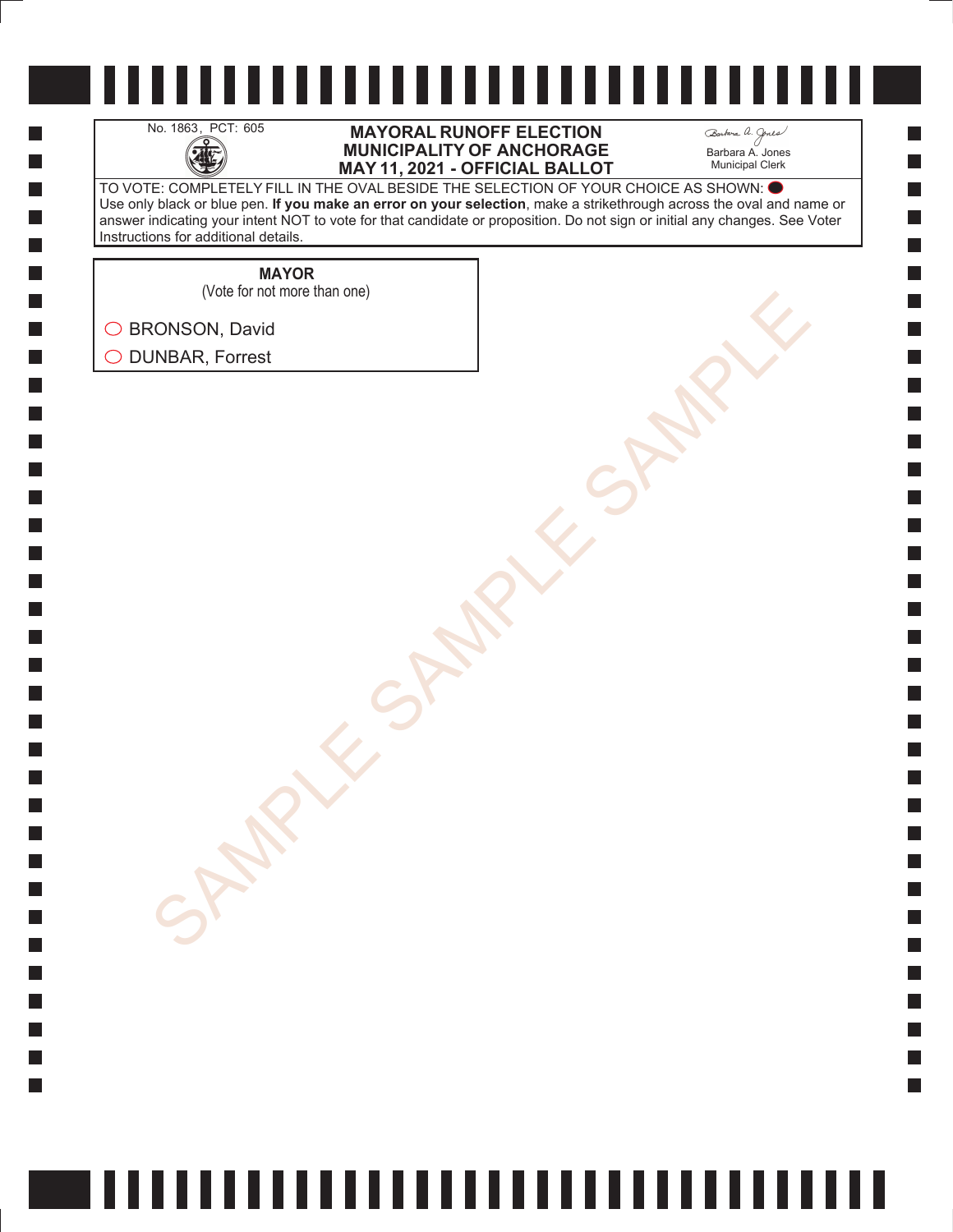No. 1863, PCT: 605

**MAYORAL RUNOFF ELECTION**
**MUNICIPALITY OF ANCHORAGE**
**MAY 11, 2021 - OFFICIAL BALLOT**

Barbara A. Jones
Municipal Clerk

TO VOTE: COMPLETELY FILL IN THE OVAL BESIDE THE SELECTION OF YOUR CHOICE AS SHOWN: ⬬
Use only black or blue pen. **If you make an error on your selection**, make a strikethrough across the oval and name or answer indicating your intent NOT to vote for that candidate or proposition. Do not sign or initial any changes. See Voter Instructions for additional details.

**MAYOR**
(Vote for not more than one)

◯ BRONSON, David
◯ DUNBAR, Forrest

SAMPLE SAMPLE SAMPLE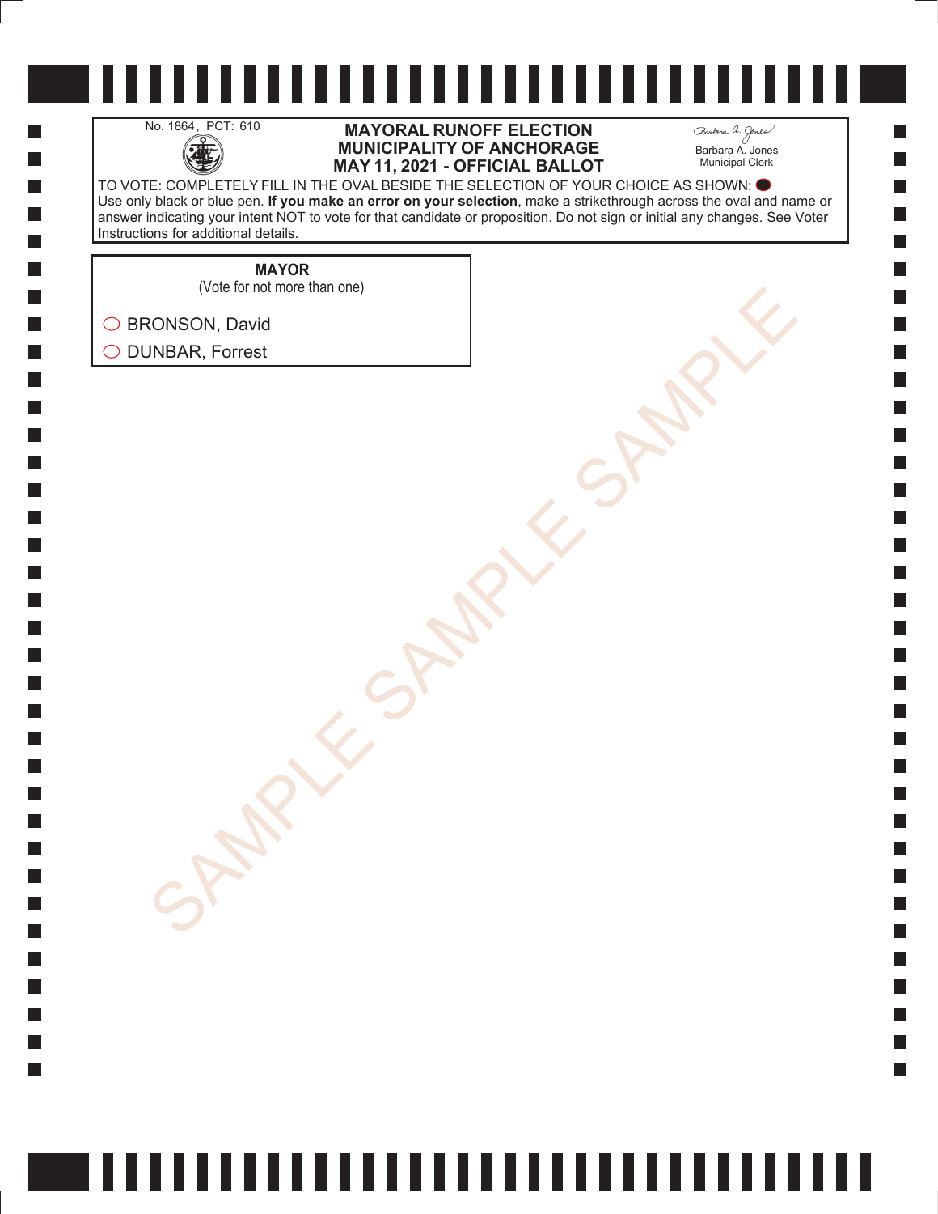No. 1864, PCT: 610

# MAYORAL RUNOFF ELECTION
# MUNICIPALITY OF ANCHORAGE
# MAY 11, 2021 - OFFICIAL BALLOT

Barbara A. Jones
Municipal Clerk

TO VOTE: COMPLETELY FILL IN THE OVAL BESIDE THE SELECTION OF YOUR CHOICE AS SHOWN: ⬤
Use only black or blue pen. **If you make an error on your selection**, make a strikethrough across the oval and name or answer indicating your intent NOT to vote for that candidate or proposition. Do not sign or initial any changes. See Voter Instructions for additional details.

**MAYOR**
(Vote for not more than one)

◯ BRONSON, David

◯ DUNBAR, Forrest

SAMPLE SAMPLE SAMPLE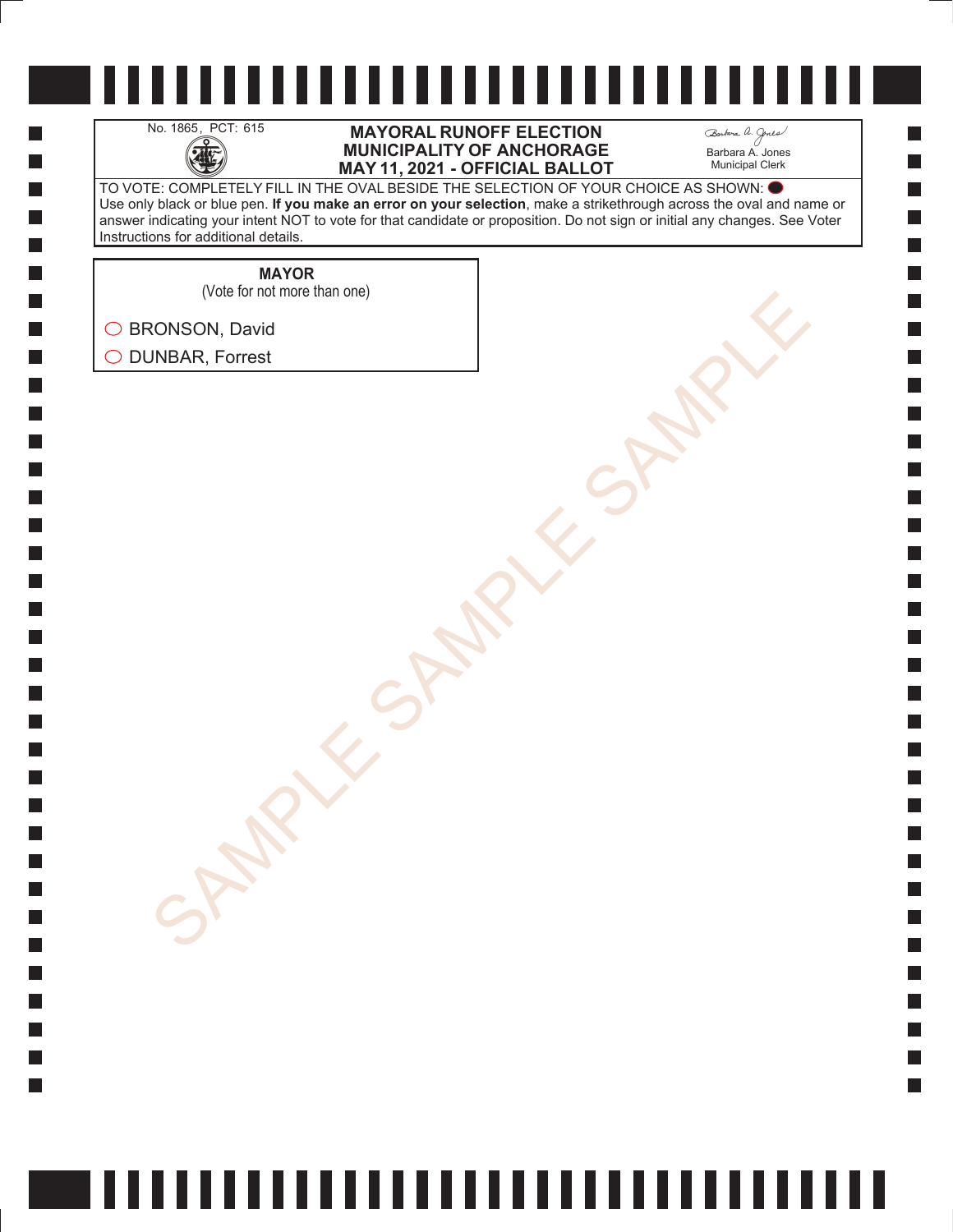No. 1865, PCT: 615

# MAYORAL RUNOFF ELECTION
# MUNICIPALITY OF ANCHORAGE
# MAY 11, 2021 - OFFICIAL BALLOT

Barbara A. Jones
Municipal Clerk

TO VOTE: COMPLETELY FILL IN THE OVAL BESIDE THE SELECTION OF YOUR CHOICE AS SHOWN: ⬤
Use only black or blue pen. **If you make an error on your selection**, make a strikethrough across the oval and name or answer indicating your intent NOT to vote for that candidate or proposition. Do not sign or initial any changes. See Voter Instructions for additional details.

**MAYOR**
(Vote for not more than one)

◯ BRONSON, David

◯ DUNBAR, Forrest

SAMPLE SAMPLE SAMPLE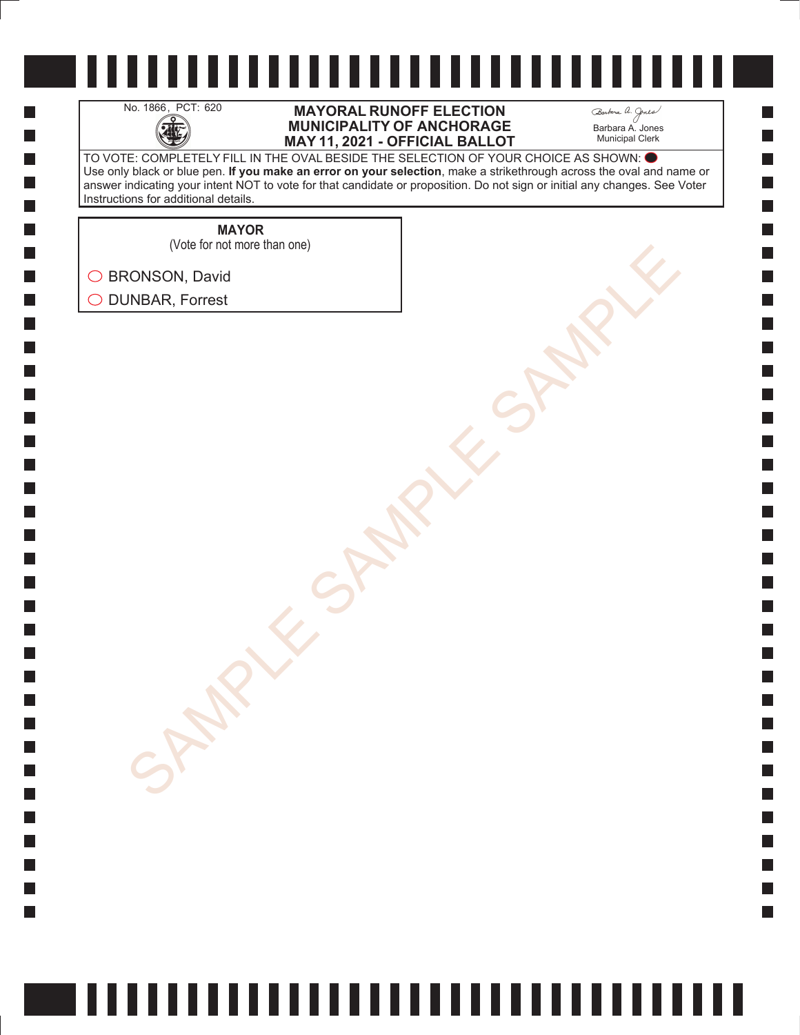No. 1866, PCT: 620

# MAYORAL RUNOFF ELECTION
# MUNICIPALITY OF ANCHORAGE
# MAY 11, 2021 - OFFICIAL BALLOT

Barbara A. Jones
Municipal Clerk

TO VOTE: COMPLETELY FILL IN THE OVAL BESIDE THE SELECTION OF YOUR CHOICE AS SHOWN: ⬬
Use only black or blue pen. **If you make an error on your selection**, make a strikethrough across the oval and name or answer indicating your intent NOT to vote for that candidate or proposition. Do not sign or initial any changes. See Voter Instructions for additional details.

**MAYOR**
(Vote for not more than one)

◯ BRONSON, David
◯ DUNBAR, Forrest

SAMPLE SAMPLE SAMPLE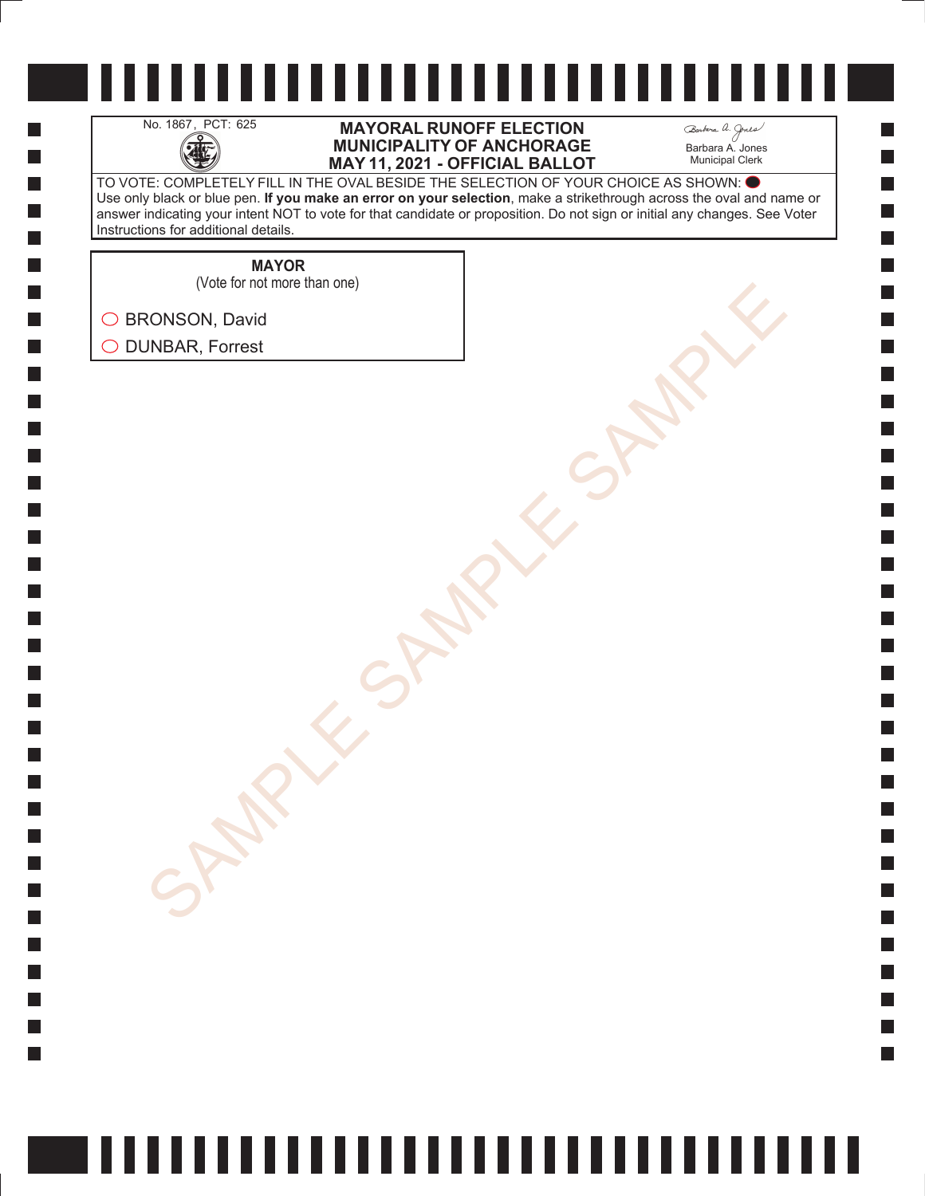No. 1867, PCT: 625

**MAYORAL RUNOFF ELECTION**
**MUNICIPALITY OF ANCHORAGE**
**MAY 11, 2021 - OFFICIAL BALLOT**

Barbara A. Jones
Municipal Clerk

TO VOTE: COMPLETELY FILL IN THE OVAL BESIDE THE SELECTION OF YOUR CHOICE AS SHOWN: ⬬
Use only black or blue pen. **If you make an error on your selection**, make a strikethrough across the oval and name or answer indicating your intent NOT to vote for that candidate or proposition. Do not sign or initial any changes. See Voter Instructions for additional details.

**MAYOR**
(Vote for not more than one)

- ◯ BRONSON, David
- ◯ DUNBAR, Forrest

SAMPLE SAMPLE SAMPLE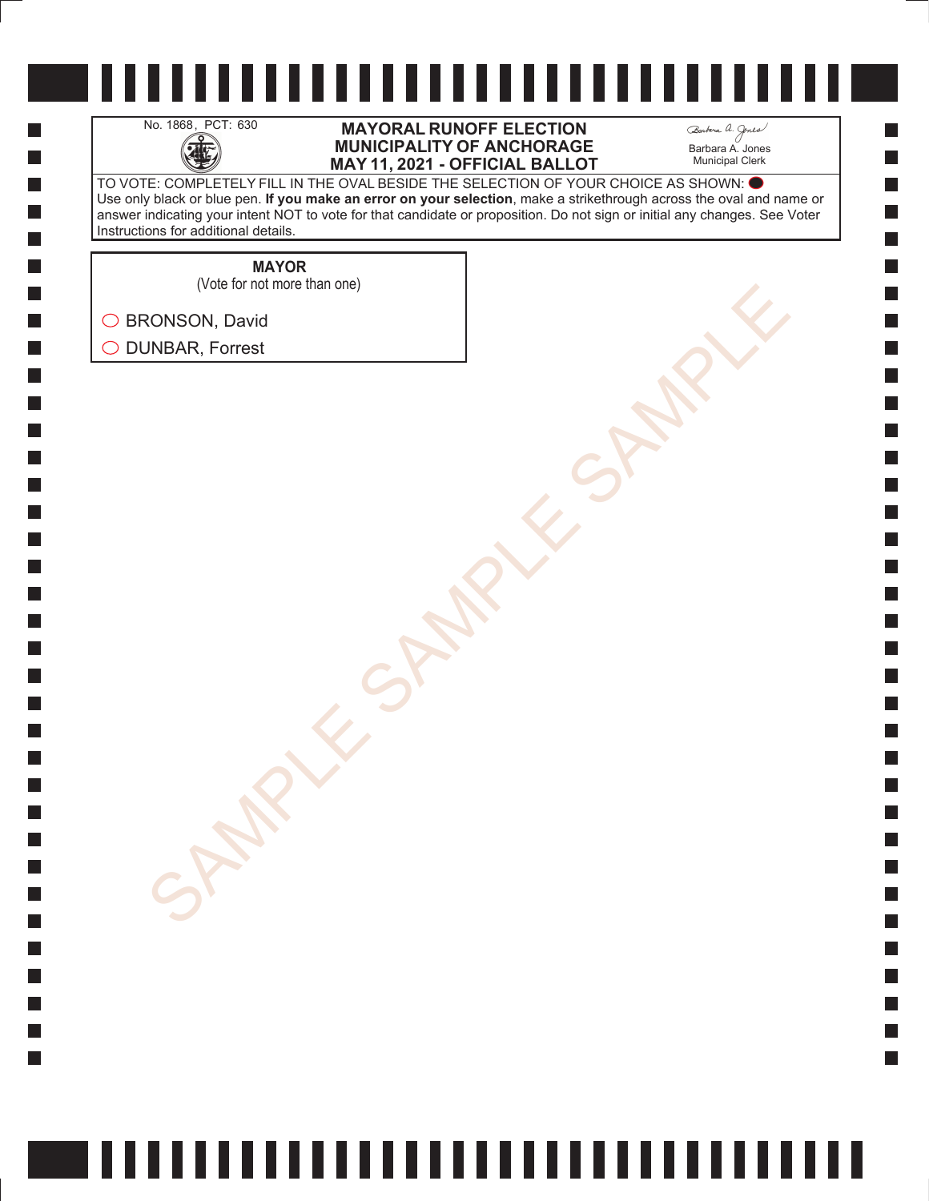No. 1868, PCT: 630

# MAYORAL RUNOFF ELECTION
# MUNICIPALITY OF ANCHORAGE
# MAY 11, 2021 - OFFICIAL BALLOT

Barbara A. Jones
Municipal Clerk

TO VOTE: COMPLETELY FILL IN THE OVAL BESIDE THE SELECTION OF YOUR CHOICE AS SHOWN: ⬤
Use only black or blue pen. **If you make an error on your selection**, make a strikethrough across the oval and name or answer indicating your intent NOT to vote for that candidate or proposition. Do not sign or initial any changes. See Voter Instructions for additional details.

**MAYOR**
(Vote for not more than one)

◯ BRONSON, David
◯ DUNBAR, Forrest

SAMPLE SAMPLE SAMPLE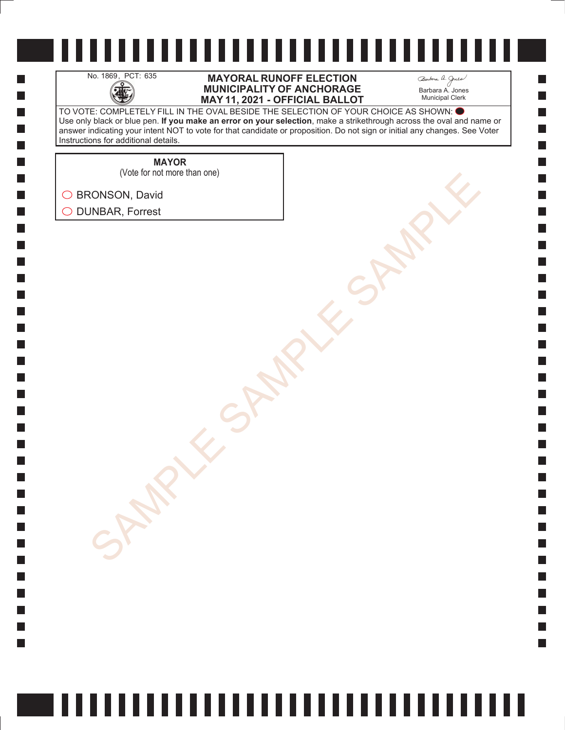No. 1869, PCT: 635

**MAYORAL RUNOFF ELECTION**
**MUNICIPALITY OF ANCHORAGE**
**MAY 11, 2021 - OFFICIAL BALLOT**

Barbara A. Jones
Municipal Clerk

TO VOTE: COMPLETELY FILL IN THE OVAL BESIDE THE SELECTION OF YOUR CHOICE AS SHOWN: ⬬
Use only black or blue pen. **If you make an error on your selection**, make a strikethrough across the oval and name or answer indicating your intent NOT to vote for that candidate or proposition. Do not sign or initial any changes. See Voter Instructions for additional details.

**MAYOR**
(Vote for not more than one)

◯ BRONSON, David
◯ DUNBAR, Forrest

SAMPLE SAMPLE SAMPLE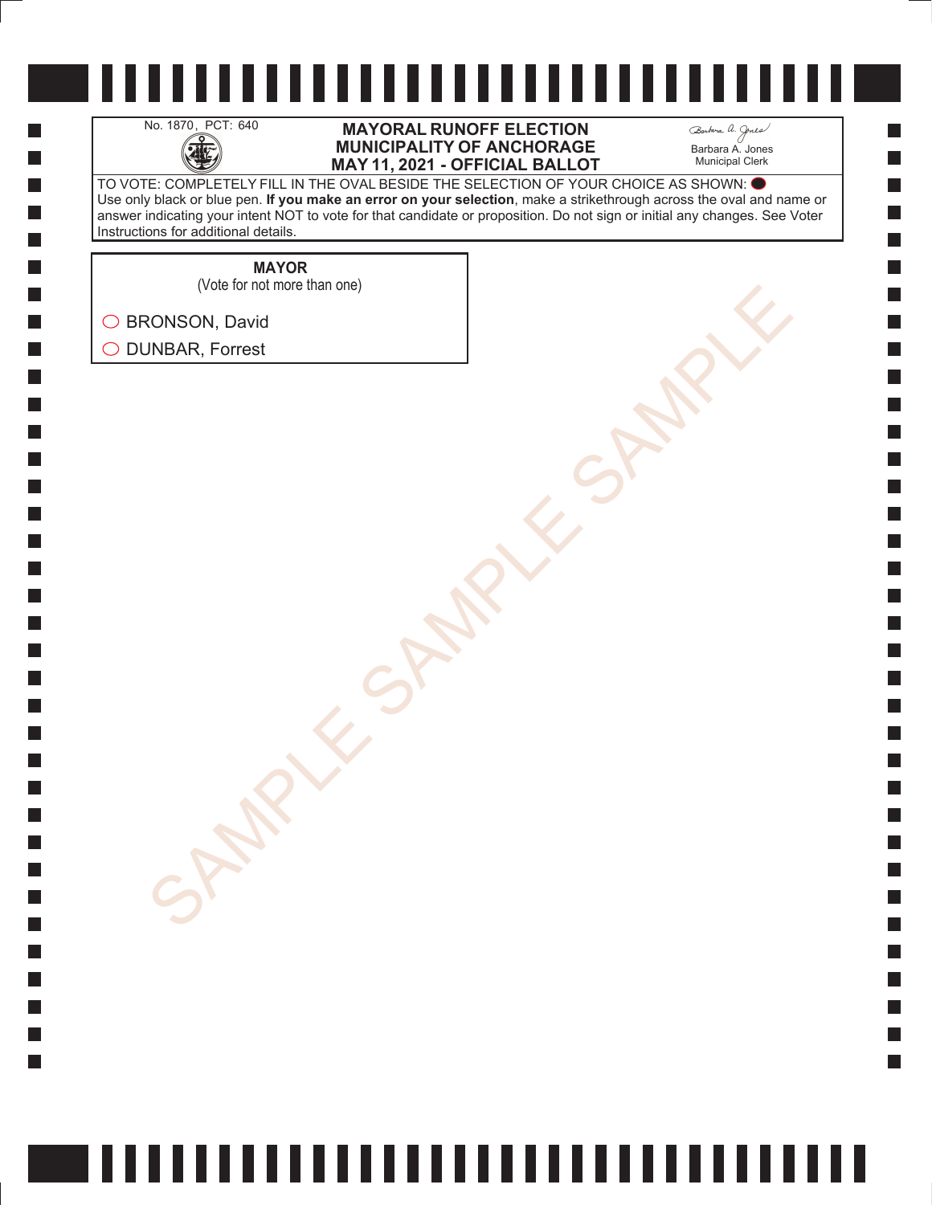No. 1870, PCT: 640

# MAYORAL RUNOFF ELECTION
# MUNICIPALITY OF ANCHORAGE
# MAY 11, 2021 - OFFICIAL BALLOT

Barbara A. Jones
Municipal Clerk

TO VOTE: COMPLETELY FILL IN THE OVAL BESIDE THE SELECTION OF YOUR CHOICE AS SHOWN: ⬤
Use only black or blue pen. **If you make an error on your selection**, make a strikethrough across the oval and name or answer indicating your intent NOT to vote for that candidate or proposition. Do not sign or initial any changes. See Voter Instructions for additional details.

**MAYOR**
(Vote for not more than one)

- ◯ BRONSON, David
- ◯ DUNBAR, Forrest

SAMPLE SAMPLE SAMPLE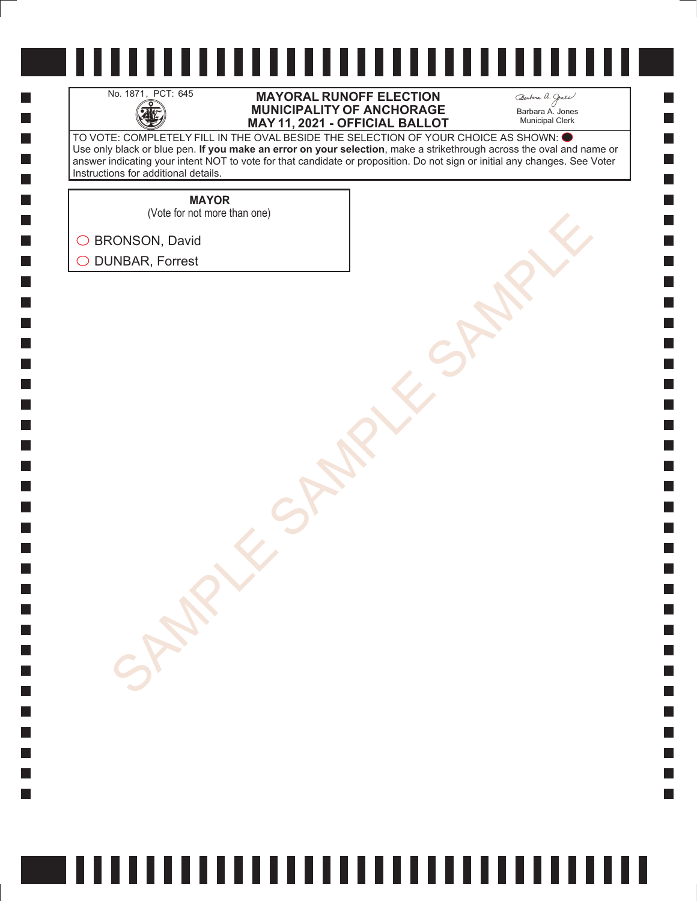No. 1871, PCT: 645

# MAYORAL RUNOFF ELECTION
# MUNICIPALITY OF ANCHORAGE
# MAY 11, 2021 - OFFICIAL BALLOT

Barbara A. Jones
Municipal Clerk

TO VOTE: COMPLETELY FILL IN THE OVAL BESIDE THE SELECTION OF YOUR CHOICE AS SHOWN: ⬤
Use only black or blue pen. **If you make an error on your selection**, make a strikethrough across the oval and name or answer indicating your intent NOT to vote for that candidate or proposition. Do not sign or initial any changes. See Voter Instructions for additional details.

**MAYOR**
(Vote for not more than one)

- ◯ BRONSON, David
- ◯ DUNBAR, Forrest

SAMPLE SAMPLE SAMPLE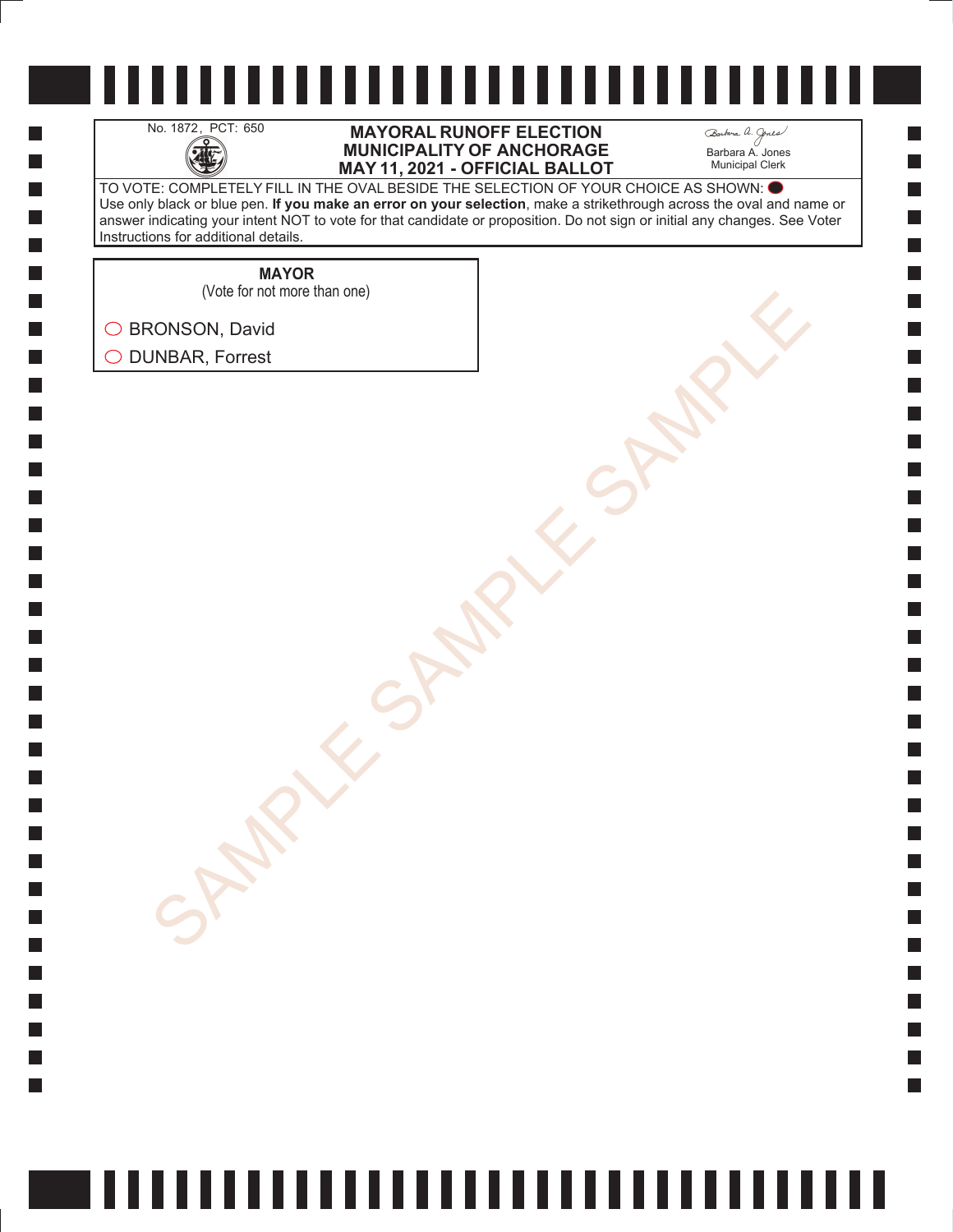No. 1872, PCT: 650

# MAYORAL RUNOFF ELECTION
# MUNICIPALITY OF ANCHORAGE
# MAY 11, 2021 - OFFICIAL BALLOT

Barbara A. Jones
Municipal Clerk

TO VOTE: COMPLETELY FILL IN THE OVAL BESIDE THE SELECTION OF YOUR CHOICE AS SHOWN: ⬤
Use only black or blue pen. **If you make an error on your selection**, make a strikethrough across the oval and name or answer indicating your intent NOT to vote for that candidate or proposition. Do not sign or initial any changes. See Voter Instructions for additional details.

**MAYOR**
(Vote for not more than one)

- ◯ BRONSON, David
- ◯ DUNBAR, Forrest

SAMPLE SAMPLE SAMPLE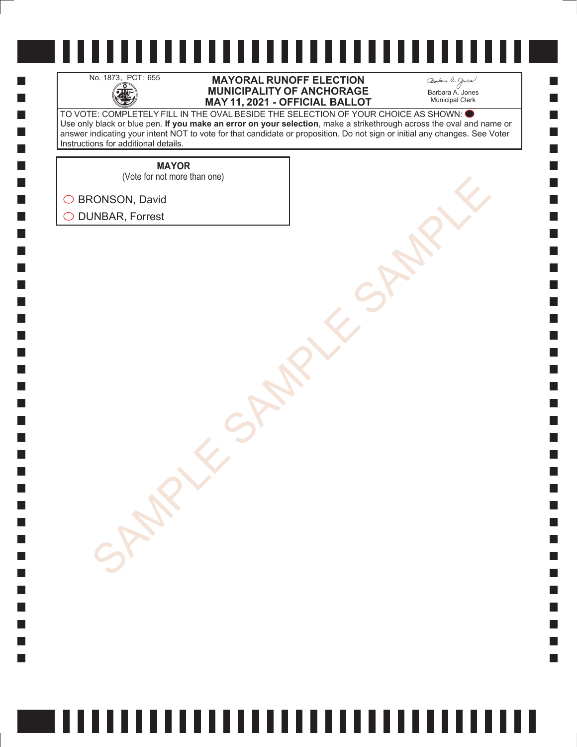No. 1873, PCT: 655

# MAYORAL RUNOFF ELECTION
# MUNICIPALITY OF ANCHORAGE
# MAY 11, 2021 - OFFICIAL BALLOT

Barbara A. Jones
Municipal Clerk

TO VOTE: COMPLETELY FILL IN THE OVAL BESIDE THE SELECTION OF YOUR CHOICE AS SHOWN: ⬤
Use only black or blue pen. **If you make an error on your selection**, make a strikethrough across the oval and name or answer indicating your intent NOT to vote for that candidate or proposition. Do not sign or initial any changes. See Voter Instructions for additional details.

**MAYOR**
(Vote for not more than one)

○ BRONSON, David

○ DUNBAR, Forrest

SAMPLE SAMPLE SAMPLE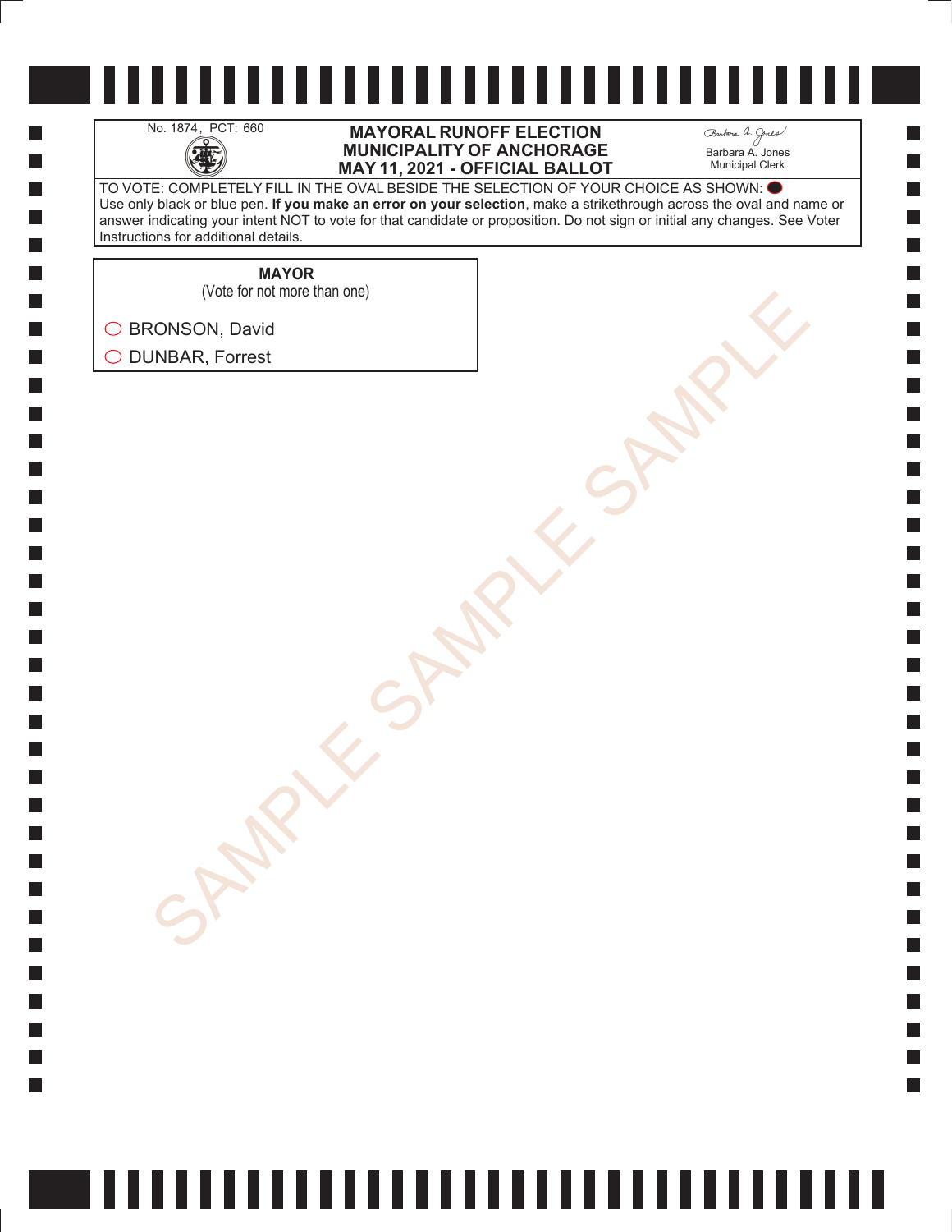No. 1874, PCT: 660

**MAYORAL RUNOFF ELECTION**
**MUNICIPALITY OF ANCHORAGE**
**MAY 11, 2021 - OFFICIAL BALLOT**

Barbara A. Jones
Municipal Clerk

TO VOTE: COMPLETELY FILL IN THE OVAL BESIDE THE SELECTION OF YOUR CHOICE AS SHOWN: ⬬
Use only black or blue pen. **If you make an error on your selection**, make a strikethrough across the oval and name or answer indicating your intent NOT to vote for that candidate or proposition. Do not sign or initial any changes. See Voter Instructions for additional details.

**MAYOR**
(Vote for not more than one)

◯ BRONSON, David

◯ DUNBAR, Forrest

SAMPLE SAMPLE SAMPLE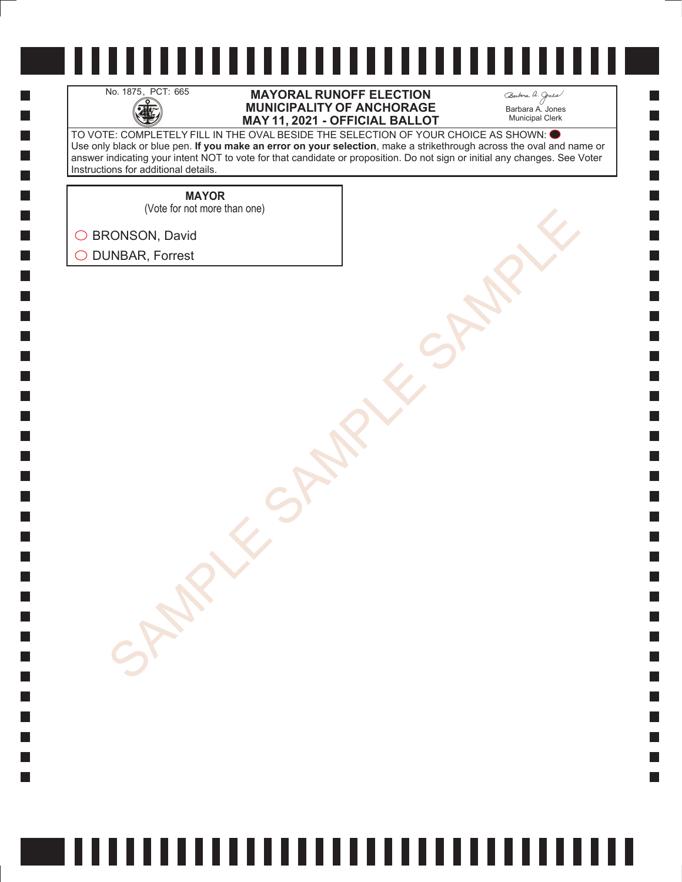No. 1875, PCT: 665

# MAYORAL RUNOFF ELECTION
# MUNICIPALITY OF ANCHORAGE
# MAY 11, 2021 - OFFICIAL BALLOT

Barbara A. Jones
Municipal Clerk

TO VOTE: COMPLETELY FILL IN THE OVAL BESIDE THE SELECTION OF YOUR CHOICE AS SHOWN: ⬤
Use only black or blue pen. **If you make an error on your selection**, make a strikethrough across the oval and name or answer indicating your intent NOT to vote for that candidate or proposition. Do not sign or initial any changes. See Voter Instructions for additional details.

**MAYOR**
(Vote for not more than one)

◯ BRONSON, David

◯ DUNBAR, Forrest

SAMPLE SAMPLE SAMPLE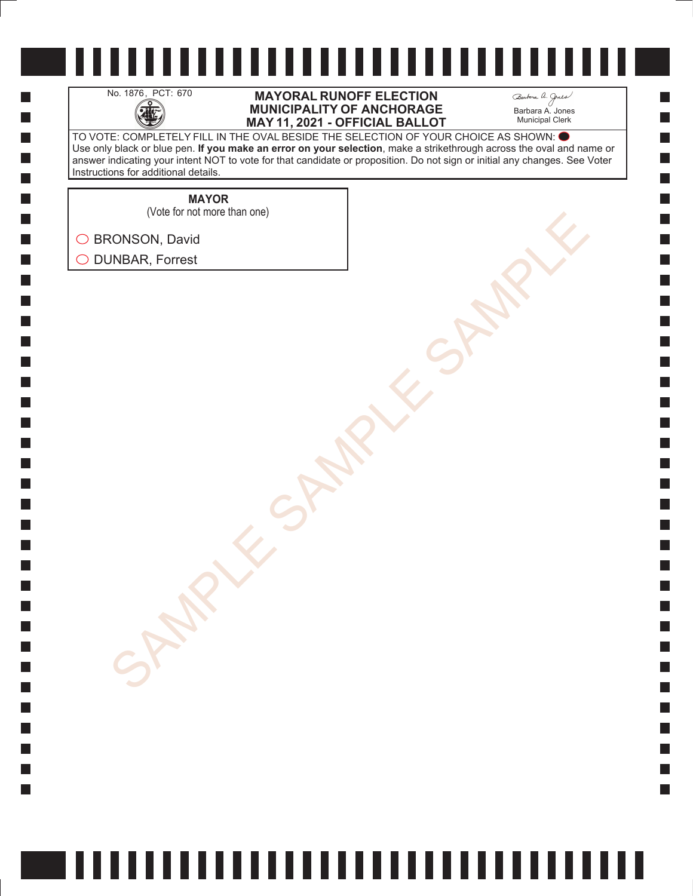No. 1876, PCT: 670

# MAYORAL RUNOFF ELECTION
# MUNICIPALITY OF ANCHORAGE
# MAY 11, 2021 - OFFICIAL BALLOT

Barbara A. Jones
Municipal Clerk

TO VOTE: COMPLETELY FILL IN THE OVAL BESIDE THE SELECTION OF YOUR CHOICE AS SHOWN: ⬬
Use only black or blue pen. **If you make an error on your selection**, make a strikethrough across the oval and name or answer indicating your intent NOT to vote for that candidate or proposition. Do not sign or initial any changes. See Voter Instructions for additional details.

**MAYOR**
(Vote for not more than one)

◯ BRONSON, David

◯ DUNBAR, Forrest

SAMPLE SAMPLE SAMPLE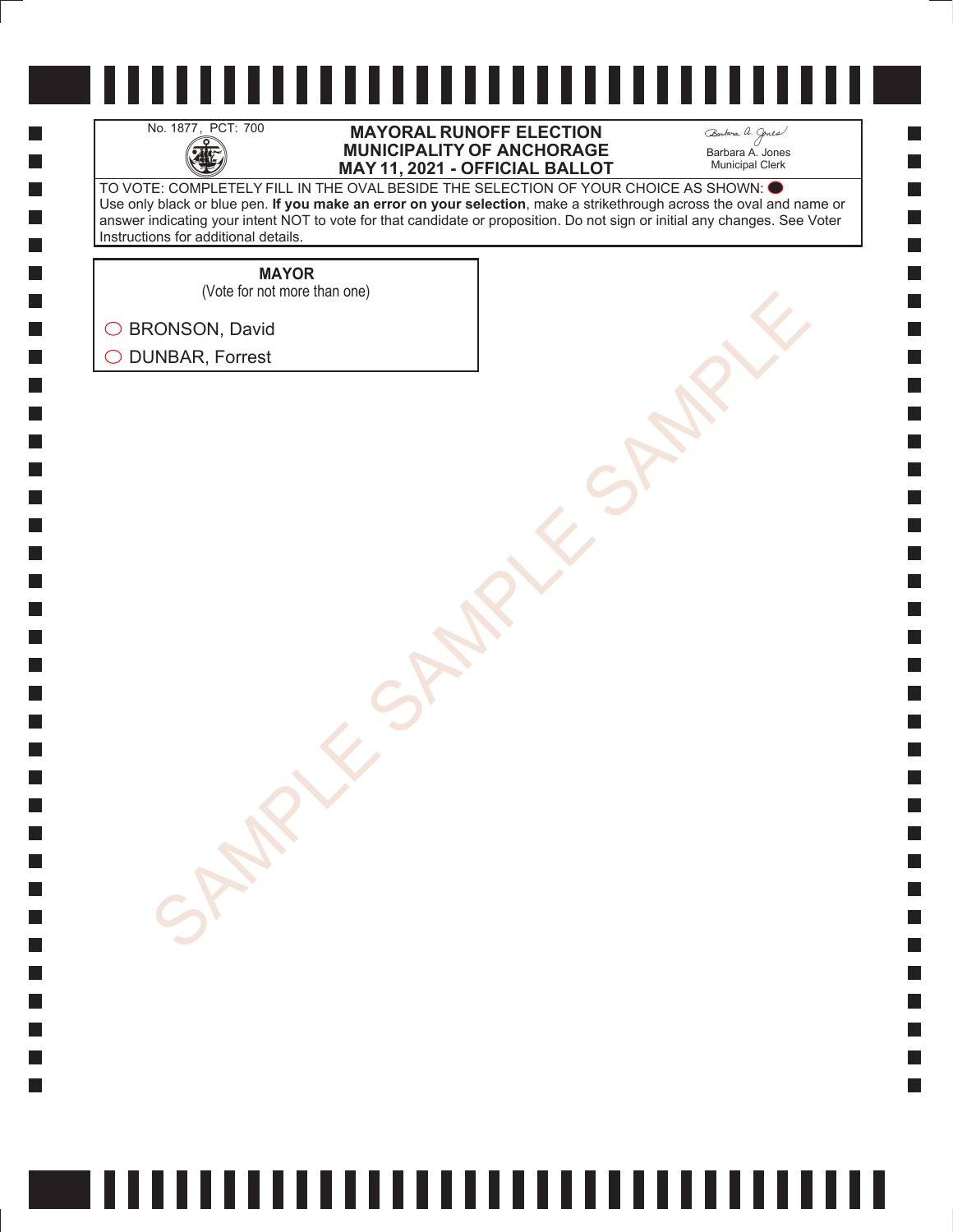No. 1877, PCT: 700

# MAYORAL RUNOFF ELECTION
# MUNICIPALITY OF ANCHORAGE
# MAY 11, 2021 - OFFICIAL BALLOT

Barbara A. Jones
Municipal Clerk

TO VOTE: COMPLETELY FILL IN THE OVAL BESIDE THE SELECTION OF YOUR CHOICE AS SHOWN: ⬤
Use only black or blue pen. **If you make an error on your selection**, make a strikethrough across the oval and name or answer indicating your intent NOT to vote for that candidate or proposition. Do not sign or initial any changes. See Voter Instructions for additional details.

**MAYOR**
(Vote for not more than one)

○ BRONSON, David

○ DUNBAR, Forrest

SAMPLE SAMPLE SAMPLE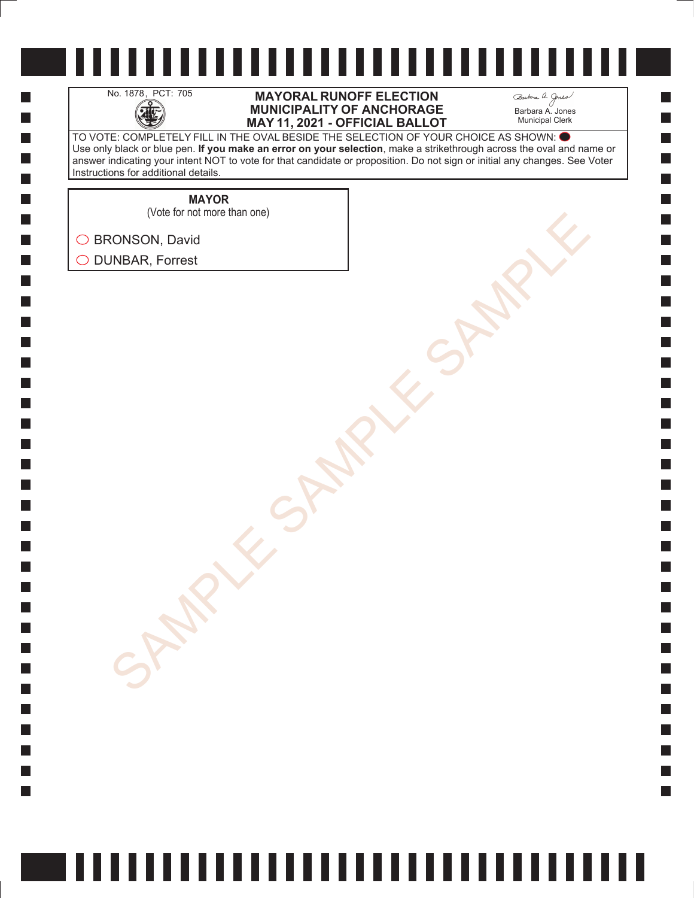No. 1878, PCT: 705

# MAYORAL RUNOFF ELECTION
# MUNICIPALITY OF ANCHORAGE
# MAY 11, 2021 - OFFICIAL BALLOT

Barbara A. Jones
Municipal Clerk

TO VOTE: COMPLETELY FILL IN THE OVAL BESIDE THE SELECTION OF YOUR CHOICE AS SHOWN: ⬤
Use only black or blue pen. **If you make an error on your selection**, make a strikethrough across the oval and name or answer indicating your intent NOT to vote for that candidate or proposition. Do not sign or initial any changes. See Voter Instructions for additional details.

**MAYOR**
(Vote for not more than one)

◯ BRONSON, David
◯ DUNBAR, Forrest

SAMPLE SAMPLE SAMPLE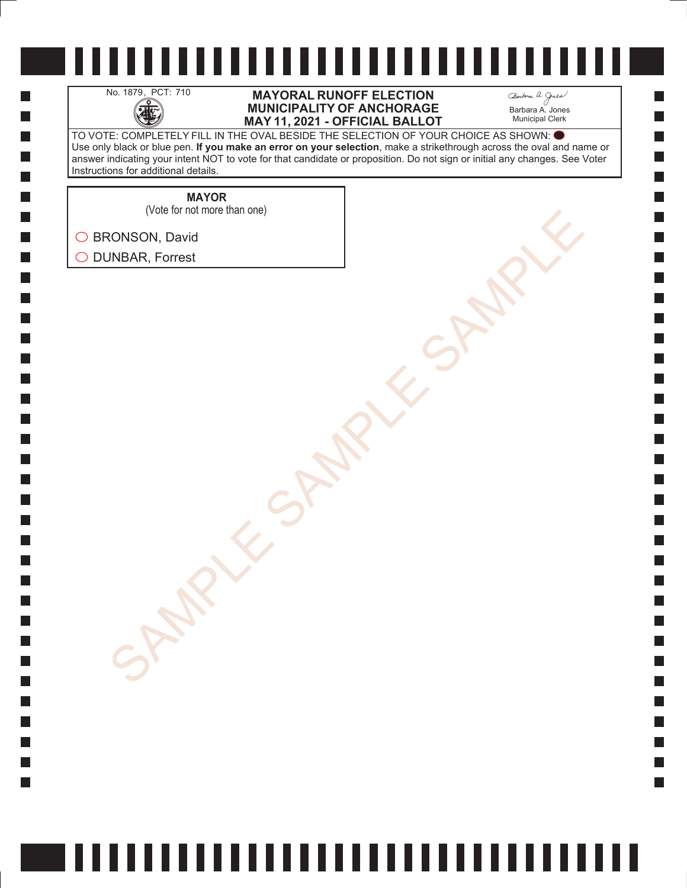No. 1879, PCT: 710

**MAYORAL RUNOFF ELECTION**
**MUNICIPALITY OF ANCHORAGE**
**MAY 11, 2021 - OFFICIAL BALLOT**

Barbara A. Jones
Municipal Clerk

TO VOTE: COMPLETELY FILL IN THE OVAL BESIDE THE SELECTION OF YOUR CHOICE AS SHOWN: ⬤
Use only black or blue pen. **If you make an error on your selection**, make a strikethrough across the oval and name or answer indicating your intent NOT to vote for that candidate or proposition. Do not sign or initial any changes. See Voter Instructions for additional details.

**MAYOR**
(Vote for not more than one)

◯ BRONSON, David

◯ DUNBAR, Forrest

SAMPLE SAMPLE SAMPLE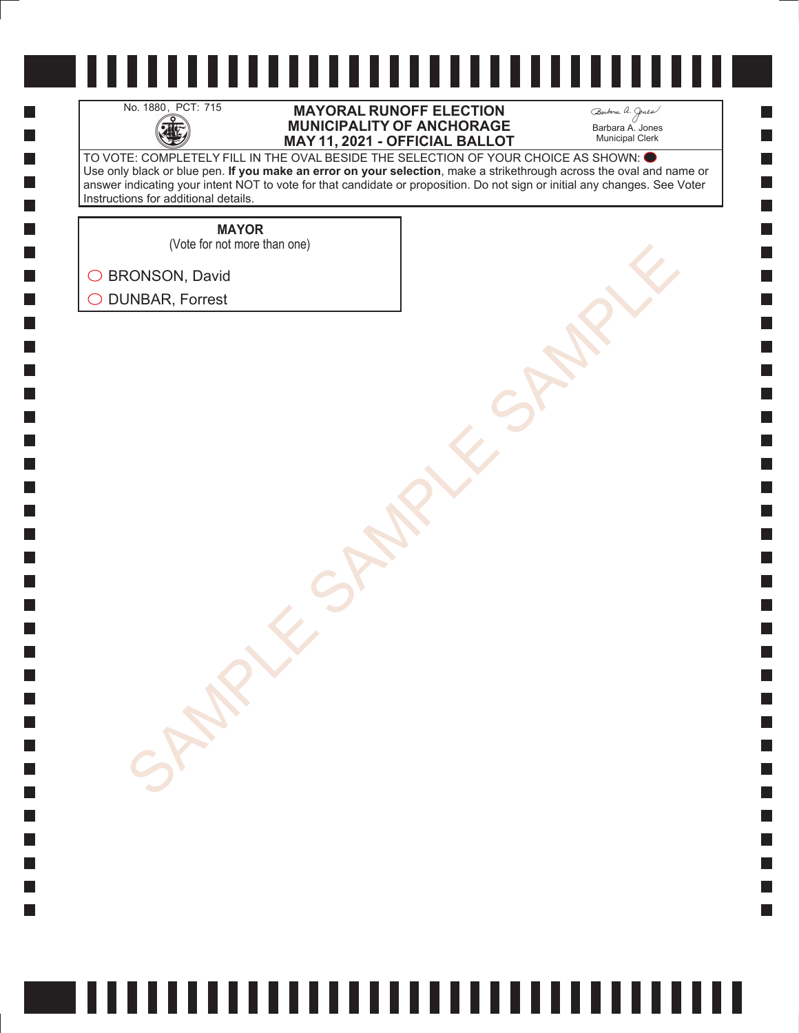No. 1880, PCT: 715

**MAYORAL RUNOFF ELECTION**
**MUNICIPALITY OF ANCHORAGE**
**MAY 11, 2021 - OFFICIAL BALLOT**

Barbara A. Jones
Municipal Clerk

TO VOTE: COMPLETELY FILL IN THE OVAL BESIDE THE SELECTION OF YOUR CHOICE AS SHOWN: ●
Use only black or blue pen. **If you make an error on your selection**, make a strikethrough across the oval and name or answer indicating your intent NOT to vote for that candidate or proposition. Do not sign or initial any changes. See Voter Instructions for additional details.

**MAYOR**
(Vote for not more than one)

○ BRONSON, David
○ DUNBAR, Forrest

SAMPLE SAMPLE SAMPLE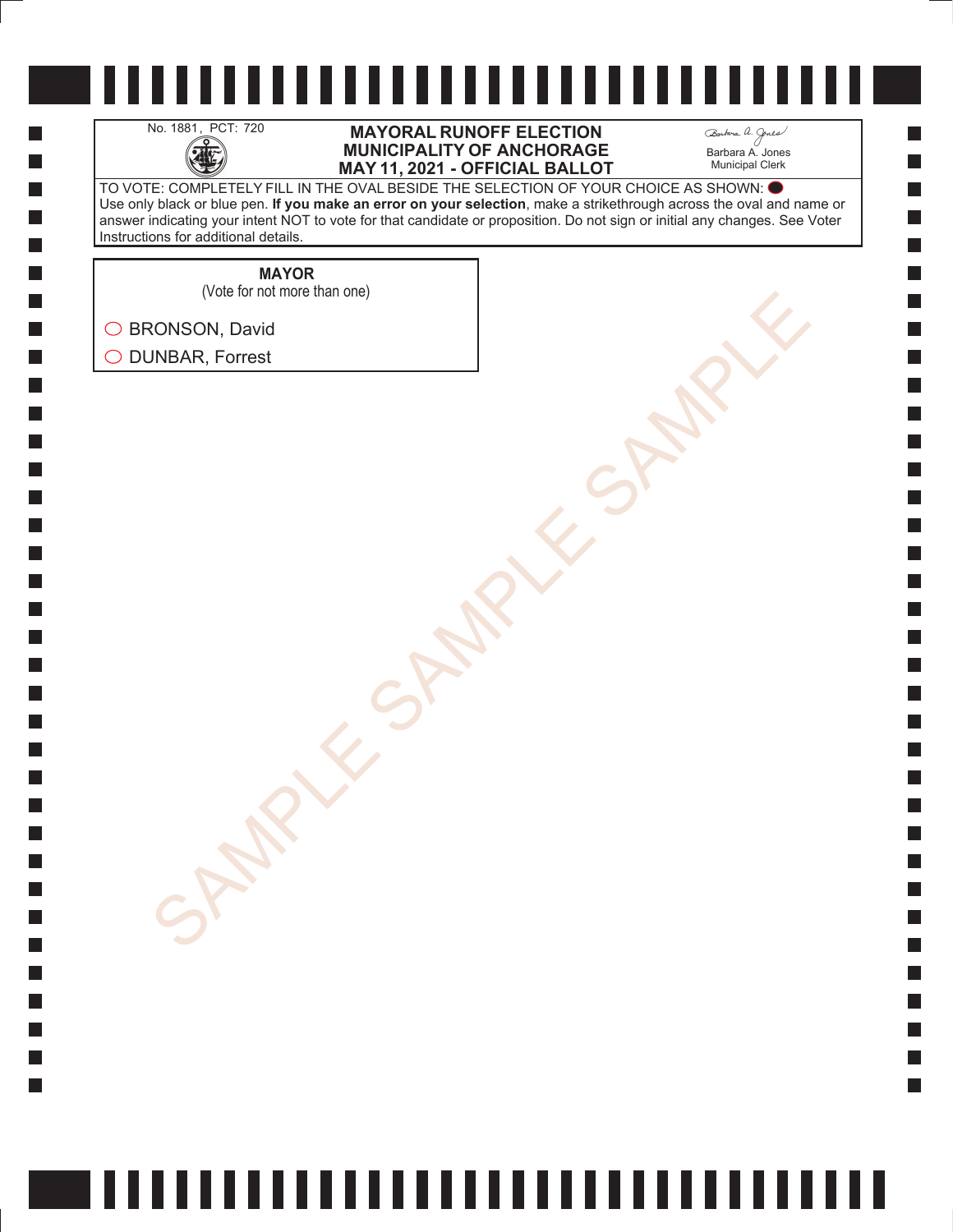No. 1881, PCT: 720

# MAYORAL RUNOFF ELECTION
# MUNICIPALITY OF ANCHORAGE
# MAY 11, 2021 - OFFICIAL BALLOT

Barbara A. Jones
Municipal Clerk

TO VOTE: COMPLETELY FILL IN THE OVAL BESIDE THE SELECTION OF YOUR CHOICE AS SHOWN: ⬬
Use only black or blue pen. **If you make an error on your selection**, make a strikethrough across the oval and name or answer indicating your intent NOT to vote for that candidate or proposition. Do not sign or initial any changes. See Voter Instructions for additional details.

**MAYOR**
(Vote for not more than one)

- ◯ BRONSON, David
- ◯ DUNBAR, Forrest

SAMPLE SAMPLE SAMPLE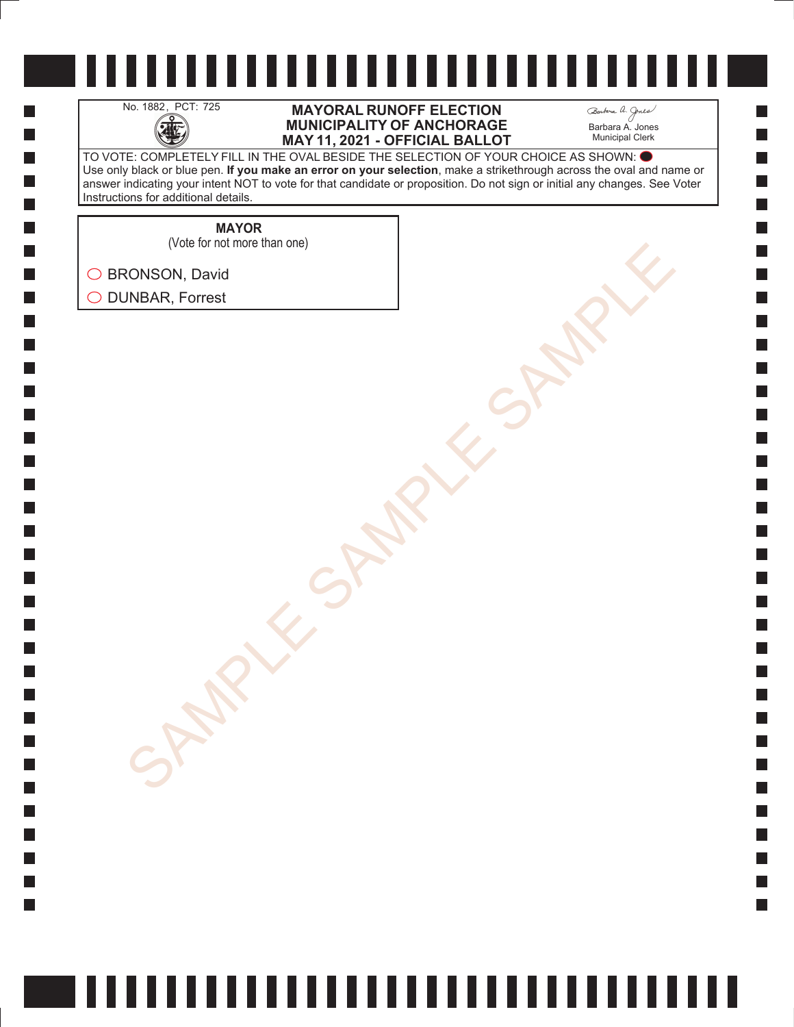No. 1882, PCT: 725

# MAYORAL RUNOFF ELECTION
# MUNICIPALITY OF ANCHORAGE
# MAY 11, 2021 - OFFICIAL BALLOT

Barbara A. Jones
Municipal Clerk

TO VOTE: COMPLETELY FILL IN THE OVAL BESIDE THE SELECTION OF YOUR CHOICE AS SHOWN: ⬤
Use only black or blue pen. **If you make an error on your selection**, make a strikethrough across the oval and name or answer indicating your intent NOT to vote for that candidate or proposition. Do not sign or initial any changes. See Voter Instructions for additional details.

**MAYOR**
(Vote for not more than one)

○ BRONSON, David
○ DUNBAR, Forrest

SAMPLE SAMPLE SAMPLE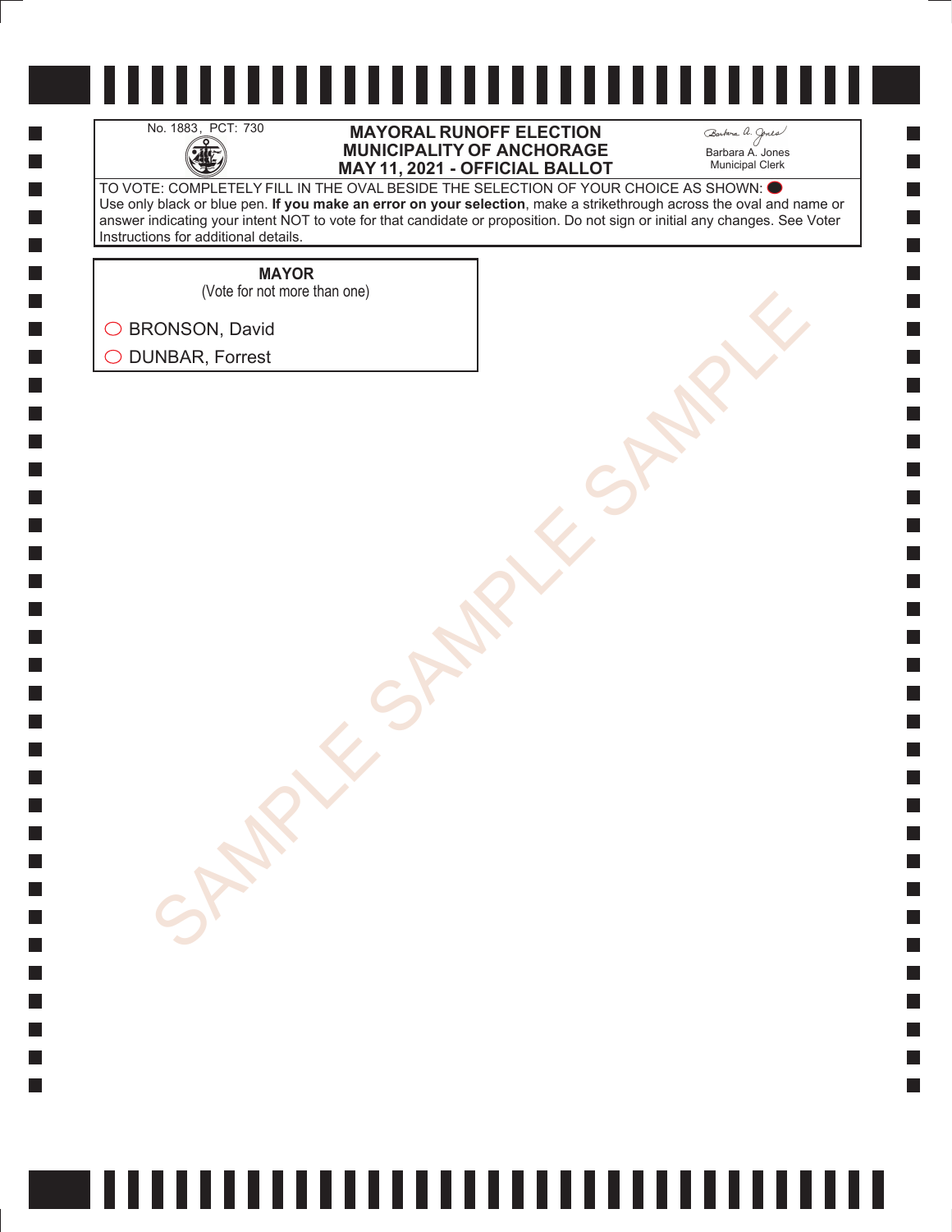No. 1883, PCT: 730

# MAYORAL RUNOFF ELECTION
# MUNICIPALITY OF ANCHORAGE
# MAY 11, 2021 - OFFICIAL BALLOT

Barbara A. Jones
Municipal Clerk

TO VOTE: COMPLETELY FILL IN THE OVAL BESIDE THE SELECTION OF YOUR CHOICE AS SHOWN: ⬤
Use only black or blue pen. **If you make an error on your selection**, make a strikethrough across the oval and name or answer indicating your intent NOT to vote for that candidate or proposition. Do not sign or initial any changes. See Voter Instructions for additional details.

**MAYOR**
(Vote for not more than one)

- ◯ BRONSON, David
- ◯ DUNBAR, Forrest

SAMPLE SAMPLE SAMPLE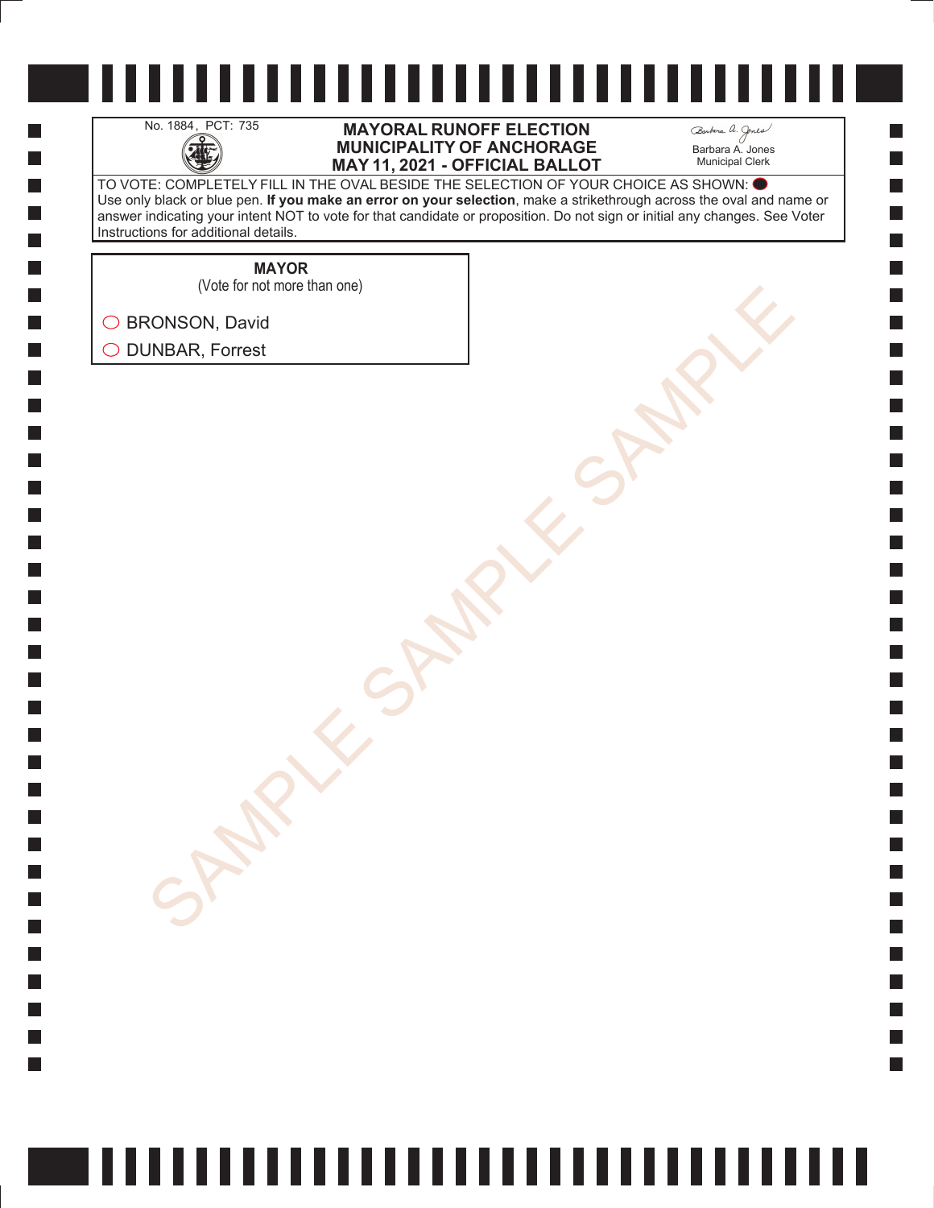No. 1884, PCT: 735

**MAYORAL RUNOFF ELECTION**
**MUNICIPALITY OF ANCHORAGE**
**MAY 11, 2021 - OFFICIAL BALLOT**

Barbara A. Jones
Municipal Clerk

TO VOTE: COMPLETELY FILL IN THE OVAL BESIDE THE SELECTION OF YOUR CHOICE AS SHOWN: ⬤
Use only black or blue pen. **If you make an error on your selection**, make a strikethrough across the oval and name or answer indicating your intent NOT to vote for that candidate or proposition. Do not sign or initial any changes. See Voter Instructions for additional details.

**MAYOR**
(Vote for not more than one)

◯ BRONSON, David

◯ DUNBAR, Forrest

SAMPLE SAMPLE SAMPLE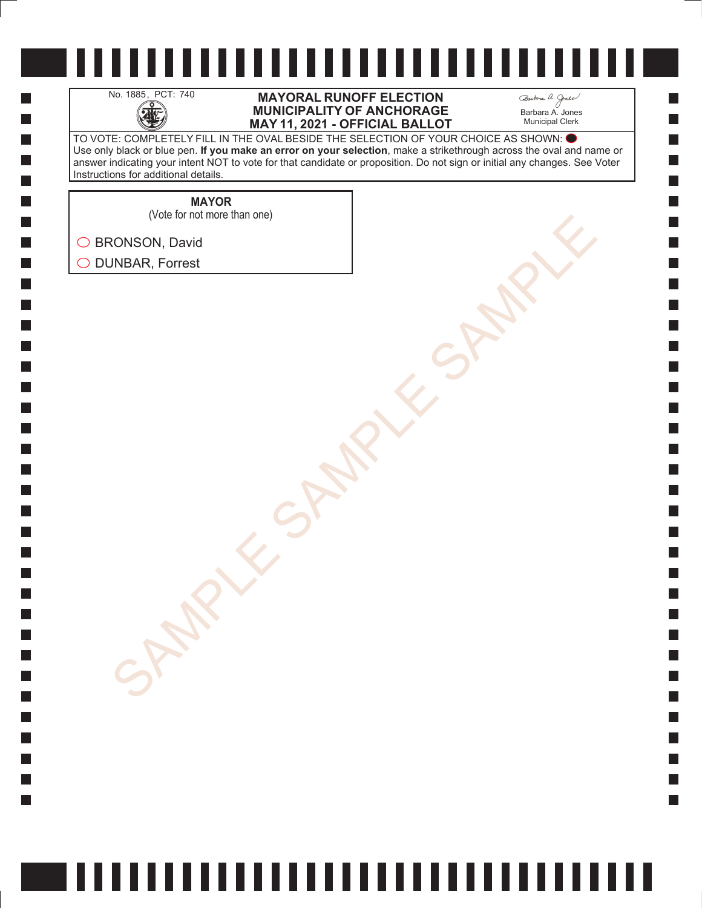No. 1885, PCT: 740

# MAYORAL RUNOFF ELECTION
# MUNICIPALITY OF ANCHORAGE
# MAY 11, 2021 - OFFICIAL BALLOT

Barbara A. Jones
Municipal Clerk

TO VOTE: COMPLETELY FILL IN THE OVAL BESIDE THE SELECTION OF YOUR CHOICE AS SHOWN: ⬤
Use only black or blue pen. **If you make an error on your selection**, make a strikethrough across the oval and name or answer indicating your intent NOT to vote for that candidate or proposition. Do not sign or initial any changes. See Voter Instructions for additional details.

**MAYOR**
(Vote for not more than one)

- ◯ BRONSON, David
- ◯ DUNBAR, Forrest

SAMPLE SAMPLE SAMPLE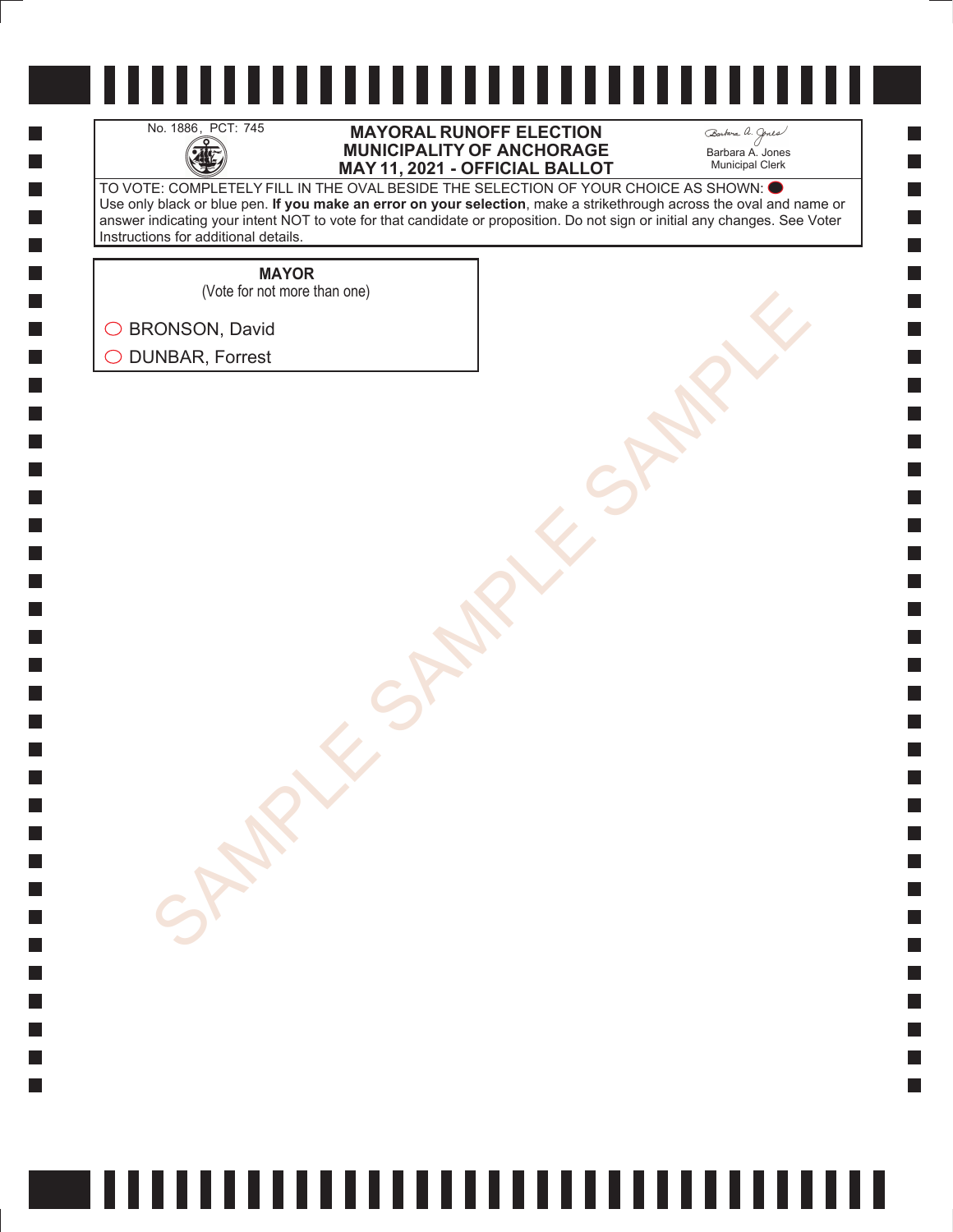No. 1886, PCT: 745

# MAYORAL RUNOFF ELECTION
# MUNICIPALITY OF ANCHORAGE
# MAY 11, 2021 - OFFICIAL BALLOT

Barbara A. Jones
Municipal Clerk

TO VOTE: COMPLETELY FILL IN THE OVAL BESIDE THE SELECTION OF YOUR CHOICE AS SHOWN: ⬤
Use only black or blue pen. **If you make an error on your selection**, make a strikethrough across the oval and name or answer indicating your intent NOT to vote for that candidate or proposition. Do not sign or initial any changes. See Voter Instructions for additional details.

**MAYOR**
(Vote for not more than one)

- ◯ BRONSON, David
- ◯ DUNBAR, Forrest

SAMPLE SAMPLE SAMPLE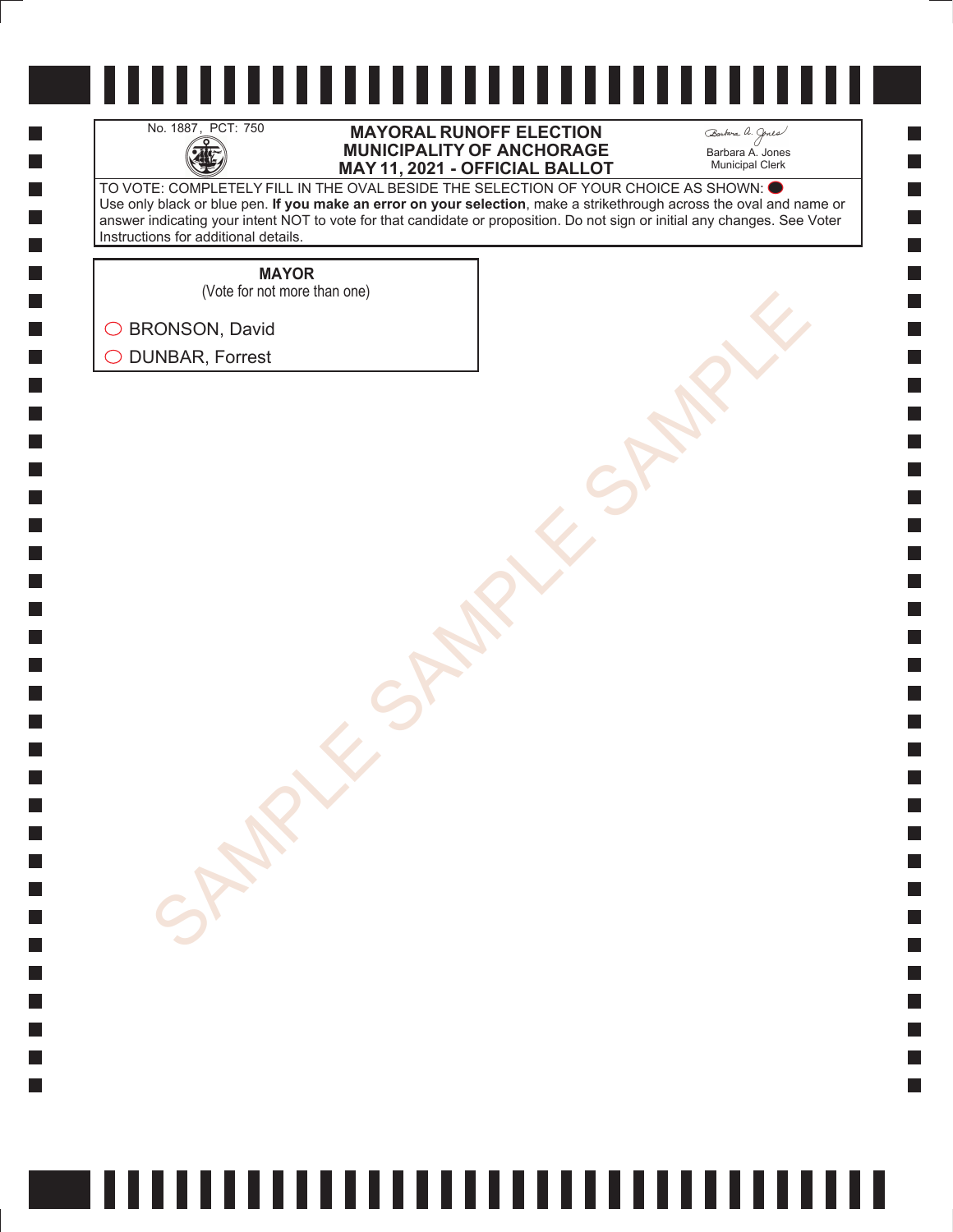No. 1887, PCT: 750

# MAYORAL RUNOFF ELECTION
# MUNICIPALITY OF ANCHORAGE
# MAY 11, 2021 - OFFICIAL BALLOT

Barbara A. Jones
Municipal Clerk

TO VOTE: COMPLETELY FILL IN THE OVAL BESIDE THE SELECTION OF YOUR CHOICE AS SHOWN: ⬤
Use only black or blue pen. **If you make an error on your selection**, make a strikethrough across the oval and name or answer indicating your intent NOT to vote for that candidate or proposition. Do not sign or initial any changes. See Voter Instructions for additional details.

**MAYOR**
(Vote for not more than one)

◯ BRONSON, David

◯ DUNBAR, Forrest

SAMPLE SAMPLE SAMPLE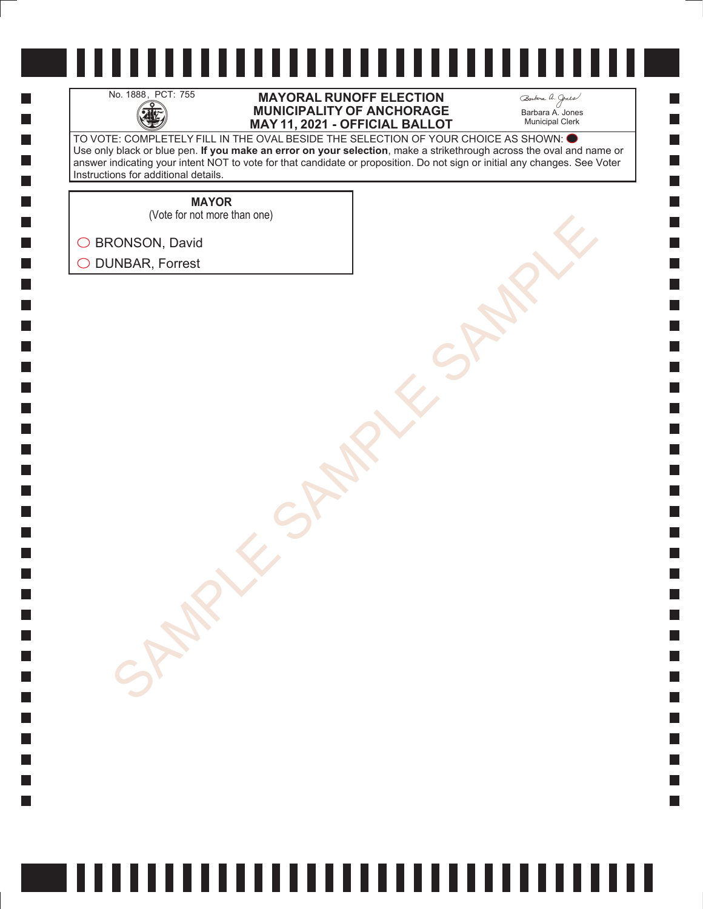No. 1888, PCT: 755

# MAYORAL RUNOFF ELECTION
# MUNICIPALITY OF ANCHORAGE
# MAY 11, 2021 - OFFICIAL BALLOT

Barbara A. Jones
Municipal Clerk

TO VOTE: COMPLETELY FILL IN THE OVAL BESIDE THE SELECTION OF YOUR CHOICE AS SHOWN: ⬤
Use only black or blue pen. **If you make an error on your selection**, make a strikethrough across the oval and name or answer indicating your intent NOT to vote for that candidate or proposition. Do not sign or initial any changes. See Voter Instructions for additional details.

**MAYOR**
(Vote for not more than one)

- ◯ BRONSON, David
- ◯ DUNBAR, Forrest

SAMPLE SAMPLE SAMPLE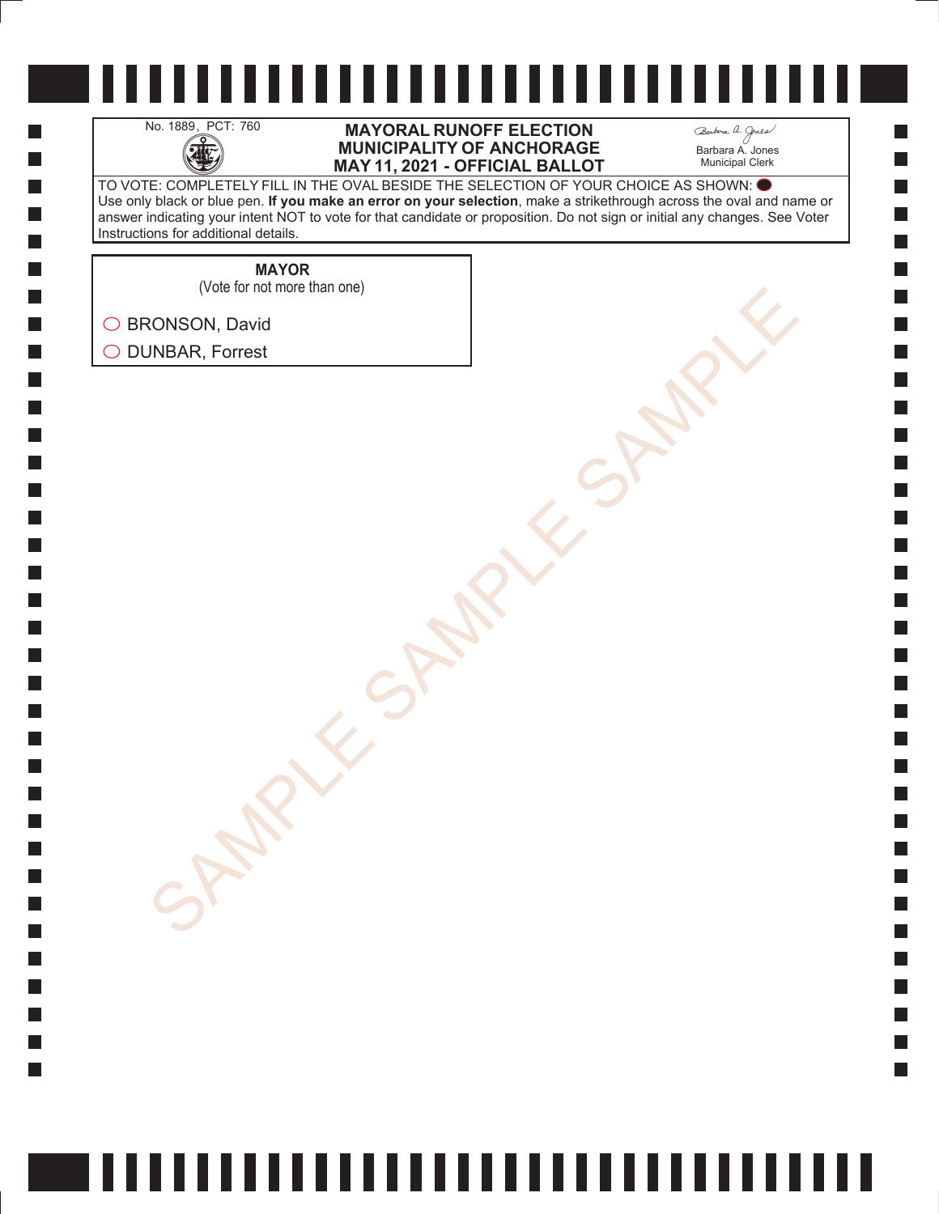No. 1889, PCT: 760

# MAYORAL RUNOFF ELECTION
# MUNICIPALITY OF ANCHORAGE
# MAY 11, 2021 - OFFICIAL BALLOT

Barbara A. Jones
Municipal Clerk

TO VOTE: COMPLETELY FILL IN THE OVAL BESIDE THE SELECTION OF YOUR CHOICE AS SHOWN: ⬤
Use only black or blue pen. **If you make an error on your selection**, make a strikethrough across the oval and name or answer indicating your intent NOT to vote for that candidate or proposition. Do not sign or initial any changes. See Voter Instructions for additional details.

**MAYOR**
(Vote for not more than one)

- ◯ BRONSON, David
- ◯ DUNBAR, Forrest

SAMPLE SAMPLE SAMPLE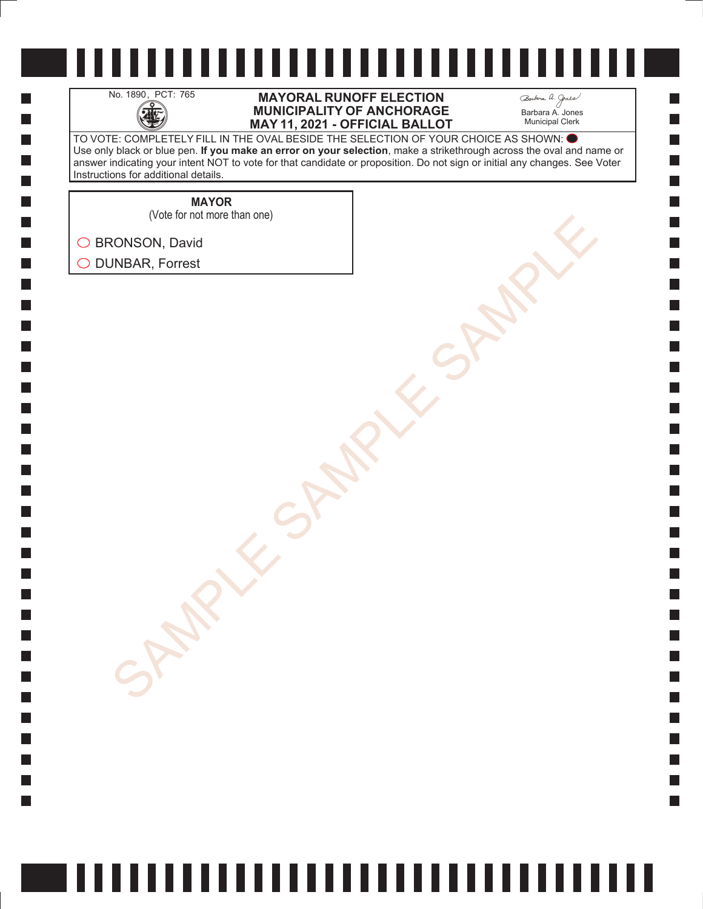No. 1890, PCT: 765

**MAYORAL RUNOFF ELECTION**
**MUNICIPALITY OF ANCHORAGE**
**MAY 11, 2021 - OFFICIAL BALLOT**

Barbara A. Jones
Municipal Clerk

TO VOTE: COMPLETELY FILL IN THE OVAL BESIDE THE SELECTION OF YOUR CHOICE AS SHOWN: ⬤
Use only black or blue pen. **If you make an error on your selection**, make a strikethrough across the oval and name or answer indicating your intent NOT to vote for that candidate or proposition. Do not sign or initial any changes. See Voter Instructions for additional details.

**MAYOR**
(Vote for not more than one)

- ◯ BRONSON, David
- ◯ DUNBAR, Forrest

SAMPLE SAMPLE SAMPLE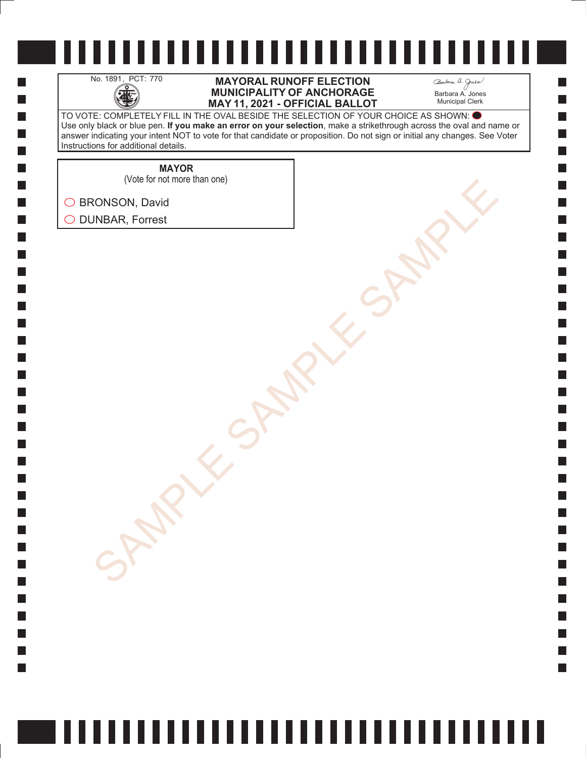No. 1891, PCT: 770

# MAYORAL RUNOFF ELECTION
# MUNICIPALITY OF ANCHORAGE
# MAY 11, 2021 - OFFICIAL BALLOT

Barbara A. Jones
Municipal Clerk

TO VOTE: COMPLETELY FILL IN THE OVAL BESIDE THE SELECTION OF YOUR CHOICE AS SHOWN: ⬤
Use only black or blue pen. **If you make an error on your selection**, make a strikethrough across the oval and name or answer indicating your intent NOT to vote for that candidate or proposition. Do not sign or initial any changes. See Voter Instructions for additional details.

**MAYOR**
(Vote for not more than one)

- ◯ BRONSON, David
- ◯ DUNBAR, Forrest

SAMPLE SAMPLE SAMPLE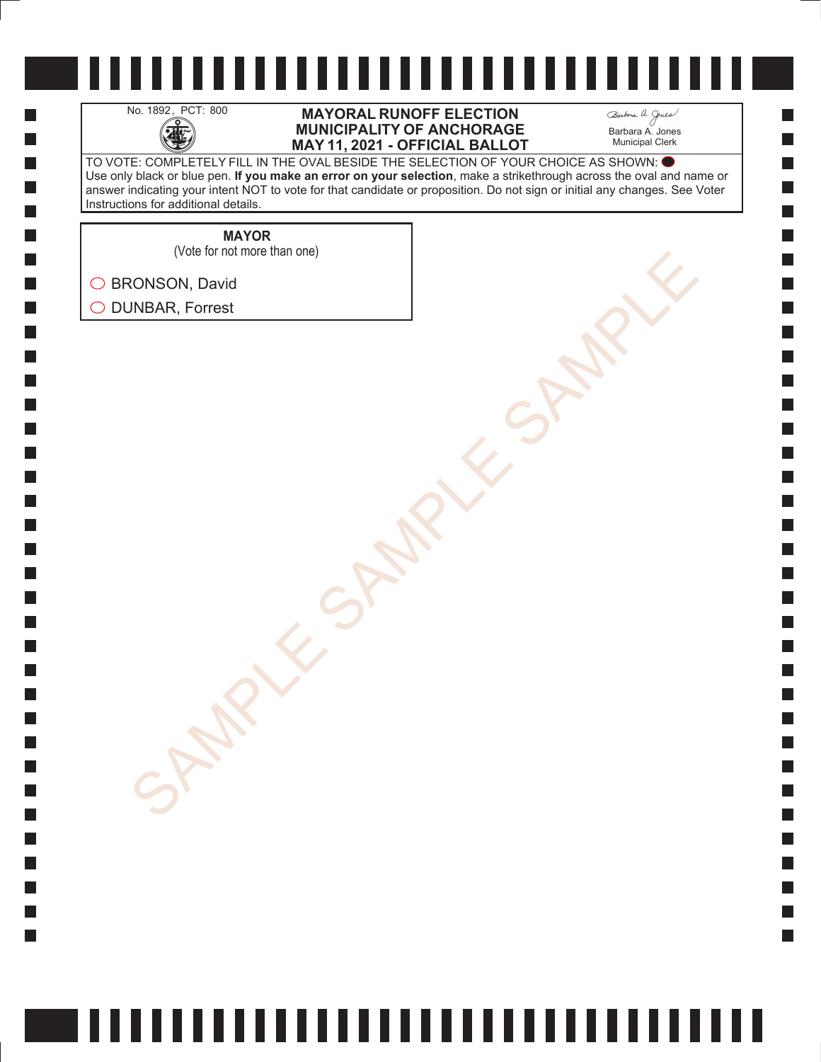No. 1892, PCT: 800

# MAYORAL RUNOFF ELECTION
# MUNICIPALITY OF ANCHORAGE
# MAY 11, 2021 - OFFICIAL BALLOT

Barbara A. Jones
Municipal Clerk

TO VOTE: COMPLETELY FILL IN THE OVAL BESIDE THE SELECTION OF YOUR CHOICE AS SHOWN: ⬤
Use only black or blue pen. **If you make an error on your selection**, make a strikethrough across the oval and name or answer indicating your intent NOT to vote for that candidate or proposition. Do not sign or initial any changes. See Voter Instructions for additional details.

**MAYOR**
(Vote for not more than one)

- ◯ BRONSON, David
- ◯ DUNBAR, Forrest

SAMPLE SAMPLE SAMPLE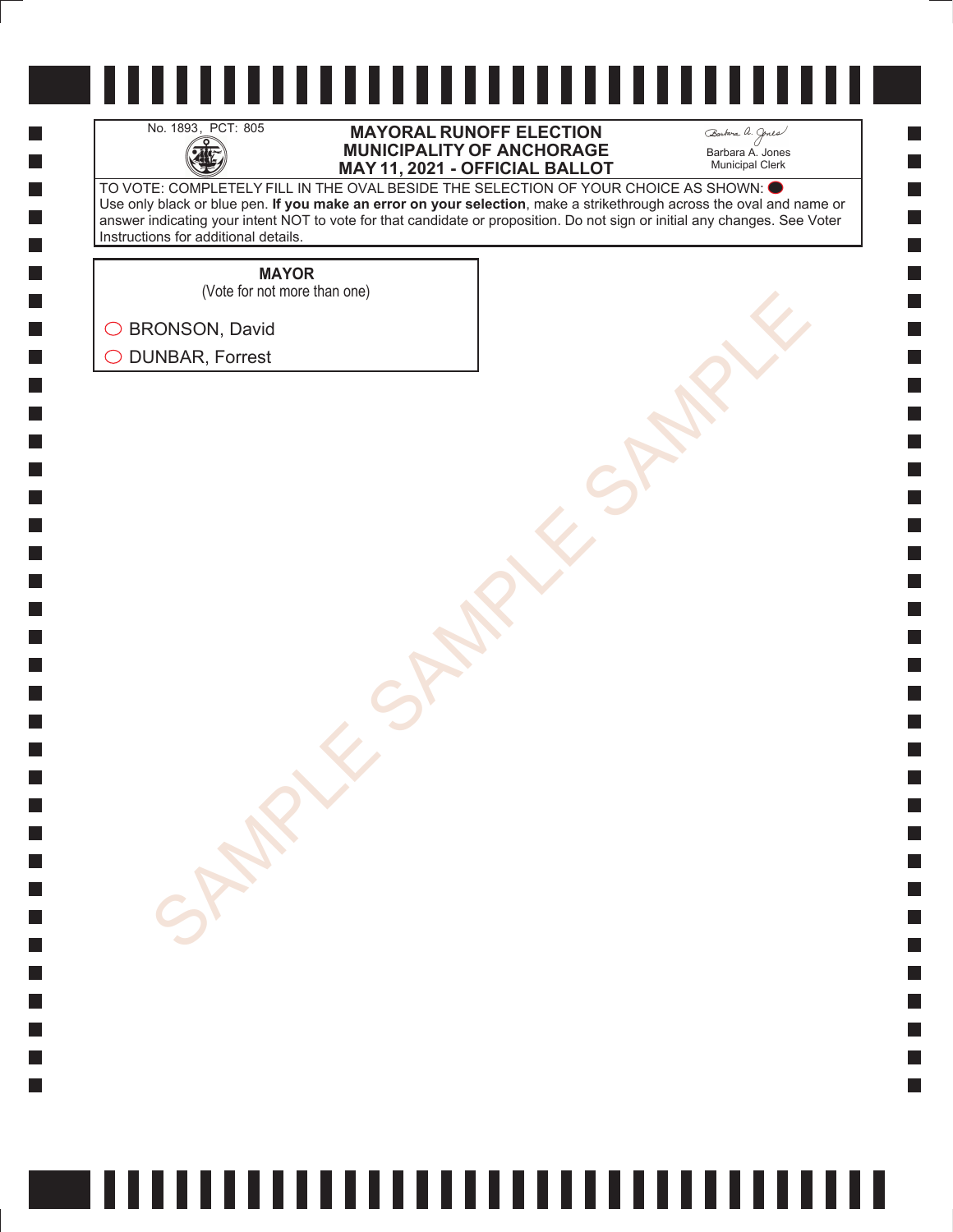No. 1893, PCT: 805

**MAYORAL RUNOFF ELECTION**
**MUNICIPALITY OF ANCHORAGE**
**MAY 11, 2021 - OFFICIAL BALLOT**

Barbara A. Jones
Municipal Clerk

TO VOTE: COMPLETELY FILL IN THE OVAL BESIDE THE SELECTION OF YOUR CHOICE AS SHOWN: ⬤
Use only black or blue pen. **If you make an error on your selection**, make a strikethrough across the oval and name or answer indicating your intent NOT to vote for that candidate or proposition. Do not sign or initial any changes. See Voter Instructions for additional details.

**MAYOR**
(Vote for not more than one)

◯ BRONSON, David

◯ DUNBAR, Forrest

SAMPLE SAMPLE SAMPLE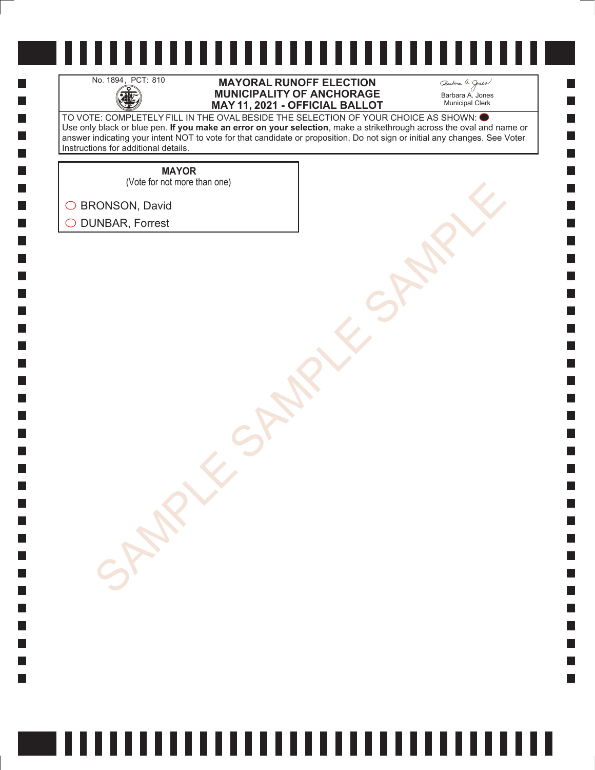No. 1894, PCT: 810

**MAYORAL RUNOFF ELECTION**
**MUNICIPALITY OF ANCHORAGE**
**MAY 11, 2021 - OFFICIAL BALLOT**

Barbara A. Jones
Municipal Clerk

TO VOTE: COMPLETELY FILL IN THE OVAL BESIDE THE SELECTION OF YOUR CHOICE AS SHOWN: ⬬
Use only black or blue pen. **If you make an error on your selection**, make a strikethrough across the oval and name or answer indicating your intent NOT to vote for that candidate or proposition. Do not sign or initial any changes. See Voter Instructions for additional details.

**MAYOR**
(Vote for not more than one)

◯ BRONSON, David
◯ DUNBAR, Forrest

SAMPLE SAMPLE SAMPLE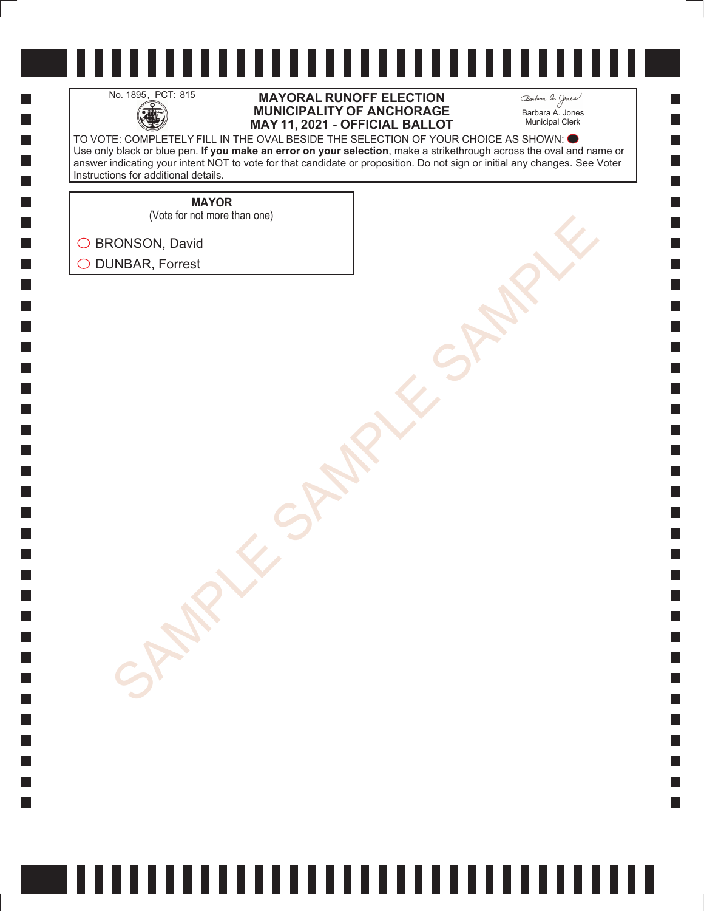No. 1895, PCT: 815

# MAYORAL RUNOFF ELECTION
# MUNICIPALITY OF ANCHORAGE
# MAY 11, 2021 - OFFICIAL BALLOT

Barbara A. Jones
Municipal Clerk

TO VOTE: COMPLETELY FILL IN THE OVAL BESIDE THE SELECTION OF YOUR CHOICE AS SHOWN: ⬤
Use only black or blue pen. **If you make an error on your selection**, make a strikethrough across the oval and name or answer indicating your intent NOT to vote for that candidate or proposition. Do not sign or initial any changes. See Voter Instructions for additional details.

## MAYOR
(Vote for not more than one)

◯ BRONSON, David

◯ DUNBAR, Forrest

SAMPLE SAMPLE SAMPLE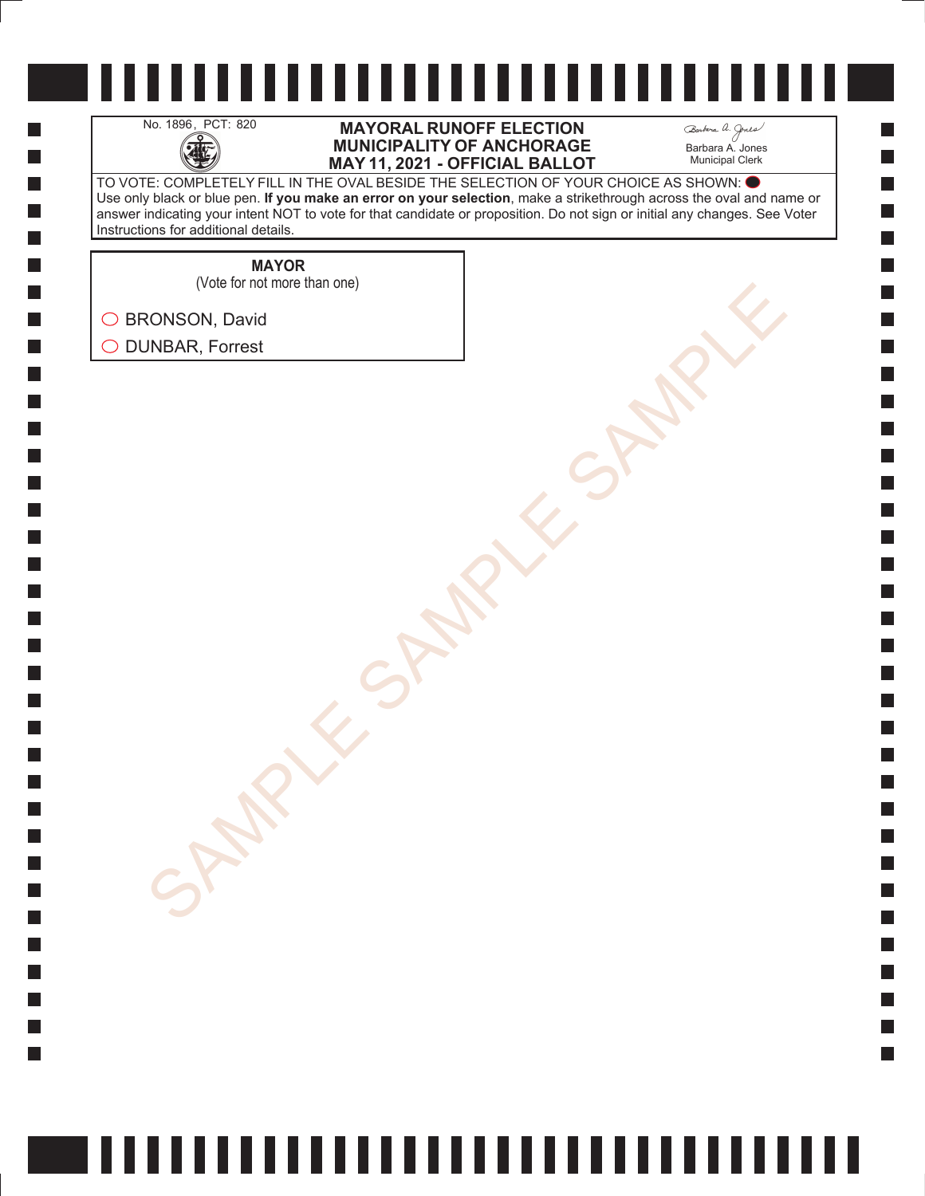No. 1896, PCT: 820

# MAYORAL RUNOFF ELECTION
# MUNICIPALITY OF ANCHORAGE
# MAY 11, 2021 - OFFICIAL BALLOT

Barbara A. Jones
Municipal Clerk

TO VOTE: COMPLETELY FILL IN THE OVAL BESIDE THE SELECTION OF YOUR CHOICE AS SHOWN: ⬤
Use only black or blue pen. **If you make an error on your selection**, make a strikethrough across the oval and name or answer indicating your intent NOT to vote for that candidate or proposition. Do not sign or initial any changes. See Voter Instructions for additional details.

**MAYOR**
(Vote for not more than one)

- ◯ BRONSON, David
- ◯ DUNBAR, Forrest

SAMPLE SAMPLE SAMPLE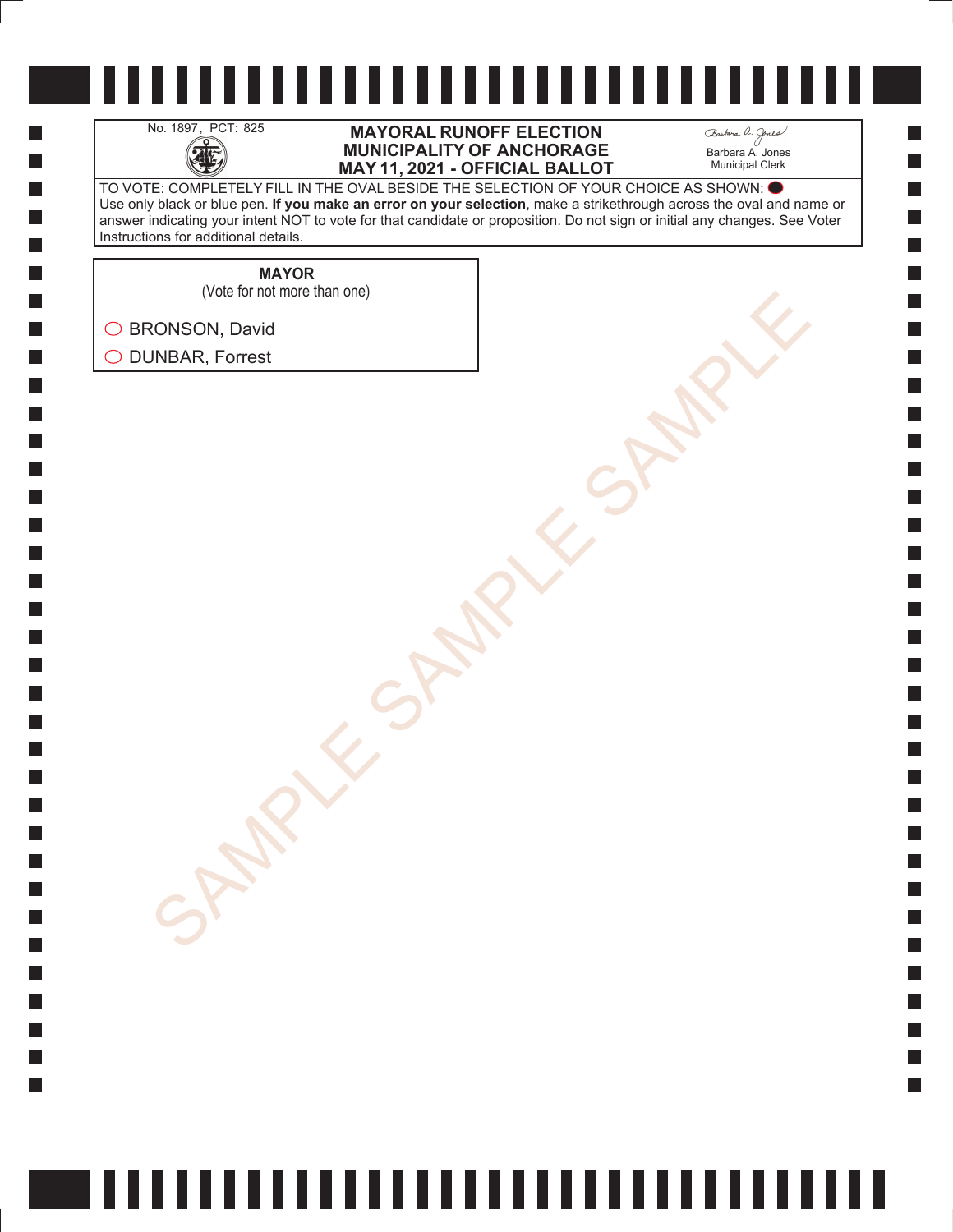No. 1897, PCT: 825

**MAYORAL RUNOFF ELECTION**
**MUNICIPALITY OF ANCHORAGE**
**MAY 11, 2021 - OFFICIAL BALLOT**

Barbara A. Jones
Municipal Clerk

TO VOTE: COMPLETELY FILL IN THE OVAL BESIDE THE SELECTION OF YOUR CHOICE AS SHOWN: ⬤
Use only black or blue pen. **If you make an error on your selection**, make a strikethrough across the oval and name or answer indicating your intent NOT to vote for that candidate or proposition. Do not sign or initial any changes. See Voter Instructions for additional details.

**MAYOR**
(Vote for not more than one)

◯ BRONSON, David
◯ DUNBAR, Forrest

SAMPLE SAMPLE SAMPLE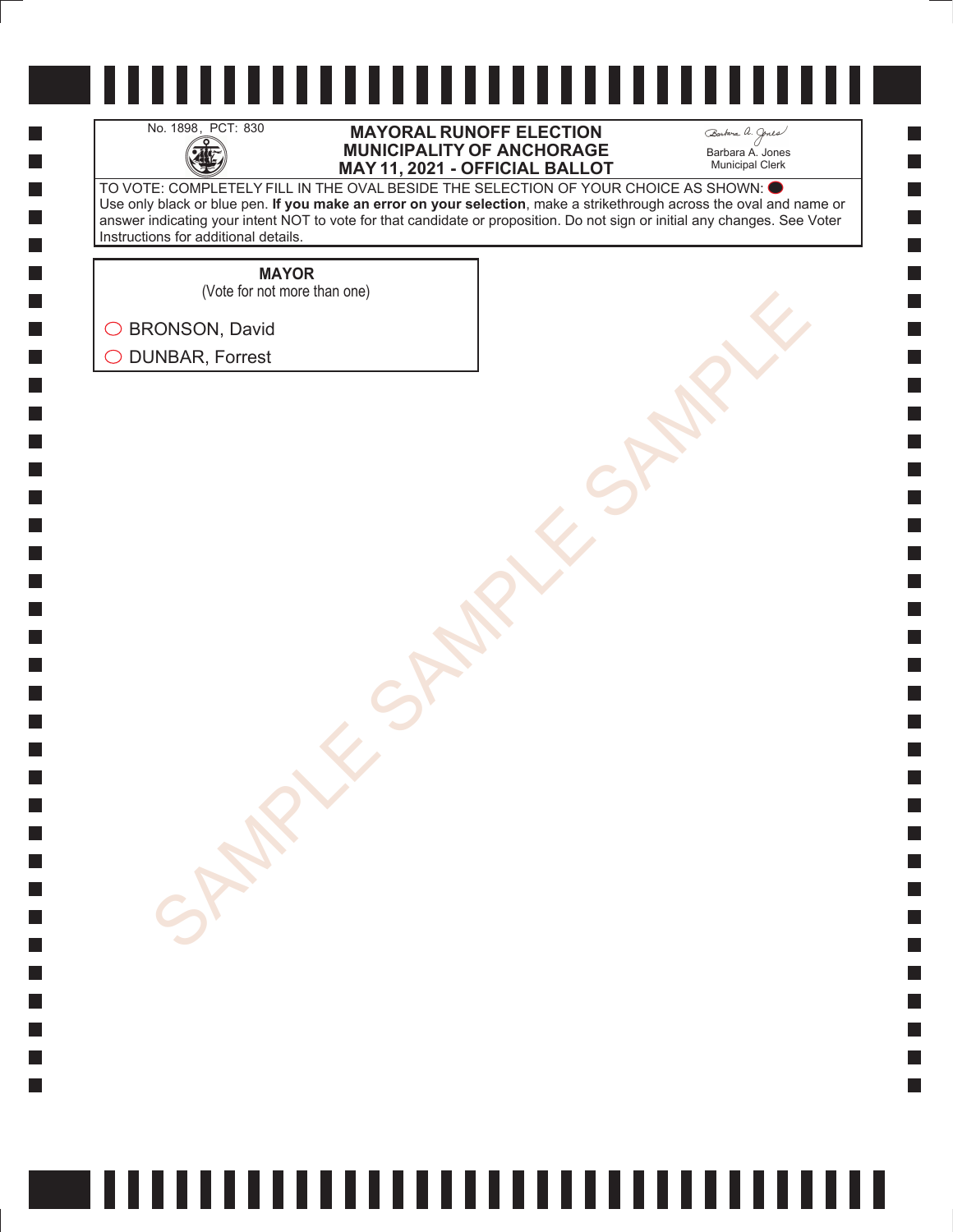No. 1898, PCT: 830

# MAYORAL RUNOFF ELECTION
# MUNICIPALITY OF ANCHORAGE
# MAY 11, 2021 - OFFICIAL BALLOT

Barbara A. Jones
Municipal Clerk

TO VOTE: COMPLETELY FILL IN THE OVAL BESIDE THE SELECTION OF YOUR CHOICE AS SHOWN: ⬬
Use only black or blue pen. **If you make an error on your selection**, make a strikethrough across the oval and name or answer indicating your intent NOT to vote for that candidate or proposition. Do not sign or initial any changes. See Voter Instructions for additional details.

## MAYOR

(Vote for not more than one)

- ◯ BRONSON, David
- ◯ DUNBAR, Forrest

SAMPLE SAMPLE SAMPLE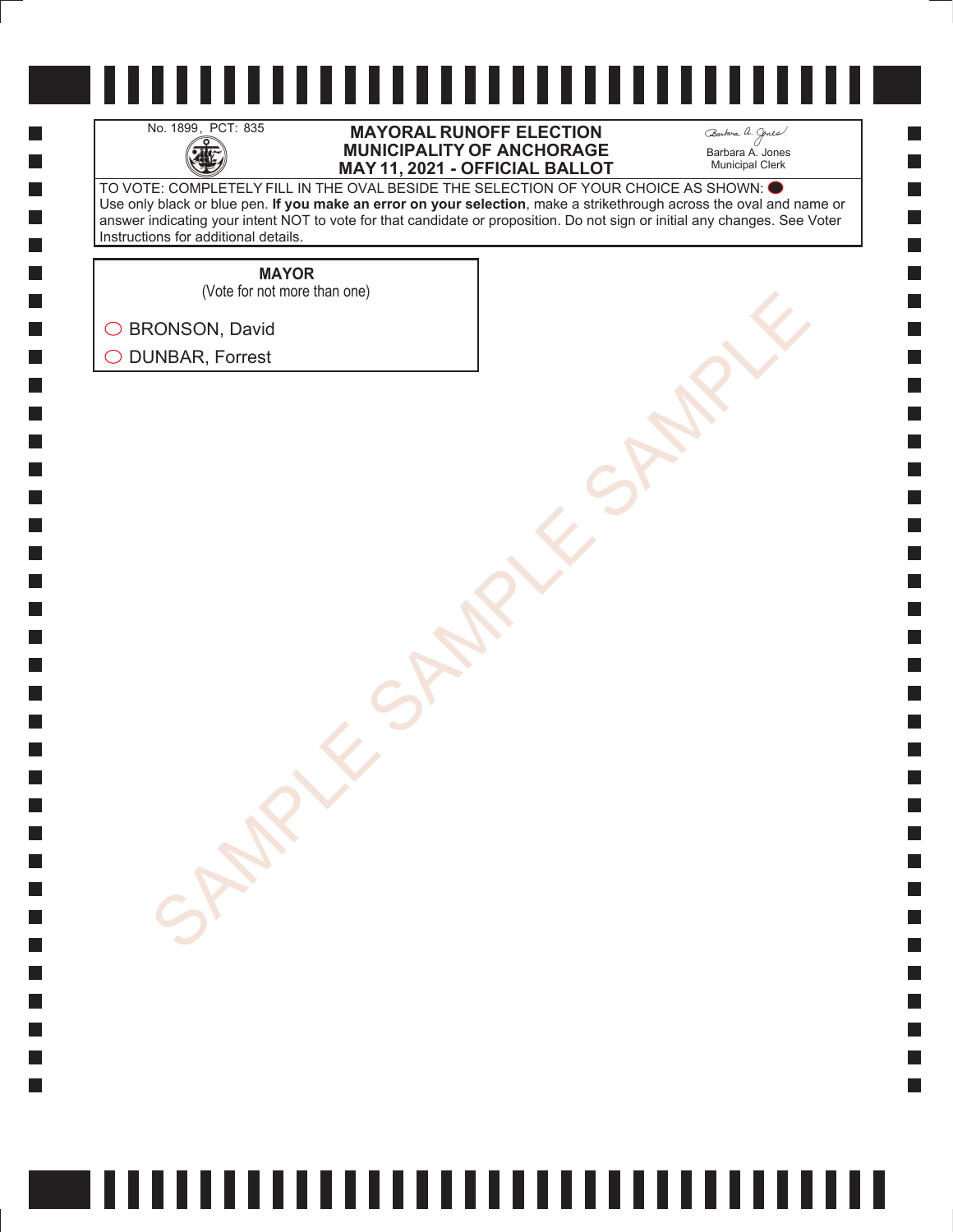No. 1899, PCT: 835

# MAYORAL RUNOFF ELECTION
# MUNICIPALITY OF ANCHORAGE
# MAY 11, 2021 - OFFICIAL BALLOT

Barbara A. Jones
Municipal Clerk

TO VOTE: COMPLETELY FILL IN THE OVAL BESIDE THE SELECTION OF YOUR CHOICE AS SHOWN: ⬤
Use only black or blue pen. **If you make an error on your selection**, make a strikethrough across the oval and name or answer indicating your intent NOT to vote for that candidate or proposition. Do not sign or initial any changes. See Voter Instructions for additional details.

**MAYOR**
(Vote for not more than one)

◯ BRONSON, David
◯ DUNBAR, Forrest

SAMPLE SAMPLE SAMPLE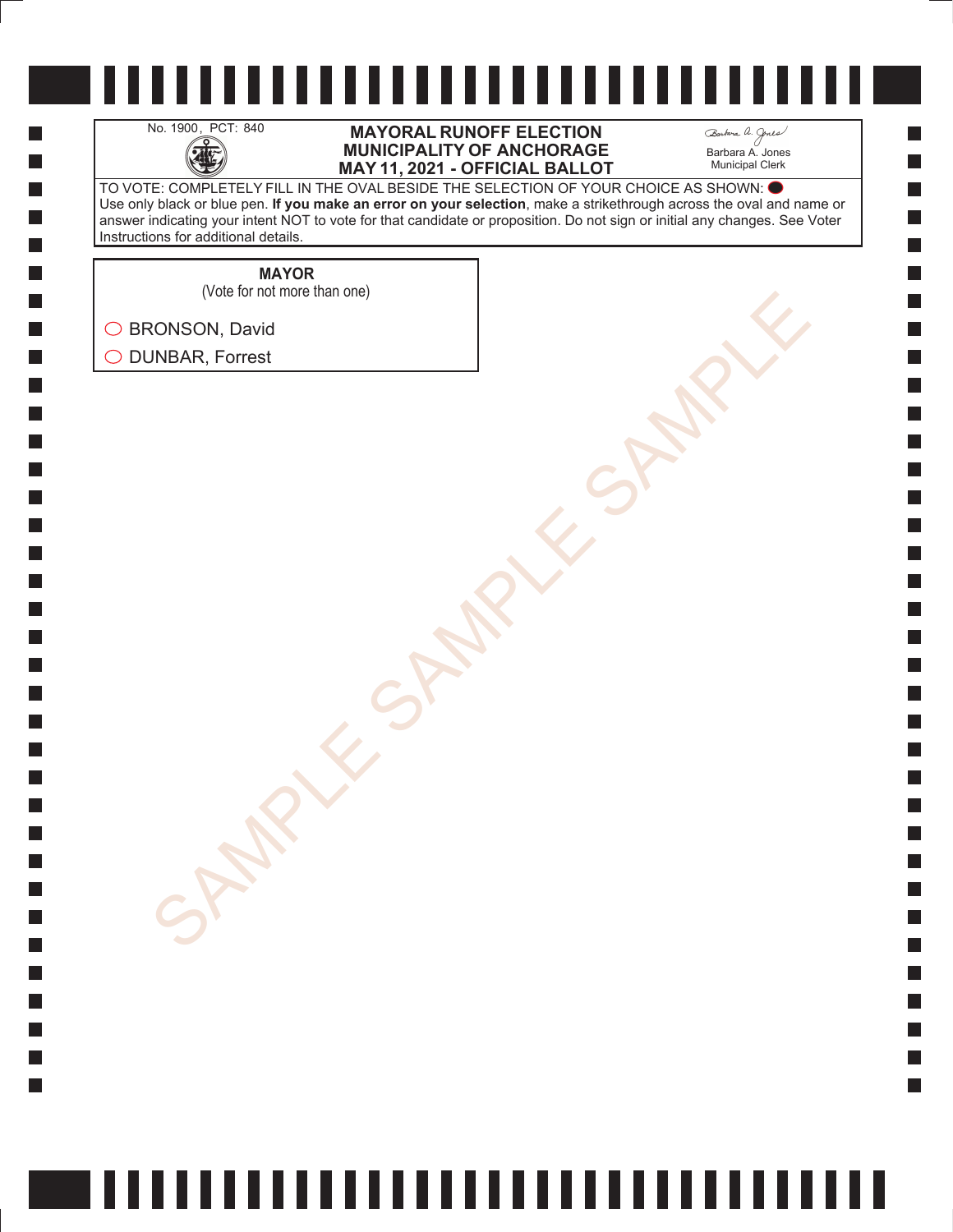No. 1900, PCT: 840

# MAYORAL RUNOFF ELECTION
# MUNICIPALITY OF ANCHORAGE
# MAY 11, 2021 - OFFICIAL BALLOT

Barbara A. Jones
Municipal Clerk

TO VOTE: COMPLETELY FILL IN THE OVAL BESIDE THE SELECTION OF YOUR CHOICE AS SHOWN: ⬤
Use only black or blue pen. **If you make an error on your selection**, make a strikethrough across the oval and name or answer indicating your intent NOT to vote for that candidate or proposition. Do not sign or initial any changes. See Voter Instructions for additional details.

**MAYOR**
(Vote for not more than one)

- ◯ BRONSON, David
- ◯ DUNBAR, Forrest

SAMPLE SAMPLE SAMPLE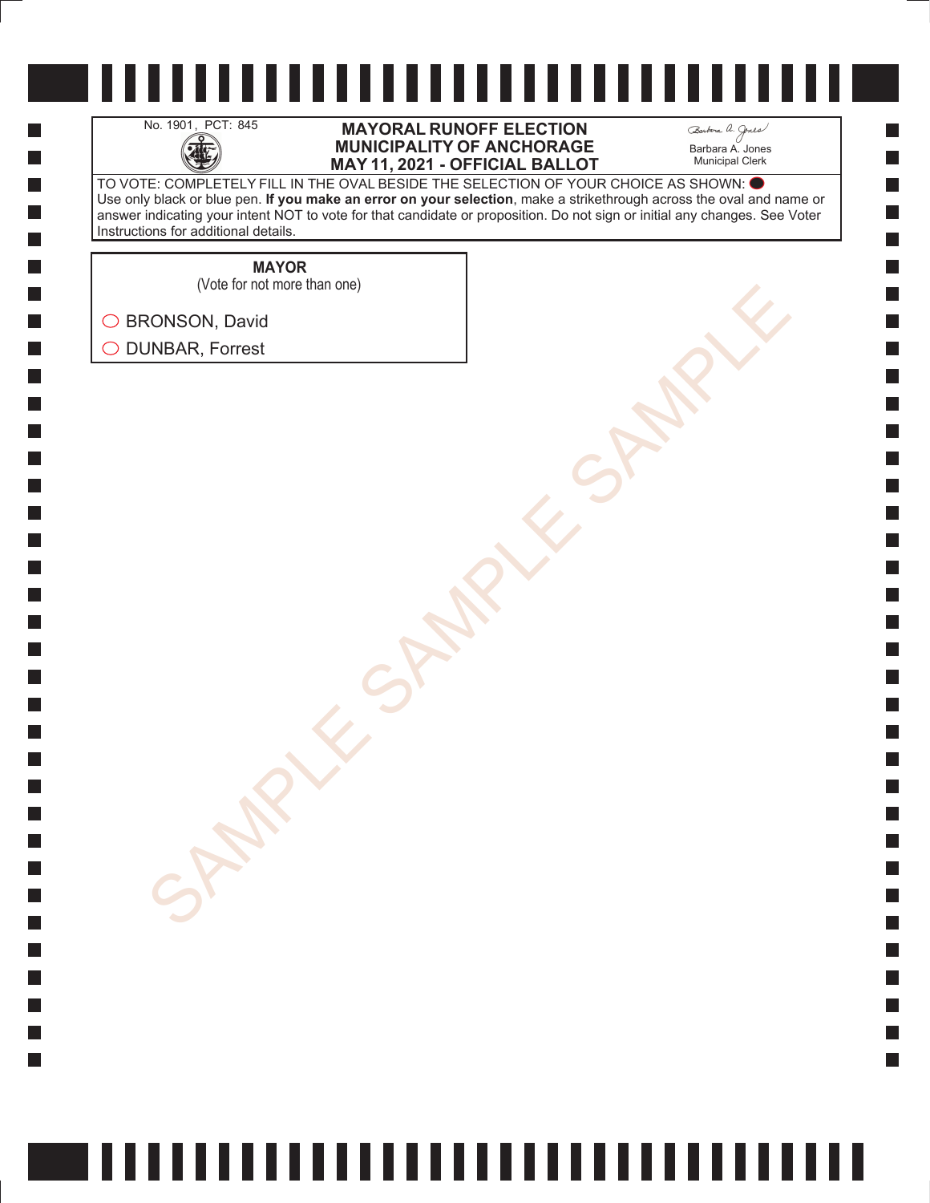No. 1901, PCT: 845

# MAYORAL RUNOFF ELECTION
# MUNICIPALITY OF ANCHORAGE
# MAY 11, 2021 - OFFICIAL BALLOT

Barbara A. Jones
Municipal Clerk

TO VOTE: COMPLETELY FILL IN THE OVAL BESIDE THE SELECTION OF YOUR CHOICE AS SHOWN: ●
Use only black or blue pen. **If you make an error on your selection**, make a strikethrough across the oval and name or answer indicating your intent NOT to vote for that candidate or proposition. Do not sign or initial any changes. See Voter Instructions for additional details.

**MAYOR**
(Vote for not more than one)

◯ BRONSON, David
◯ DUNBAR, Forrest

SAMPLE SAMPLE SAMPLE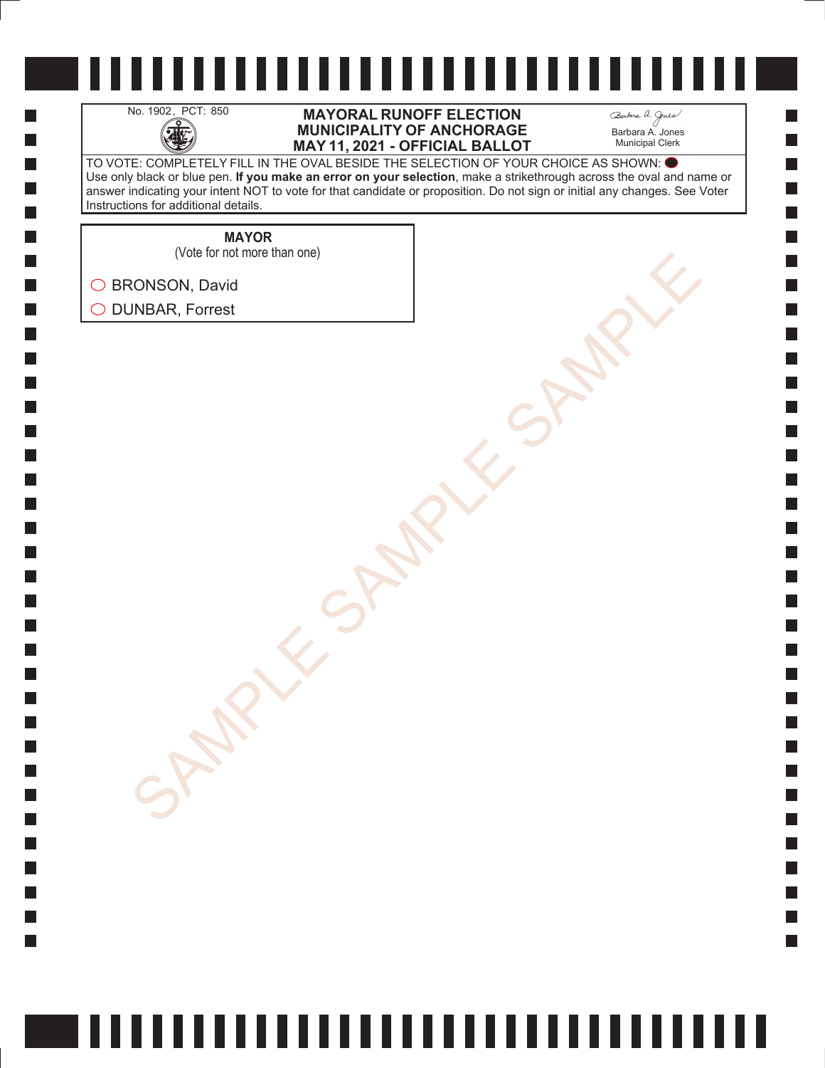No. 1902, PCT: 850

# MAYORAL RUNOFF ELECTION
# MUNICIPALITY OF ANCHORAGE
# MAY 11, 2021 - OFFICIAL BALLOT

Barbara A. Jones
Municipal Clerk

TO VOTE: COMPLETELY FILL IN THE OVAL BESIDE THE SELECTION OF YOUR CHOICE AS SHOWN: ⬤
Use only black or blue pen. **If you make an error on your selection**, make a strikethrough across the oval and name or answer indicating your intent NOT to vote for that candidate or proposition. Do not sign or initial any changes. See Voter Instructions for additional details.

**MAYOR**
(Vote for not more than one)

○ BRONSON, David
○ DUNBAR, Forrest

SAMPLE SAMPLE SAMPLE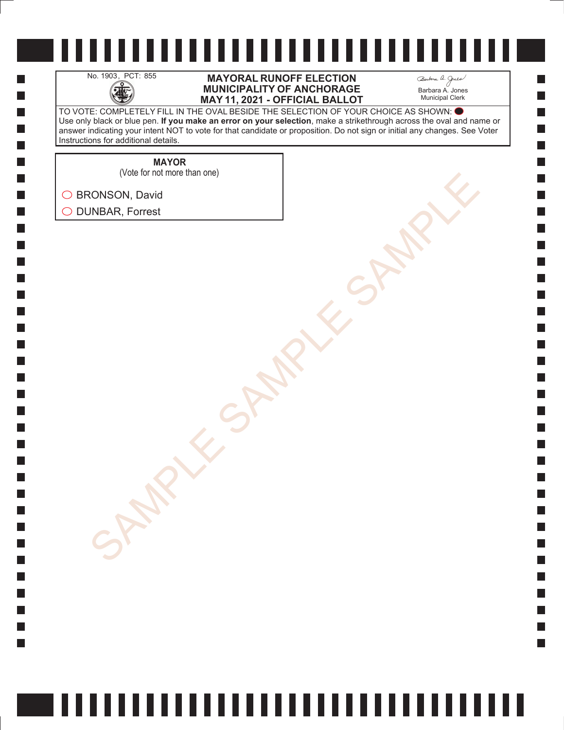No. 1903, PCT: 855

# MAYORAL RUNOFF ELECTION
# MUNICIPALITY OF ANCHORAGE
# MAY 11, 2021 - OFFICIAL BALLOT

Barbara A. Jones
Municipal Clerk

TO VOTE: COMPLETELY FILL IN THE OVAL BESIDE THE SELECTION OF YOUR CHOICE AS SHOWN: ⬬
Use only black or blue pen. **If you make an error on your selection**, make a strikethrough across the oval and name or answer indicating your intent NOT to vote for that candidate or proposition. Do not sign or initial any changes. See Voter Instructions for additional details.

**MAYOR**
(Vote for not more than one)

◯ BRONSON, David
◯ DUNBAR, Forrest

SAMPLE SAMPLE SAMPLE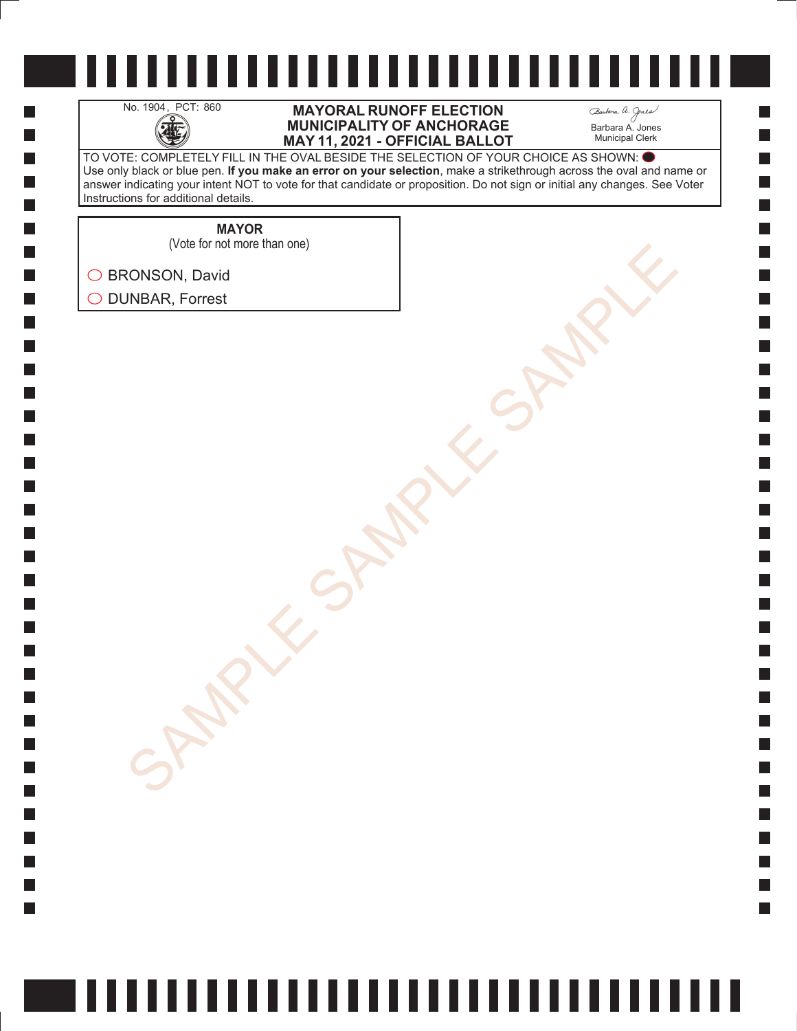No. 1904, PCT: 860

# MAYORAL RUNOFF ELECTION
# MUNICIPALITY OF ANCHORAGE
# MAY 11, 2021 - OFFICIAL BALLOT

Barbara A. Jones
Municipal Clerk

TO VOTE: COMPLETELY FILL IN THE OVAL BESIDE THE SELECTION OF YOUR CHOICE AS SHOWN: ⬬
Use only black or blue pen. **If you make an error on your selection**, make a strikethrough across the oval and name or answer indicating your intent NOT to vote for that candidate or proposition. Do not sign or initial any changes. See Voter Instructions for additional details.

**MAYOR**
(Vote for not more than one)

◯ BRONSON, David

◯ DUNBAR, Forrest

SAMPLE SAMPLE SAMPLE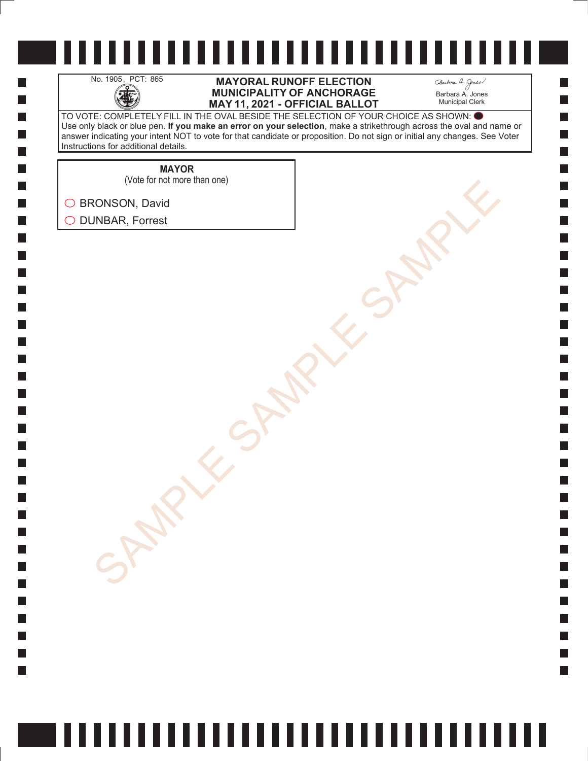No. 1905, PCT: 865

# MAYORAL RUNOFF ELECTION
# MUNICIPALITY OF ANCHORAGE
# MAY 11, 2021 - OFFICIAL BALLOT

Barbara A. Jones
Municipal Clerk

TO VOTE: COMPLETELY FILL IN THE OVAL BESIDE THE SELECTION OF YOUR CHOICE AS SHOWN: ⬤
Use only black or blue pen. **If you make an error on your selection**, make a strikethrough across the oval and name or answer indicating your intent NOT to vote for that candidate or proposition. Do not sign or initial any changes. See Voter Instructions for additional details.

## MAYOR
(Vote for not more than one)

◯ BRONSON, David

◯ DUNBAR, Forrest

SAMPLE SAMPLE SAMPLE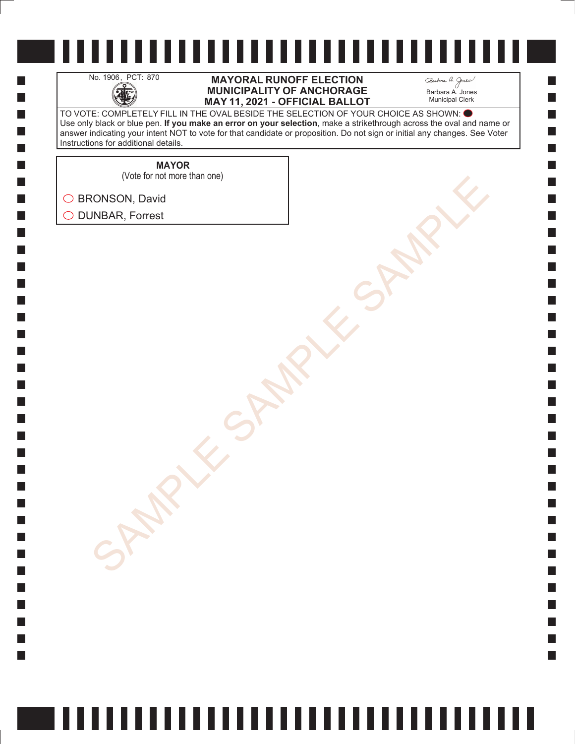No. 1906, PCT: 870

# MAYORAL RUNOFF ELECTION
# MUNICIPALITY OF ANCHORAGE
# MAY 11, 2021 - OFFICIAL BALLOT

Barbara A. Jones
Municipal Clerk

TO VOTE: COMPLETELY FILL IN THE OVAL BESIDE THE SELECTION OF YOUR CHOICE AS SHOWN: ⬤
Use only black or blue pen. **If you make an error on your selection**, make a strikethrough across the oval and name or answer indicating your intent NOT to vote for that candidate or proposition. Do not sign or initial any changes. See Voter Instructions for additional details.

**MAYOR**
(Vote for not more than one)

- ◯ BRONSON, David
- ◯ DUNBAR, Forrest

SAMPLE SAMPLE SAMPLE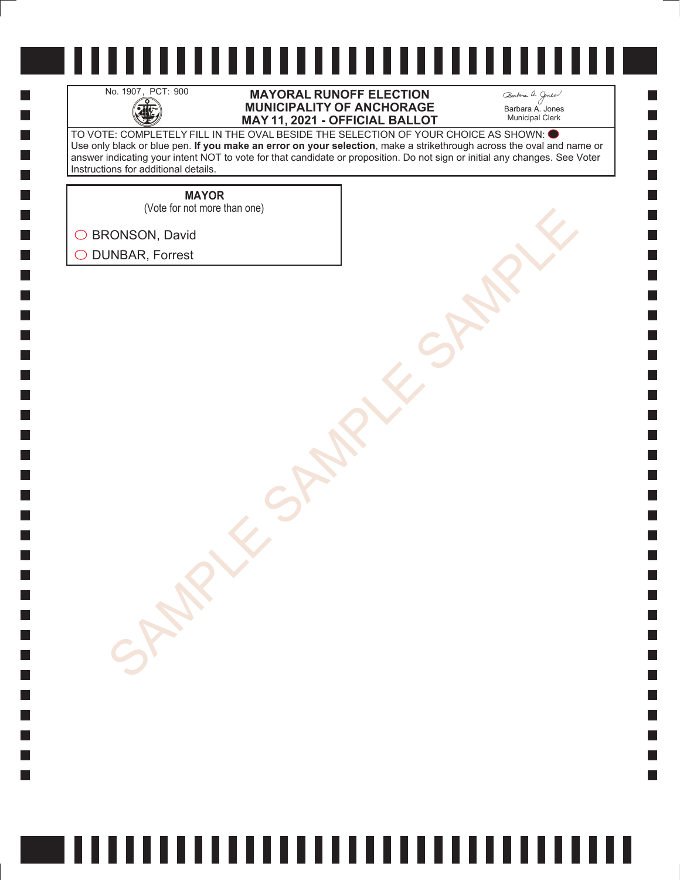No. 1907, PCT: 900

# MAYORAL RUNOFF ELECTION
# MUNICIPALITY OF ANCHORAGE
# MAY 11, 2021 - OFFICIAL BALLOT

Barbara A. Jones
Municipal Clerk

TO VOTE: COMPLETELY FILL IN THE OVAL BESIDE THE SELECTION OF YOUR CHOICE AS SHOWN: ⬤
Use only black or blue pen. **If you make an error on your selection**, make a strikethrough across the oval and name or answer indicating your intent NOT to vote for that candidate or proposition. Do not sign or initial any changes. See Voter Instructions for additional details.

## MAYOR
(Vote for not more than one)

- ◯ BRONSON, David
- ◯ DUNBAR, Forrest

SAMPLE SAMPLE SAMPLE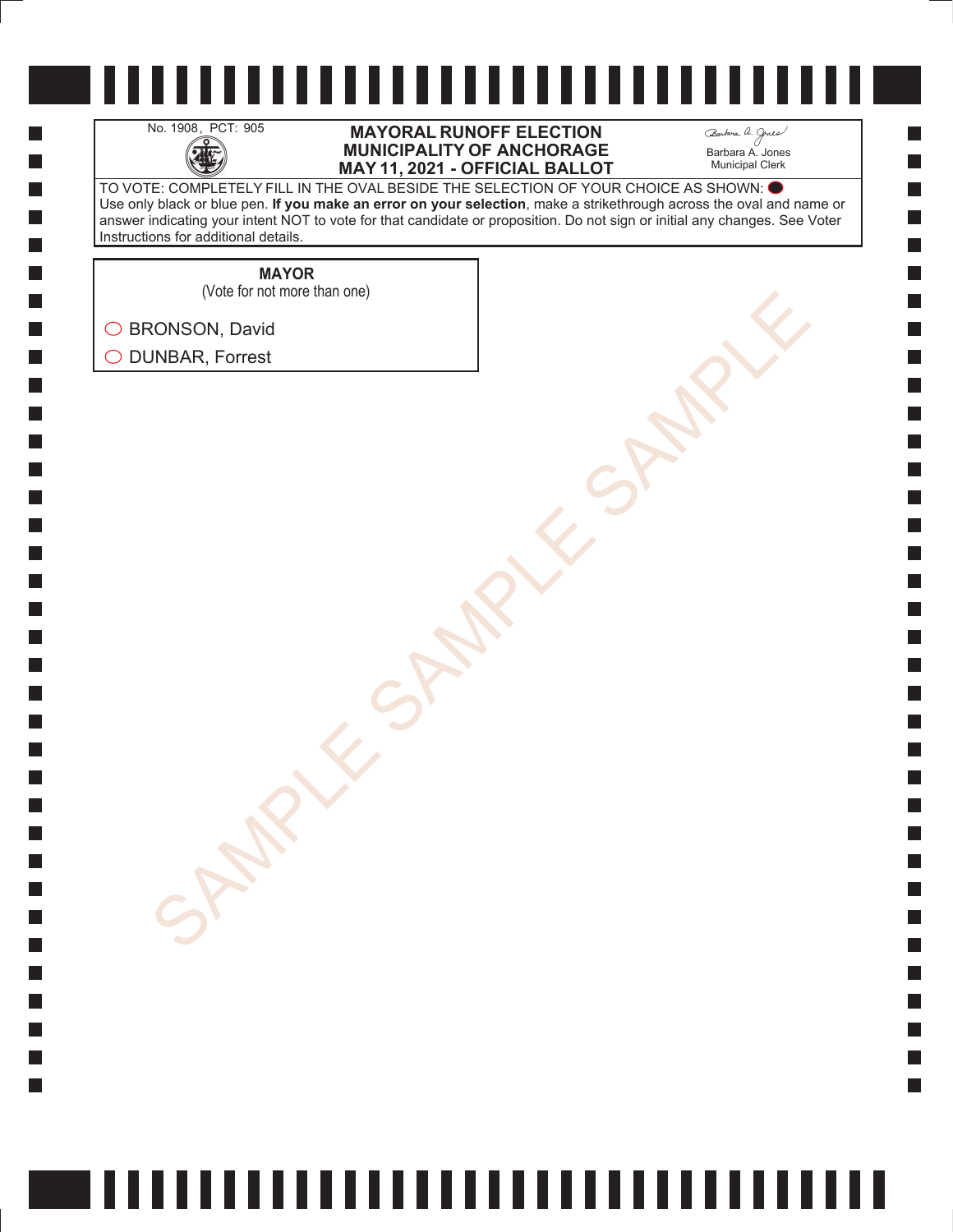No. 1908, PCT: 905

# MAYORAL RUNOFF ELECTION
# MUNICIPALITY OF ANCHORAGE
# MAY 11, 2021 - OFFICIAL BALLOT

Barbara A. Jones
Municipal Clerk

TO VOTE: COMPLETELY FILL IN THE OVAL BESIDE THE SELECTION OF YOUR CHOICE AS SHOWN: ⬤
Use only black or blue pen. **If you make an error on your selection**, make a strikethrough across the oval and name or answer indicating your intent NOT to vote for that candidate or proposition. Do not sign or initial any changes. See Voter Instructions for additional details.

**MAYOR**
(Vote for not more than one)

○ BRONSON, David
○ DUNBAR, Forrest

SAMPLE SAMPLE SAMPLE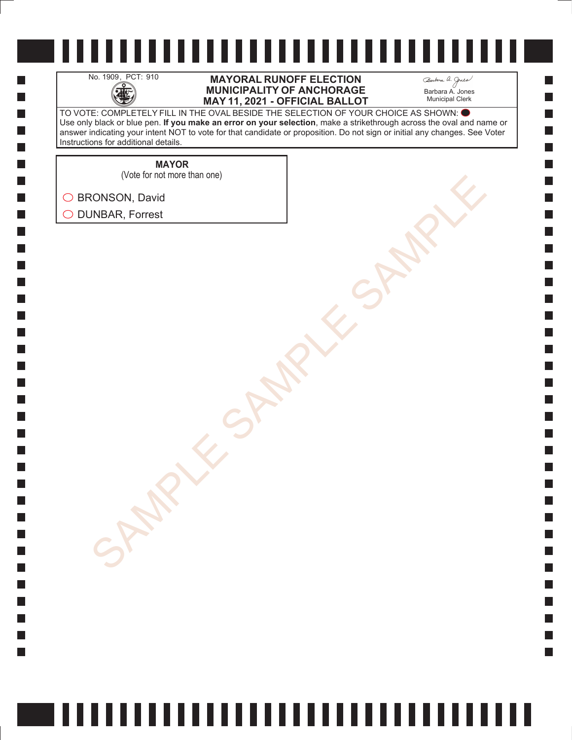No. 1909, PCT: 910

# MAYORAL RUNOFF ELECTION
# MUNICIPALITY OF ANCHORAGE
# MAY 11, 2021 - OFFICIAL BALLOT

Barbara A. Jones
Municipal Clerk

TO VOTE: COMPLETELY FILL IN THE OVAL BESIDE THE SELECTION OF YOUR CHOICE AS SHOWN: ⬬
Use only black or blue pen. **If you make an error on your selection**, make a strikethrough across the oval and name or answer indicating your intent NOT to vote for that candidate or proposition. Do not sign or initial any changes. See Voter Instructions for additional details.

**MAYOR**
(Vote for not more than one)

◯ BRONSON, David
◯ DUNBAR, Forrest

SAMPLE SAMPLE SAMPLE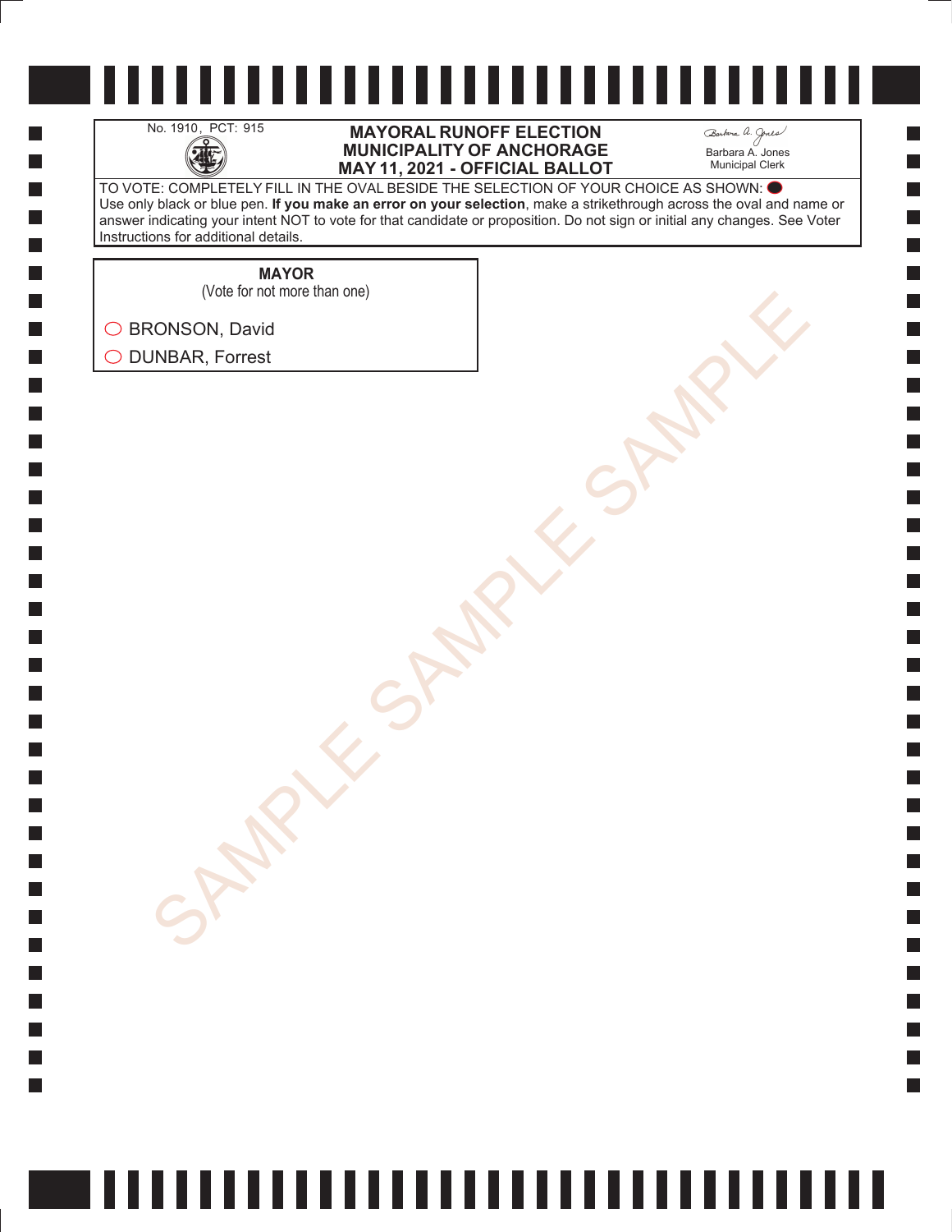No. 1910, PCT: 915

**MAYORAL RUNOFF ELECTION**
**MUNICIPALITY OF ANCHORAGE**
**MAY 11, 2021 - OFFICIAL BALLOT**

Barbara A. Jones
Municipal Clerk

TO VOTE: COMPLETELY FILL IN THE OVAL BESIDE THE SELECTION OF YOUR CHOICE AS SHOWN: ⬬
Use only black or blue pen. **If you make an error on your selection**, make a strikethrough across the oval and name or answer indicating your intent NOT to vote for that candidate or proposition. Do not sign or initial any changes. See Voter Instructions for additional details.

**MAYOR**
(Vote for not more than one)

◯ BRONSON, David

◯ DUNBAR, Forrest

SAMPLE SAMPLE SAMPLE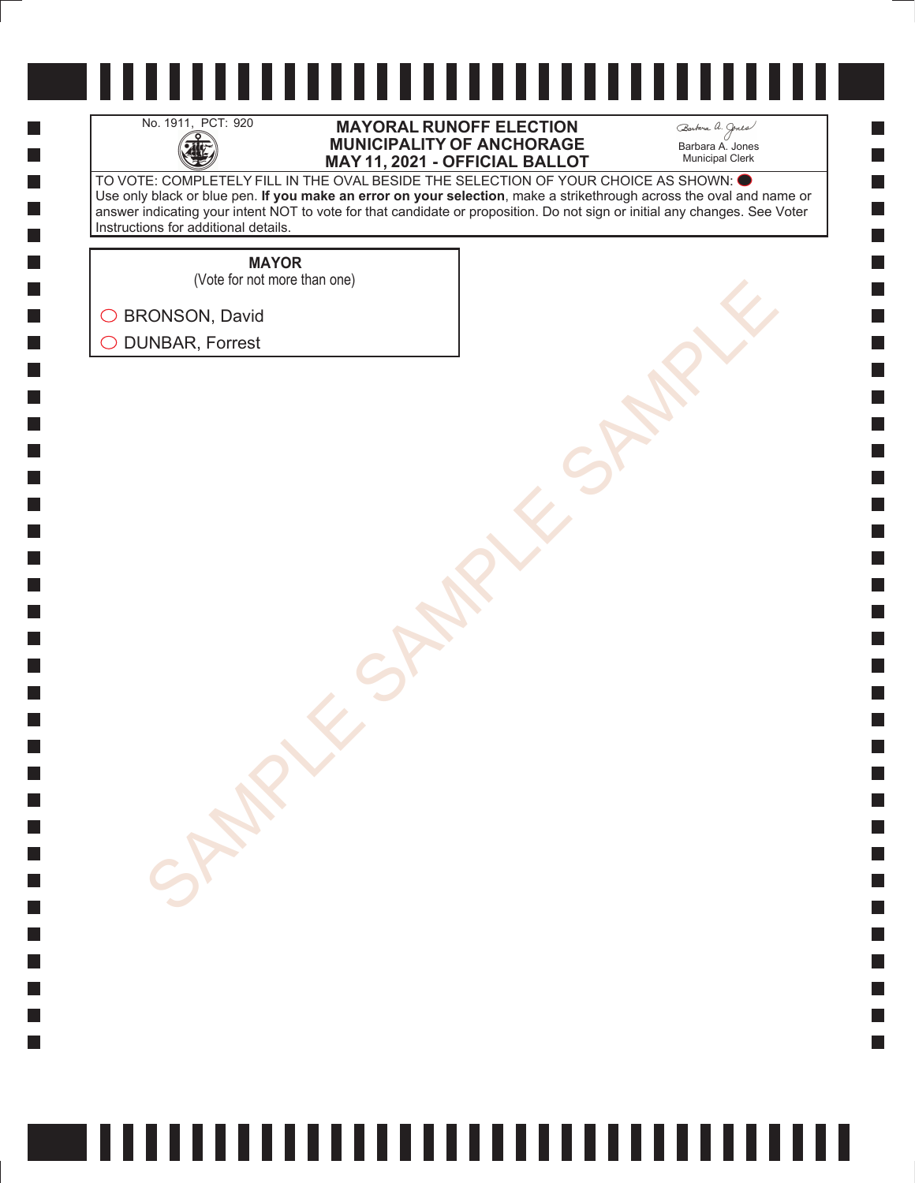No. 1911, PCT: 920

**MAYORAL RUNOFF ELECTION**
**MUNICIPALITY OF ANCHORAGE**
**MAY 11, 2021 - OFFICIAL BALLOT**

Barbara A. Jones
Municipal Clerk

TO VOTE: COMPLETELY FILL IN THE OVAL BESIDE THE SELECTION OF YOUR CHOICE AS SHOWN: ⬬
Use only black or blue pen. **If you make an error on your selection**, make a strikethrough across the oval and name or answer indicating your intent NOT to vote for that candidate or proposition. Do not sign or initial any changes. See Voter Instructions for additional details.

**MAYOR**
(Vote for not more than one)

◯ BRONSON, David
◯ DUNBAR, Forrest

SAMPLE SAMPLE SAMPLE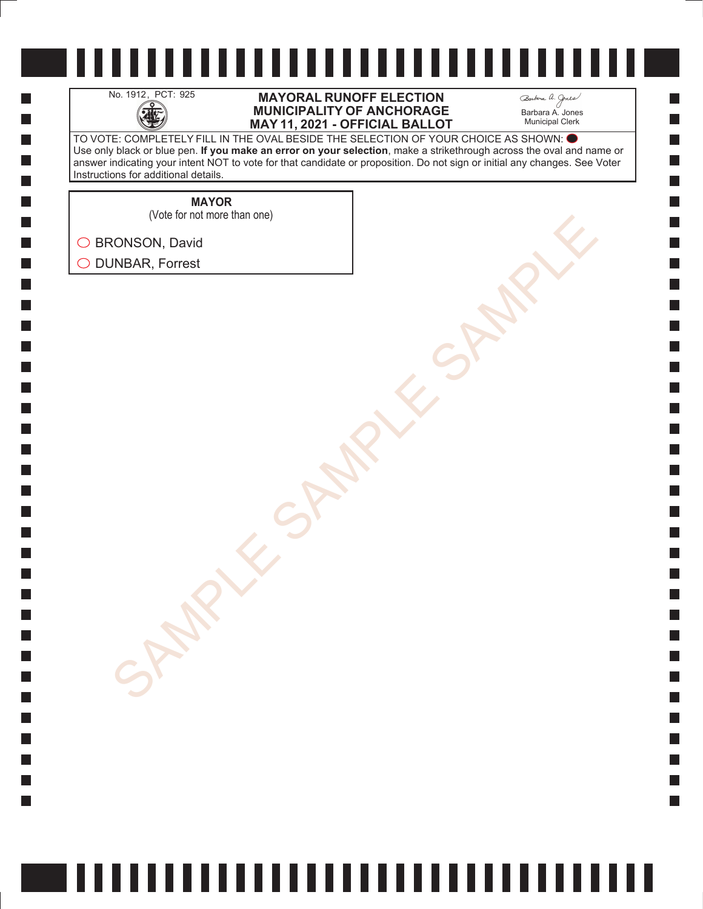No. 1912, PCT: 925

# MAYORAL RUNOFF ELECTION
# MUNICIPALITY OF ANCHORAGE
# MAY 11, 2021 - OFFICIAL BALLOT

Barbara A. Jones
Municipal Clerk

TO VOTE: COMPLETELY FILL IN THE OVAL BESIDE THE SELECTION OF YOUR CHOICE AS SHOWN: ⬬
Use only black or blue pen. **If you make an error on your selection**, make a strikethrough across the oval and name or answer indicating your intent NOT to vote for that candidate or proposition. Do not sign or initial any changes. See Voter Instructions for additional details.

**MAYOR**
(Vote for not more than one)

◯ BRONSON, David
◯ DUNBAR, Forrest

SAMPLE SAMPLE SAMPLE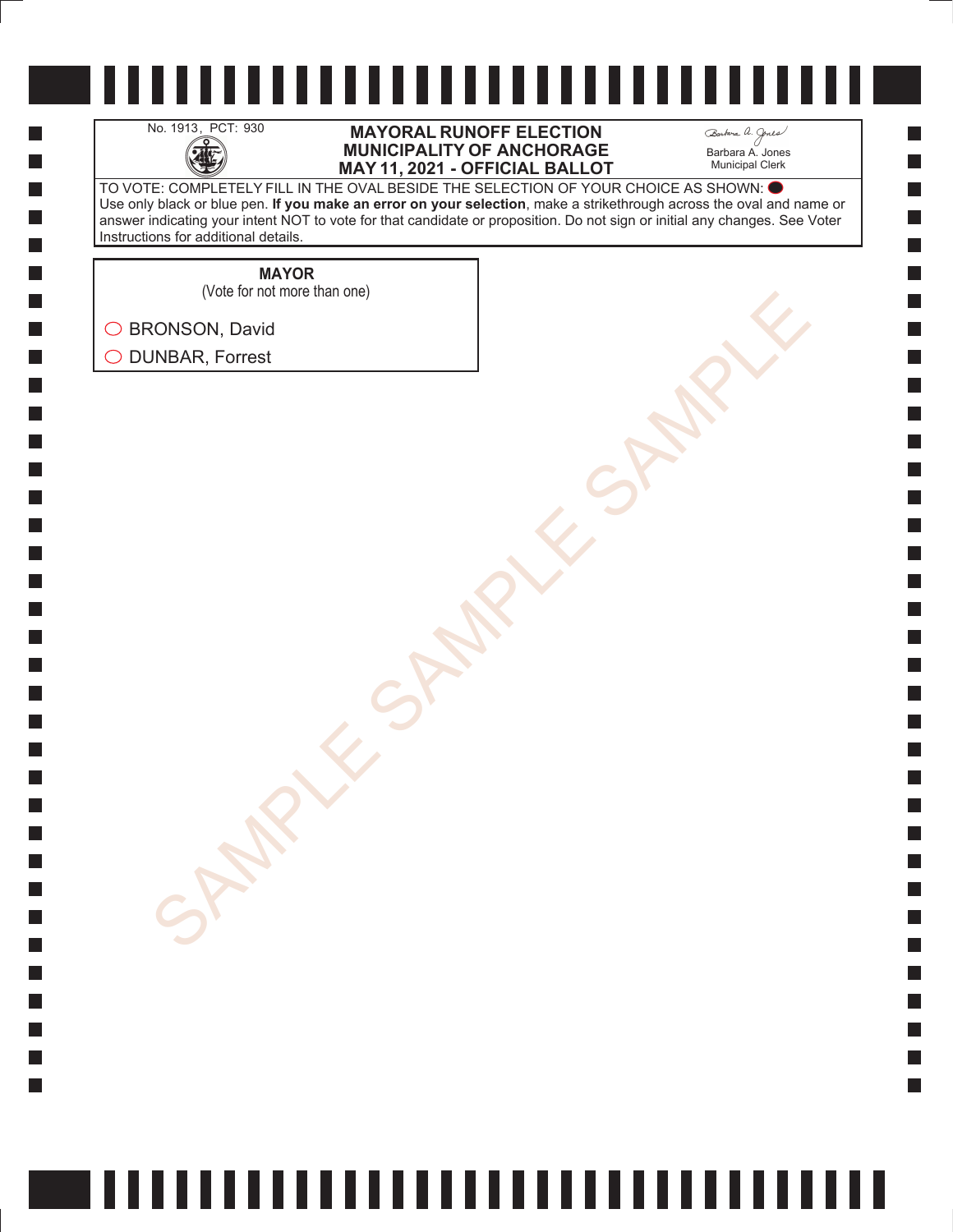No. 1913, PCT: 930

# MAYORAL RUNOFF ELECTION
# MUNICIPALITY OF ANCHORAGE
# MAY 11, 2021 - OFFICIAL BALLOT

Barbara A. Jones
Municipal Clerk

TO VOTE: COMPLETELY FILL IN THE OVAL BESIDE THE SELECTION OF YOUR CHOICE AS SHOWN: ⬤
Use only black or blue pen. **If you make an error on your selection**, make a strikethrough across the oval and name or answer indicating your intent NOT to vote for that candidate or proposition. Do not sign or initial any changes. See Voter Instructions for additional details.

## MAYOR
(Vote for not more than one)

- ◯ BRONSON, David
- ◯ DUNBAR, Forrest

SAMPLE SAMPLE SAMPLE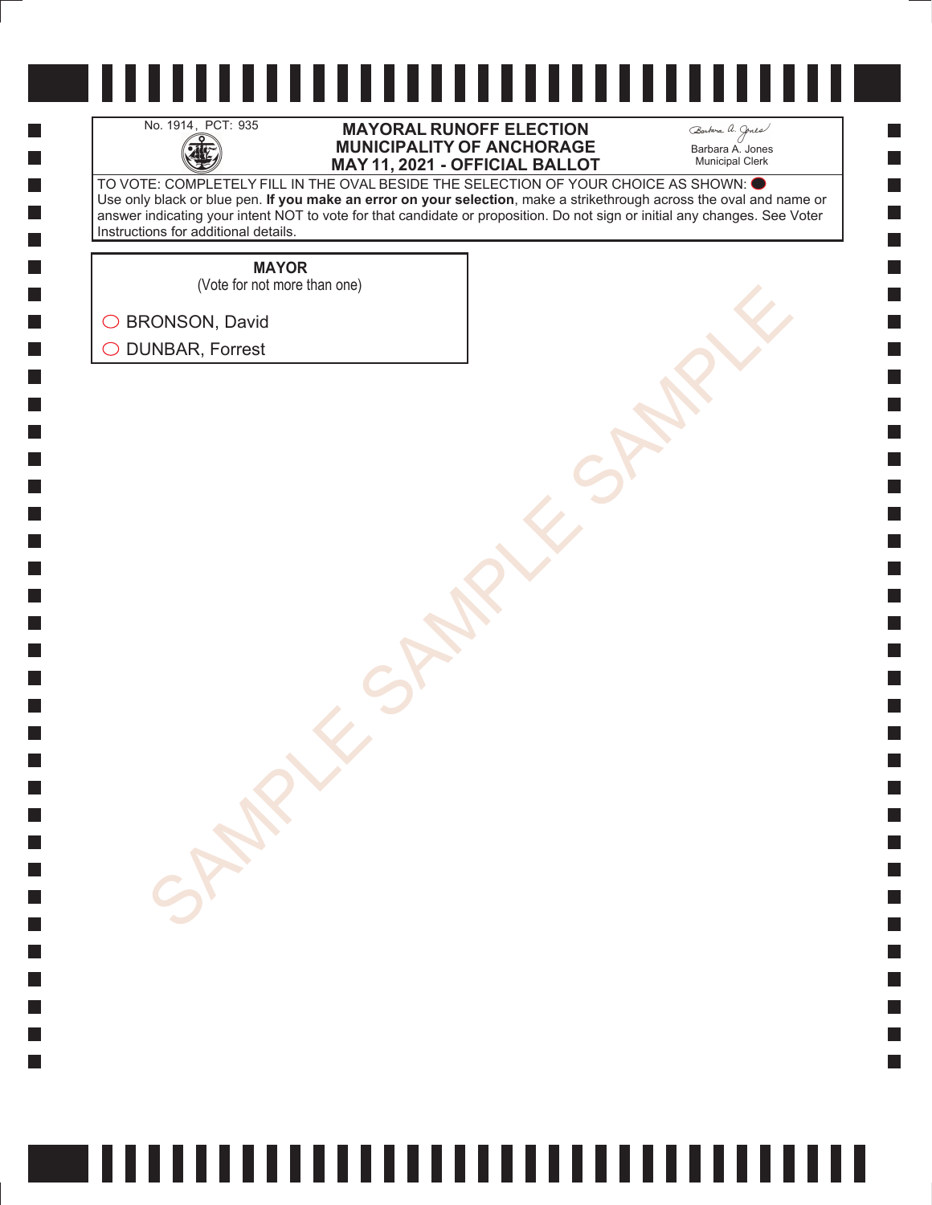No. 1914, PCT: 935

# MAYORAL RUNOFF ELECTION
# MUNICIPALITY OF ANCHORAGE
# MAY 11, 2021 - OFFICIAL BALLOT

Barbara A. Jones
Municipal Clerk

TO VOTE: COMPLETELY FILL IN THE OVAL BESIDE THE SELECTION OF YOUR CHOICE AS SHOWN: ⬤
Use only black or blue pen. **If you make an error on your selection**, make a strikethrough across the oval and name or answer indicating your intent NOT to vote for that candidate or proposition. Do not sign or initial any changes. See Voter Instructions for additional details.

**MAYOR**
(Vote for not more than one)

- ◯ BRONSON, David
- ◯ DUNBAR, Forrest

SAMPLE SAMPLE SAMPLE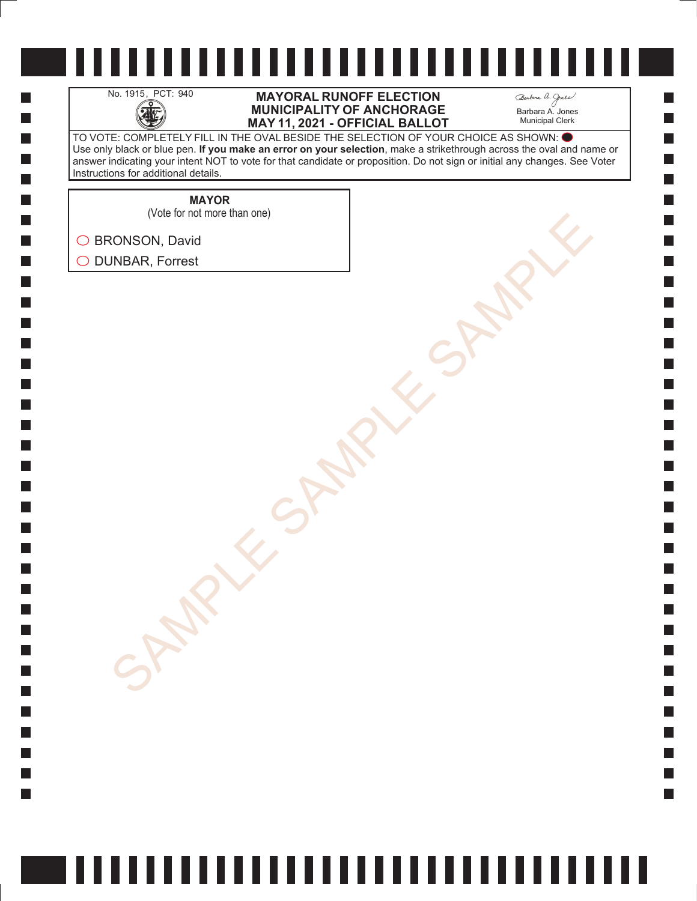No. 1915, PCT: 940

**MAYORAL RUNOFF ELECTION**
**MUNICIPALITY OF ANCHORAGE**
**MAY 11, 2021 - OFFICIAL BALLOT**

Barbara A. Jones
Municipal Clerk

TO VOTE: COMPLETELY FILL IN THE OVAL BESIDE THE SELECTION OF YOUR CHOICE AS SHOWN: ⬬
Use only black or blue pen. **If you make an error on your selection**, make a strikethrough across the oval and name or answer indicating your intent NOT to vote for that candidate or proposition. Do not sign or initial any changes. See Voter Instructions for additional details.

**MAYOR**
(Vote for not more than one)

◯ BRONSON, David

◯ DUNBAR, Forrest

SAMPLE SAMPLE SAMPLE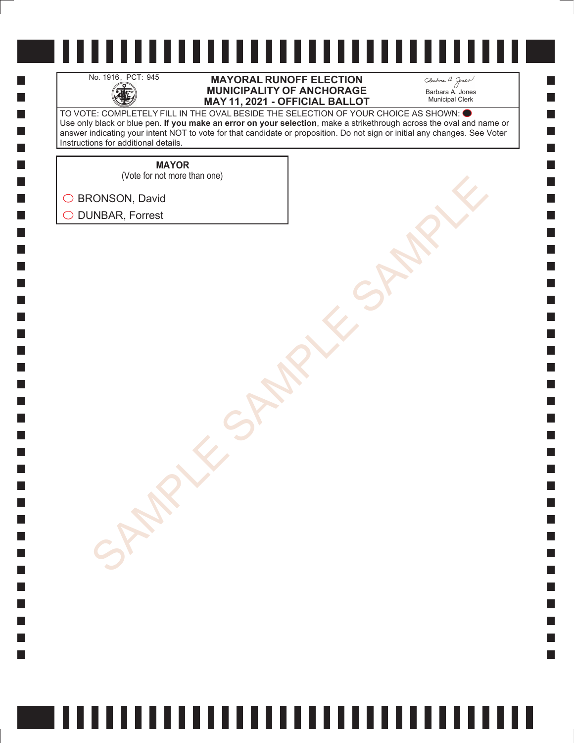No. 1916, PCT: 945

**MAYORAL RUNOFF ELECTION**
**MUNICIPALITY OF ANCHORAGE**
**MAY 11, 2021 - OFFICIAL BALLOT**

Barbara A. Jones
Municipal Clerk

TO VOTE: COMPLETELY FILL IN THE OVAL BESIDE THE SELECTION OF YOUR CHOICE AS SHOWN: ⬤
Use only black or blue pen. **If you make an error on your selection**, make a strikethrough across the oval and name or answer indicating your intent NOT to vote for that candidate or proposition. Do not sign or initial any changes. See Voter Instructions for additional details.

**MAYOR**
(Vote for not more than one)

◯ BRONSON, David

◯ DUNBAR, Forrest

SAMPLE SAMPLE SAMPLE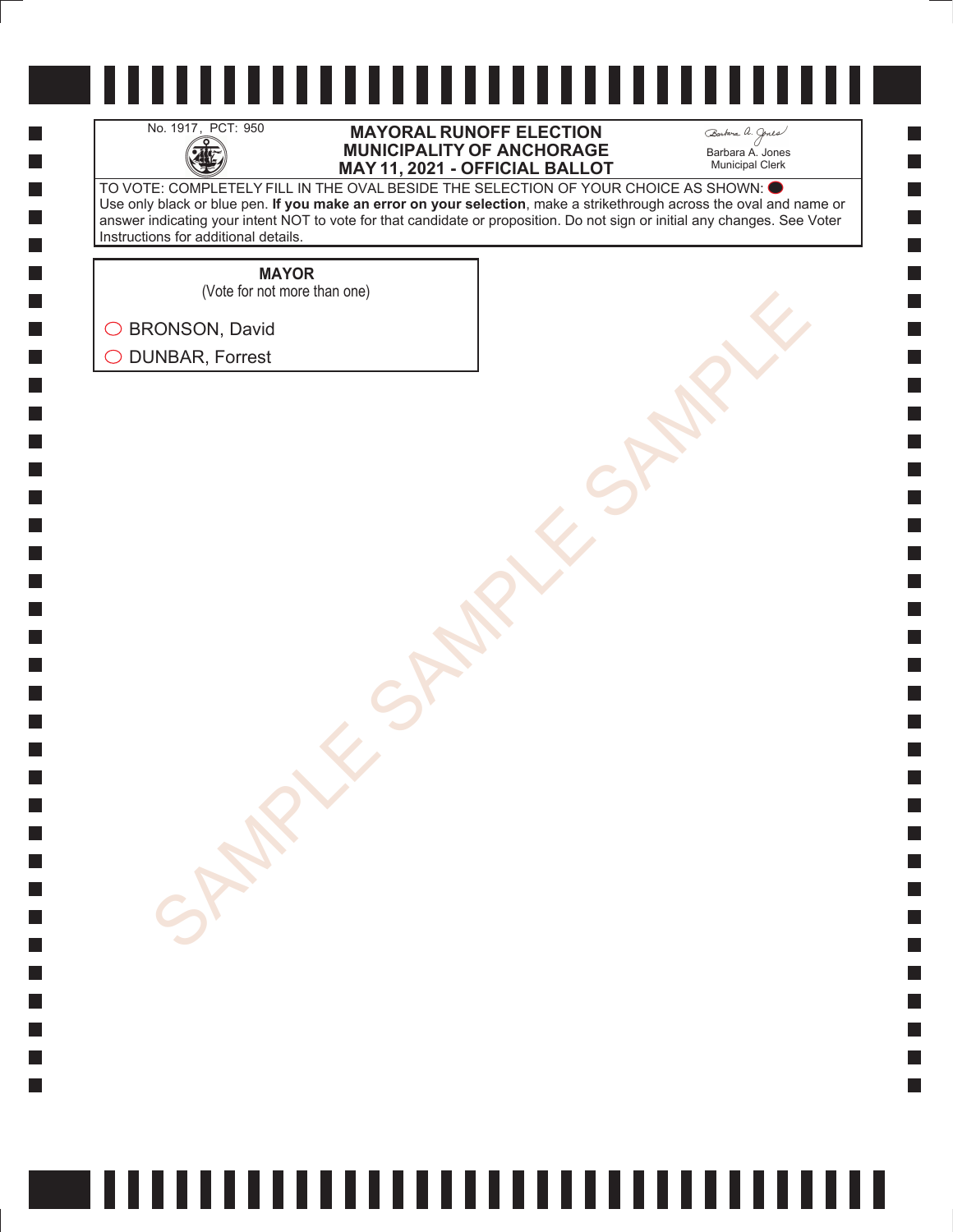No. 1917, PCT: 950

**MAYORAL RUNOFF ELECTION**
**MUNICIPALITY OF ANCHORAGE**
**MAY 11, 2021 - OFFICIAL BALLOT**

Barbara A. Jones
Municipal Clerk

TO VOTE: COMPLETELY FILL IN THE OVAL BESIDE THE SELECTION OF YOUR CHOICE AS SHOWN: ⬤
Use only black or blue pen. **If you make an error on your selection**, make a strikethrough across the oval and name or answer indicating your intent NOT to vote for that candidate or proposition. Do not sign or initial any changes. See Voter Instructions for additional details.

**MAYOR**
(Vote for not more than one)

◯ BRONSON, David

◯ DUNBAR, Forrest

SAMPLE SAMPLE SAMPLE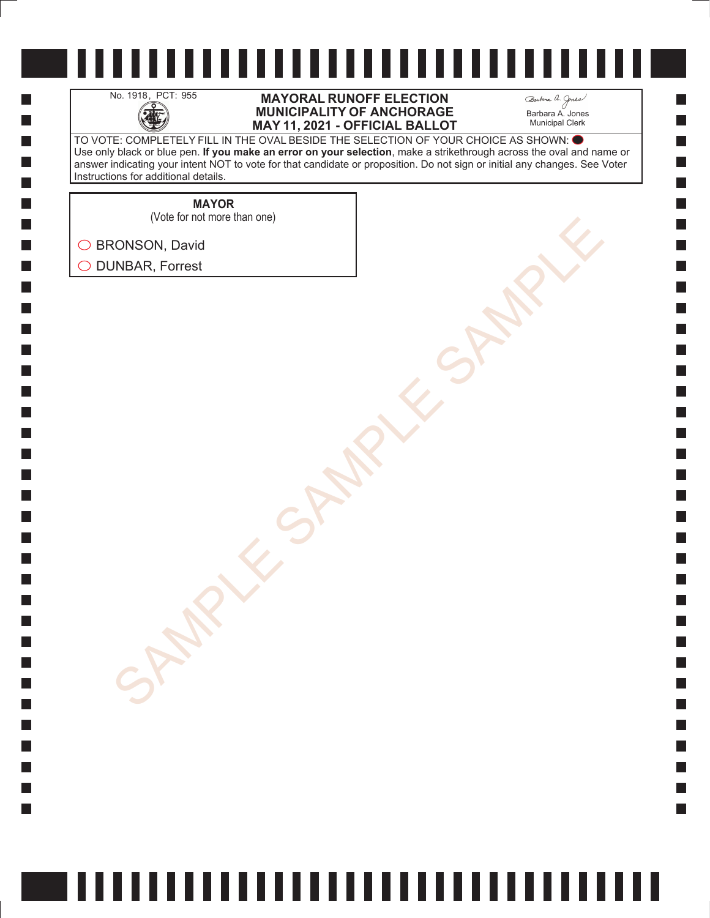No. 1918, PCT: 955

# MAYORAL RUNOFF ELECTION
# MUNICIPALITY OF ANCHORAGE
# MAY 11, 2021 - OFFICIAL BALLOT

Barbara A. Jones
Municipal Clerk

TO VOTE: COMPLETELY FILL IN THE OVAL BESIDE THE SELECTION OF YOUR CHOICE AS SHOWN: ⬤
Use only black or blue pen. **If you make an error on your selection**, make a strikethrough across the oval and name or answer indicating your intent NOT to vote for that candidate or proposition. Do not sign or initial any changes. See Voter Instructions for additional details.

**MAYOR**
(Vote for not more than one)

- ◯ BRONSON, David
- ◯ DUNBAR, Forrest

SAMPLE SAMPLE SAMPLE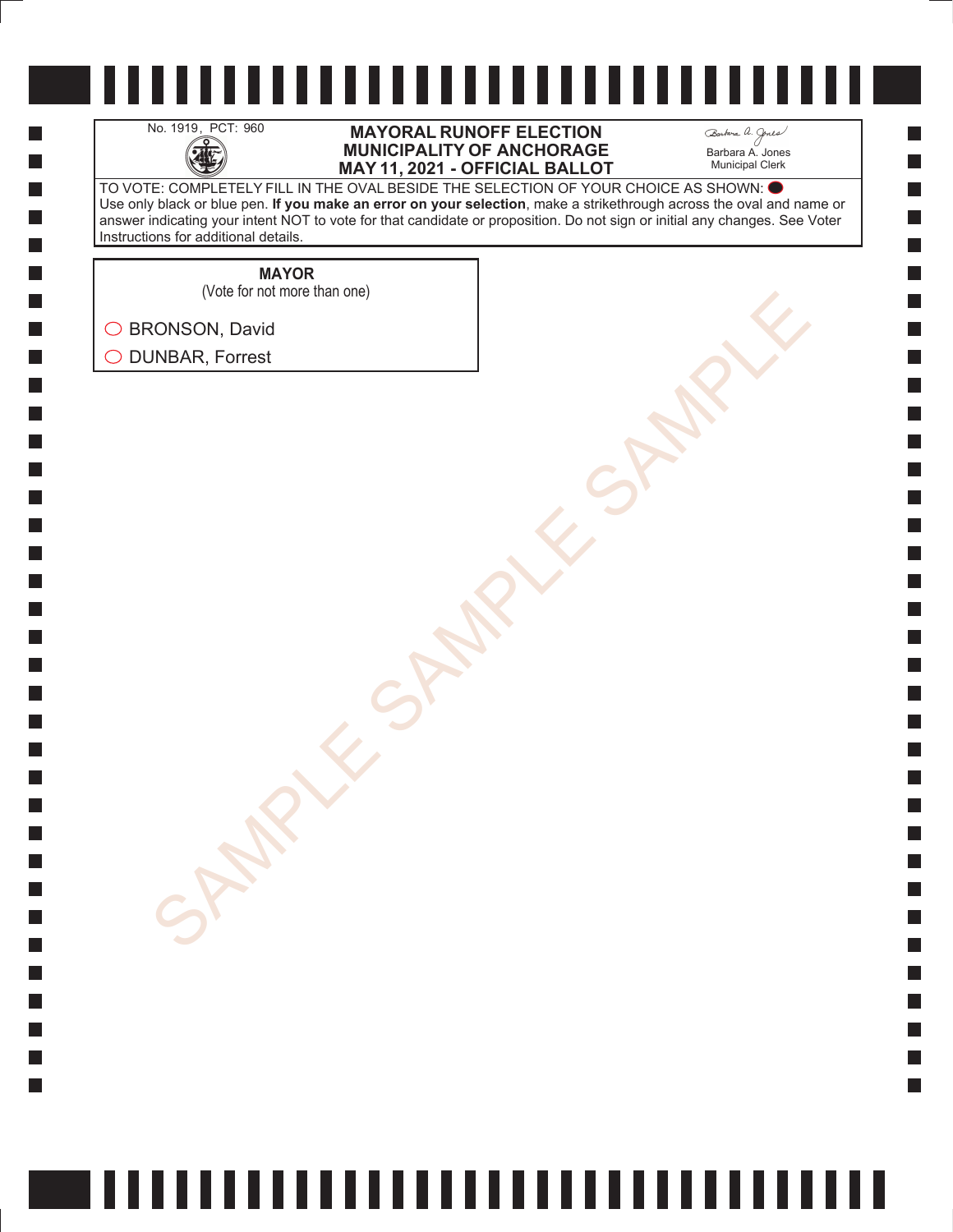No. 1919, PCT: 960

# MAYORAL RUNOFF ELECTION
# MUNICIPALITY OF ANCHORAGE
# MAY 11, 2021 - OFFICIAL BALLOT

Barbara A. Jones
Municipal Clerk

TO VOTE: COMPLETELY FILL IN THE OVAL BESIDE THE SELECTION OF YOUR CHOICE AS SHOWN: ⬤
Use only black or blue pen. **If you make an error on your selection**, make a strikethrough across the oval and name or answer indicating your intent NOT to vote for that candidate or proposition. Do not sign or initial any changes. See Voter Instructions for additional details.

**MAYOR**
(Vote for not more than one)

◯ BRONSON, David

◯ DUNBAR, Forrest

SAMPLE SAMPLE SAMPLE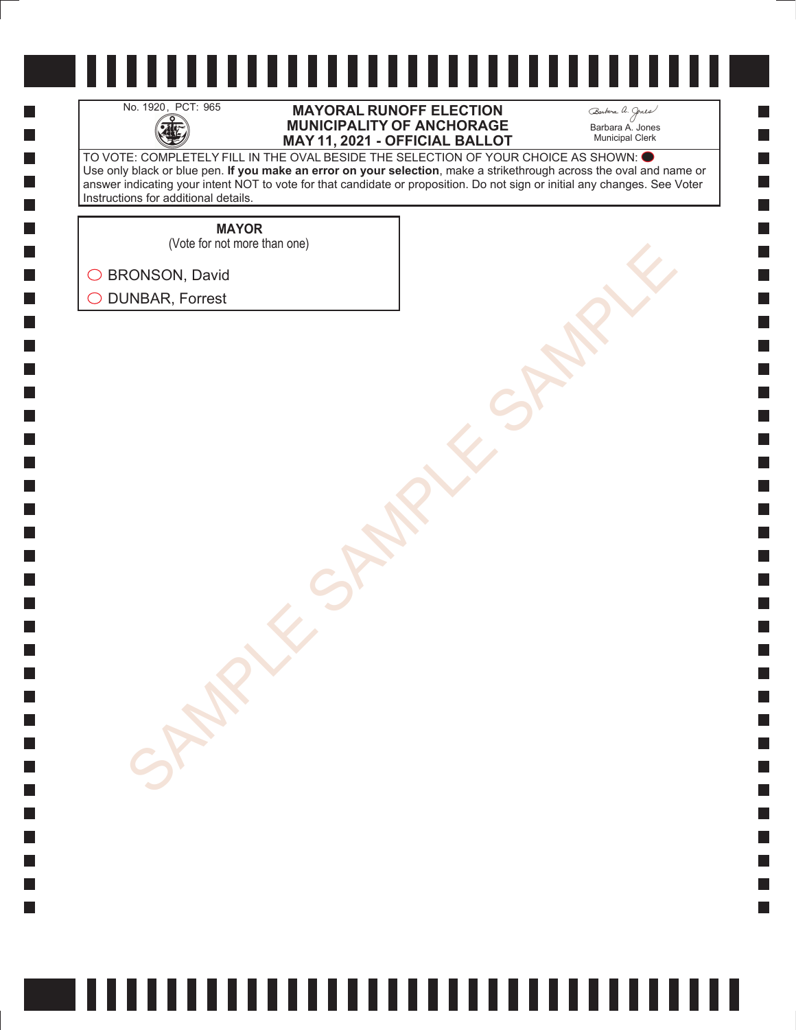No. 1920, PCT: 965

# MAYORAL RUNOFF ELECTION
# MUNICIPALITY OF ANCHORAGE
# MAY 11, 2021 - OFFICIAL BALLOT

Barbara A. Jones
Municipal Clerk

TO VOTE: COMPLETELY FILL IN THE OVAL BESIDE THE SELECTION OF YOUR CHOICE AS SHOWN: ●
Use only black or blue pen. **If you make an error on your selection**, make a strikethrough across the oval and name or answer indicating your intent NOT to vote for that candidate or proposition. Do not sign or initial any changes. See Voter Instructions for additional details.

**MAYOR**
(Vote for not more than one)

○ BRONSON, David
○ DUNBAR, Forrest

SAMPLE SAMPLE SAMPLE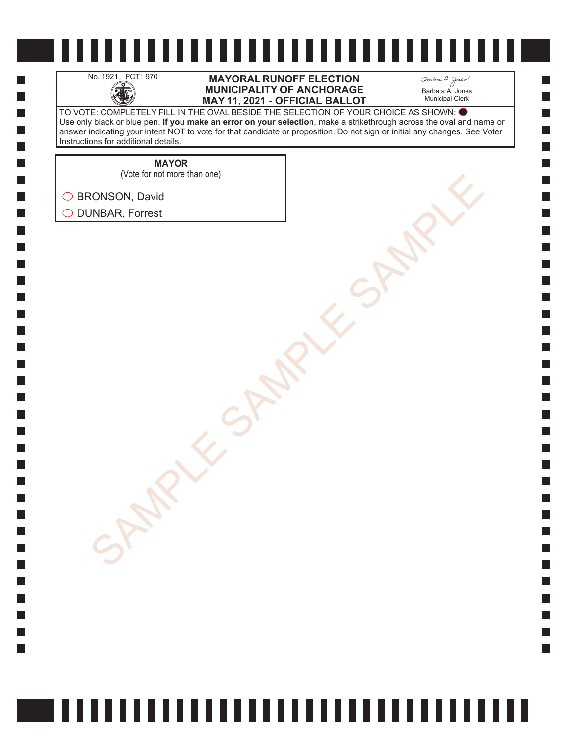No. 1921, PCT: 970

# MAYORAL RUNOFF ELECTION
# MUNICIPALITY OF ANCHORAGE
# MAY 11, 2021 - OFFICIAL BALLOT

Barbara A. Jones
Municipal Clerk

TO VOTE: COMPLETELY FILL IN THE OVAL BESIDE THE SELECTION OF YOUR CHOICE AS SHOWN: ⬤
Use only black or blue pen. **If you make an error on your selection**, make a strikethrough across the oval and name or answer indicating your intent NOT to vote for that candidate or proposition. Do not sign or initial any changes. See Voter Instructions for additional details.

## MAYOR
(Vote for not more than one)

- ◯ BRONSON, David
- ◯ DUNBAR, Forrest

SAMPLE SAMPLE SAMPLE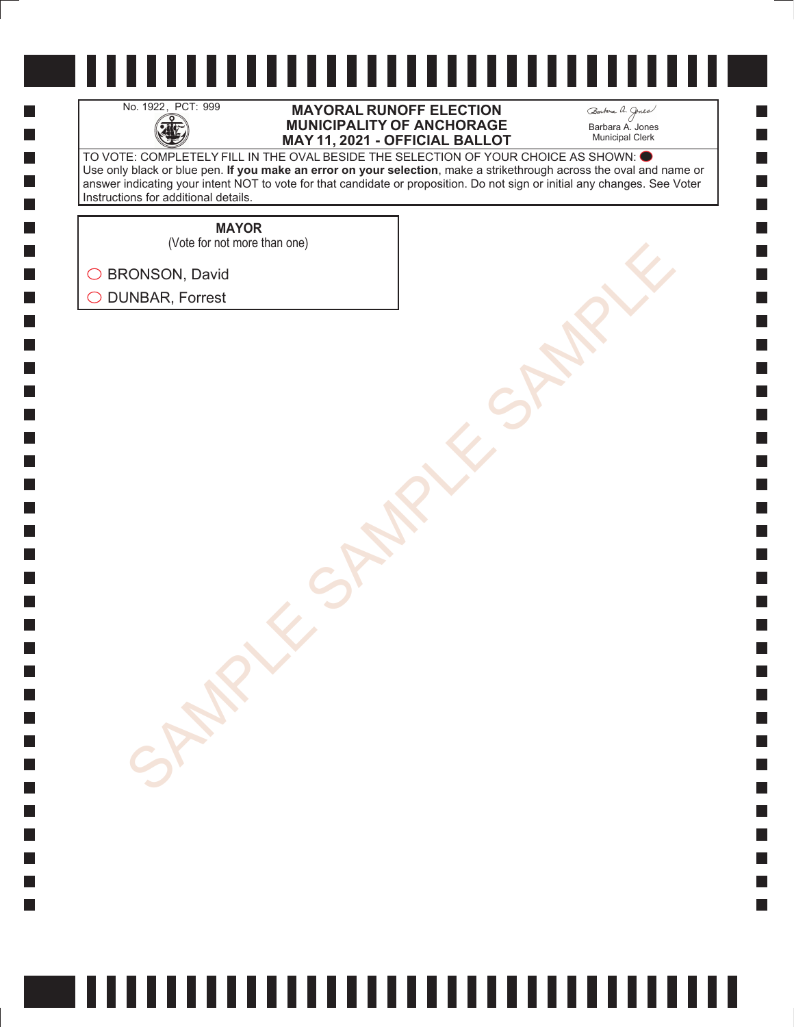No. 1922, PCT: 999

**MAYORAL RUNOFF ELECTION**
**MUNICIPALITY OF ANCHORAGE**
**MAY 11, 2021 - OFFICIAL BALLOT**

Barbara A. Jones
Municipal Clerk

TO VOTE: COMPLETELY FILL IN THE OVAL BESIDE THE SELECTION OF YOUR CHOICE AS SHOWN: ⬤
Use only black or blue pen. **If you make an error on your selection**, make a strikethrough across the oval and name or answer indicating your intent NOT to vote for that candidate or proposition. Do not sign or initial any changes. See Voter Instructions for additional details.

**MAYOR**
(Vote for not more than one)

◯ BRONSON, David

◯ DUNBAR, Forrest

SAMPLE SAMPLE SAMPLE